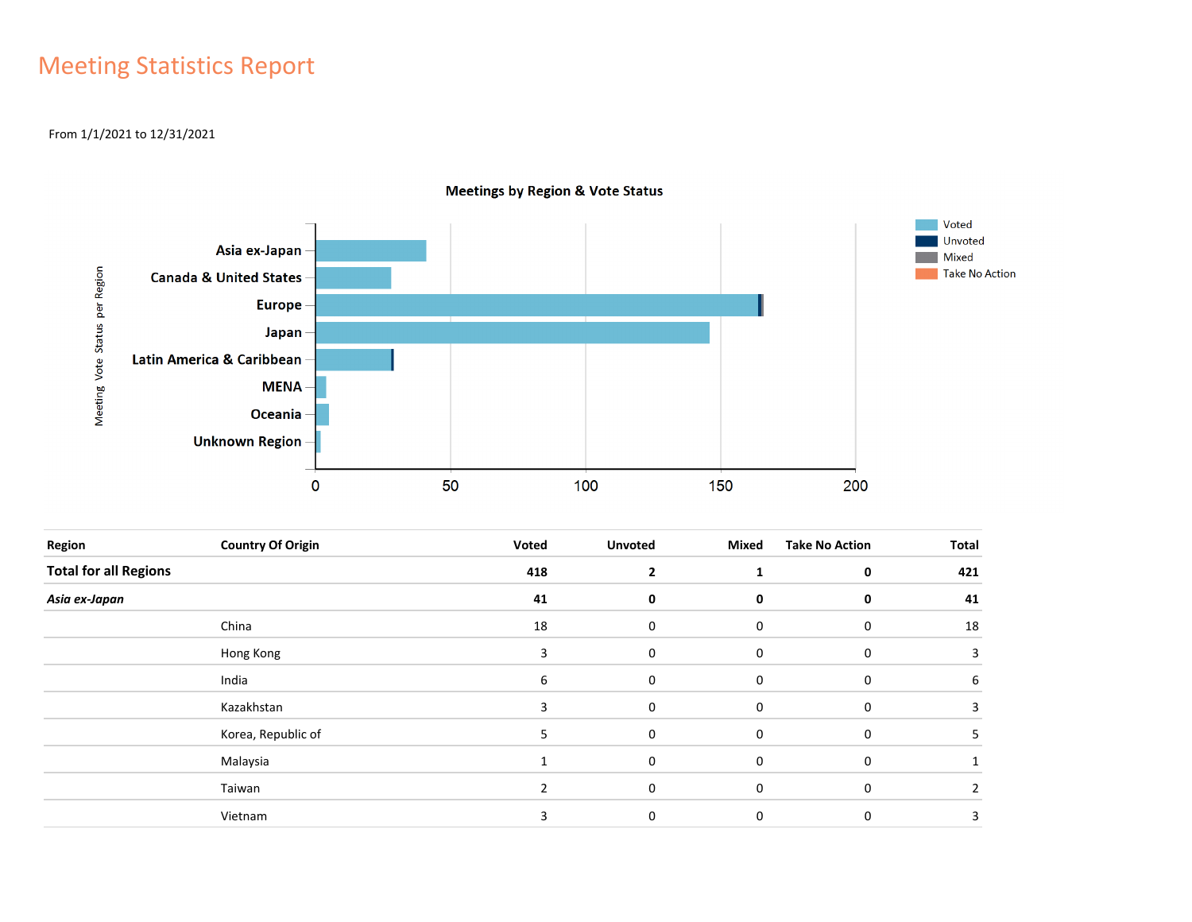# Meeting Statistics Report

From 1/1/2021 to 12/31/2021

| Region | Country Of Origin | Voted | Unvoted | Mixed | Take No Action | Total |
|---|---|---|---|---|---|---|
| **Total for all Regions** | | **418** | **2** | **1** | **0** | **421** |
| ***Asia ex-Japan*** | | **41** | **0** | **0** | **0** | **41** |
| | China | 18 | 0 | 0 | 0 | 18 |
| | Hong Kong | 3 | 0 | 0 | 0 | 3 |
| | India | 6 | 0 | 0 | 0 | 6 |
| | Kazakhstan | 3 | 0 | 0 | 0 | 3 |
| | Korea, Republic of | 5 | 0 | 0 | 0 | 5 |
| | Malaysia | 1 | 0 | 0 | 0 | 1 |
| | Taiwan | 2 | 0 | 0 | 0 | 2 |
| | Vietnam | 3 | 0 | 0 | 0 | 3 |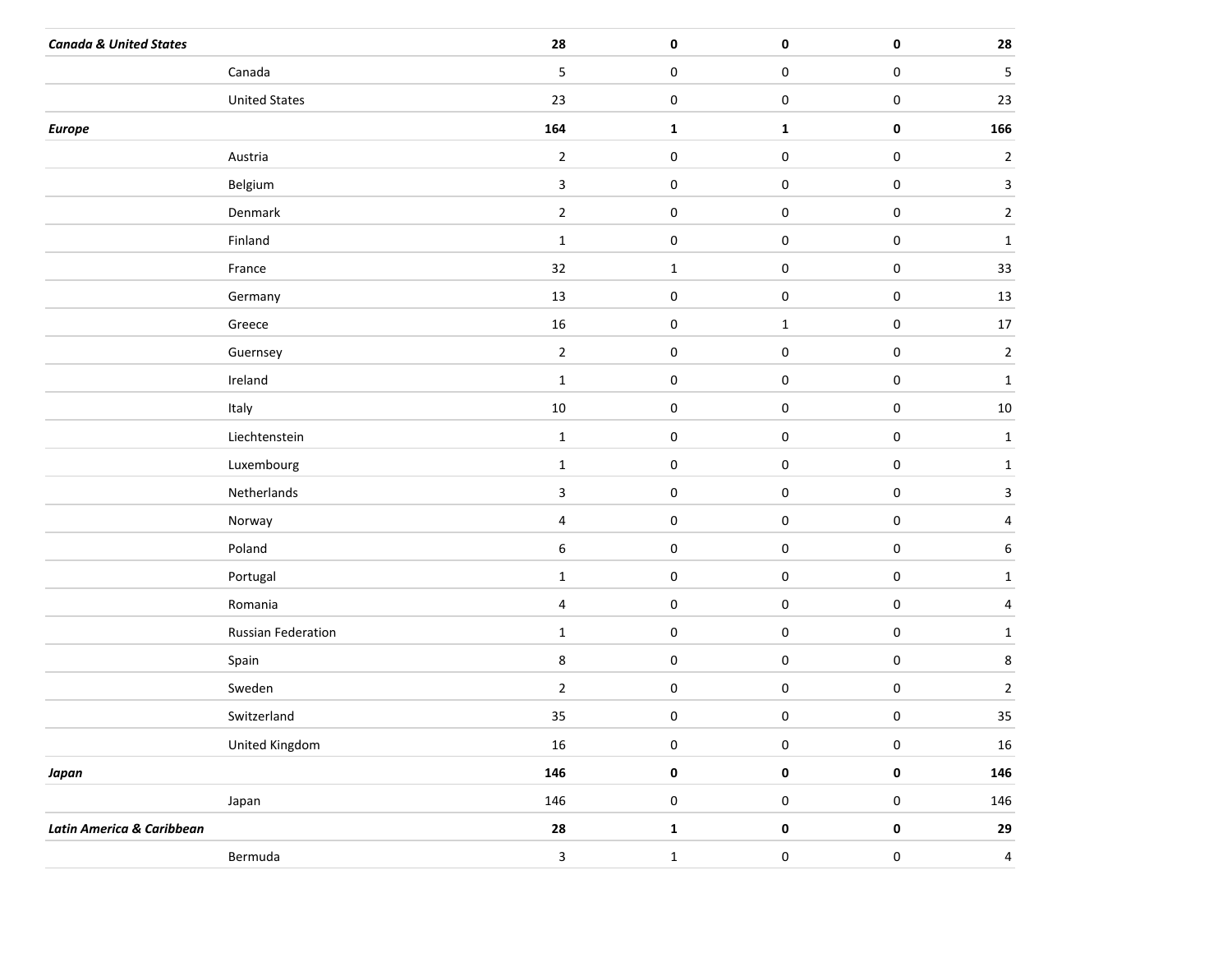| | | | | | | |
|---|---|---|---|---|---|---|
| ***Canada & United States*** | | **28** | **0** | **0** | **0** | **28** |
| | Canada | 5 | 0 | 0 | 0 | 5 |
| | United States | 23 | 0 | 0 | 0 | 23 |
| ***Europe*** | | **164** | **1** | **1** | **0** | **166** |
| | Austria | 2 | 0 | 0 | 0 | 2 |
| | Belgium | 3 | 0 | 0 | 0 | 3 |
| | Denmark | 2 | 0 | 0 | 0 | 2 |
| | Finland | 1 | 0 | 0 | 0 | 1 |
| | France | 32 | 1 | 0 | 0 | 33 |
| | Germany | 13 | 0 | 0 | 0 | 13 |
| | Greece | 16 | 0 | 1 | 0 | 17 |
| | Guernsey | 2 | 0 | 0 | 0 | 2 |
| | Ireland | 1 | 0 | 0 | 0 | 1 |
| | Italy | 10 | 0 | 0 | 0 | 10 |
| | Liechtenstein | 1 | 0 | 0 | 0 | 1 |
| | Luxembourg | 1 | 0 | 0 | 0 | 1 |
| | Netherlands | 3 | 0 | 0 | 0 | 3 |
| | Norway | 4 | 0 | 0 | 0 | 4 |
| | Poland | 6 | 0 | 0 | 0 | 6 |
| | Portugal | 1 | 0 | 0 | 0 | 1 |
| | Romania | 4 | 0 | 0 | 0 | 4 |
| | Russian Federation | 1 | 0 | 0 | 0 | 1 |
| | Spain | 8 | 0 | 0 | 0 | 8 |
| | Sweden | 2 | 0 | 0 | 0 | 2 |
| | Switzerland | 35 | 0 | 0 | 0 | 35 |
| | United Kingdom | 16 | 0 | 0 | 0 | 16 |
| ***Japan*** | | **146** | **0** | **0** | **0** | **146** |
| | Japan | 146 | 0 | 0 | 0 | 146 |
| ***Latin America & Caribbean*** | | **28** | **1** | **0** | **0** | **29** |
| | Bermuda | 3 | 1 | 0 | 0 | 4 |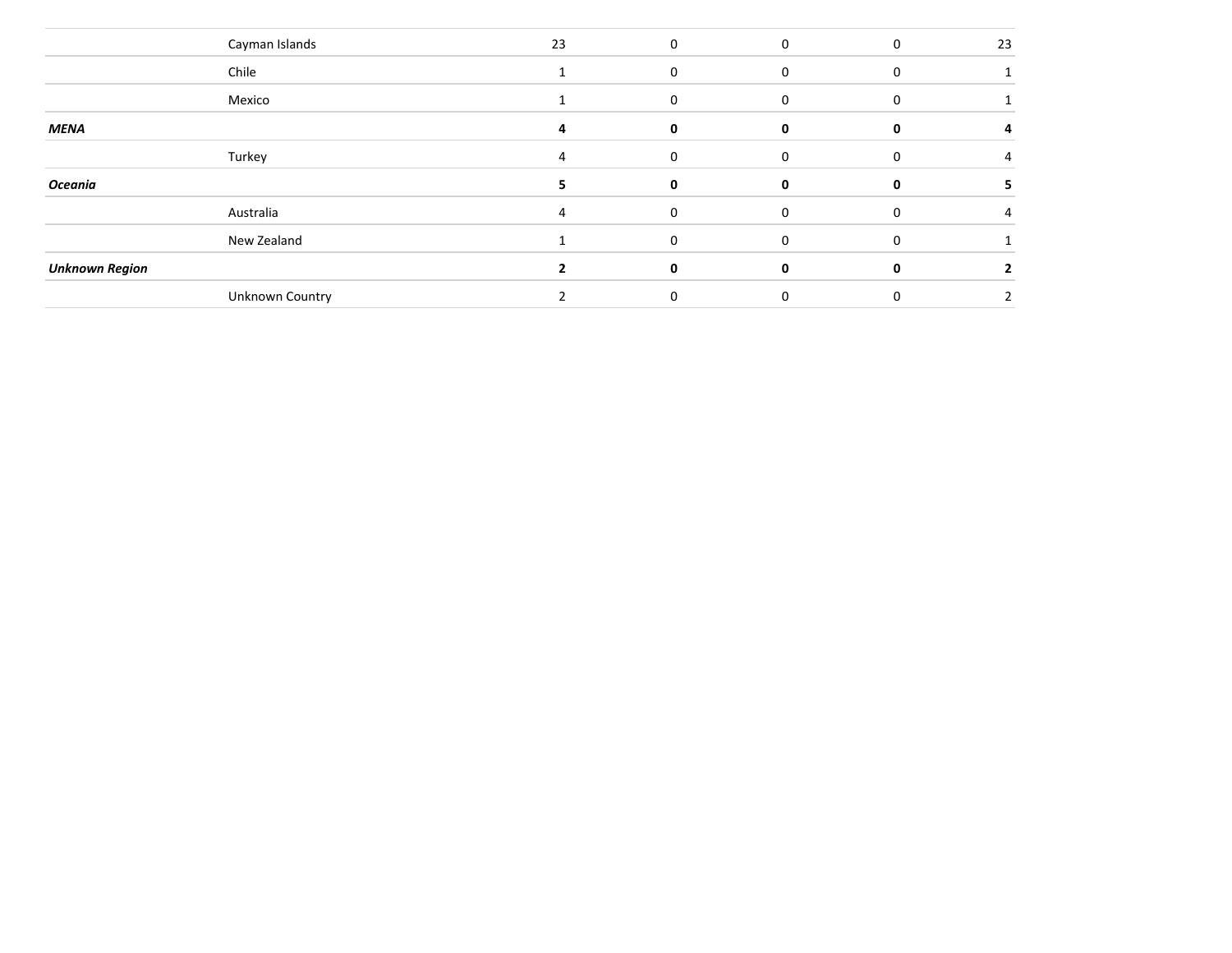| | | | | | | |
|---|---|---|---|---|---|---|
| | Cayman Islands | 23 | 0 | 0 | 0 | 23 |
| | Chile | 1 | 0 | 0 | 0 | 1 |
| | Mexico | 1 | 0 | 0 | 0 | 1 |
| ***MENA*** | | **4** | **0** | **0** | **0** | **4** |
| | Turkey | 4 | 0 | 0 | 0 | 4 |
| ***Oceania*** | | **5** | **0** | **0** | **0** | **5** |
| | Australia | 4 | 0 | 0 | 0 | 4 |
| | New Zealand | 1 | 0 | 0 | 0 | 1 |
| ***Unknown Region*** | | **2** | **0** | **0** | **0** | **2** |
| | Unknown Country | 2 | 0 | 0 | 0 | 2 |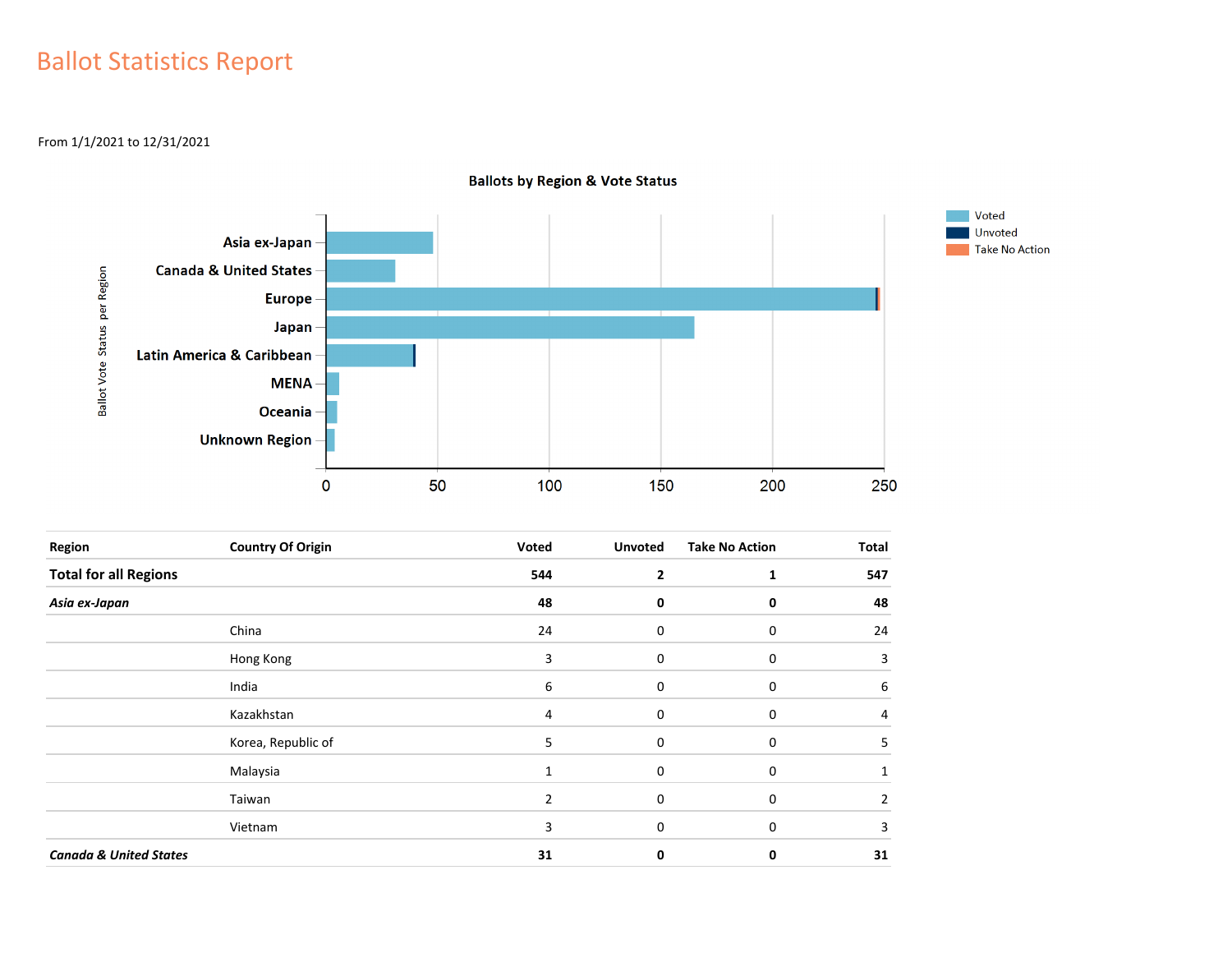# Ballot Statistics Report

From 1/1/2021 to 12/31/2021

**Ballots by Region & Vote Status**

| Region | Country Of Origin | Voted | Unvoted | Take No Action | Total |
|---|---|---|---|---|---|
| **Total for all Regions** | | **544** | **2** | **1** | **547** |
| ***Asia ex-Japan*** | | **48** | **0** | **0** | **48** |
| | China | 24 | 0 | 0 | 24 |
| | Hong Kong | 3 | 0 | 0 | 3 |
| | India | 6 | 0 | 0 | 6 |
| | Kazakhstan | 4 | 0 | 0 | 4 |
| | Korea, Republic of | 5 | 0 | 0 | 5 |
| | Malaysia | 1 | 0 | 0 | 1 |
| | Taiwan | 2 | 0 | 0 | 2 |
| | Vietnam | 3 | 0 | 0 | 3 |
| ***Canada & United States*** | | **31** | **0** | **0** | **31** |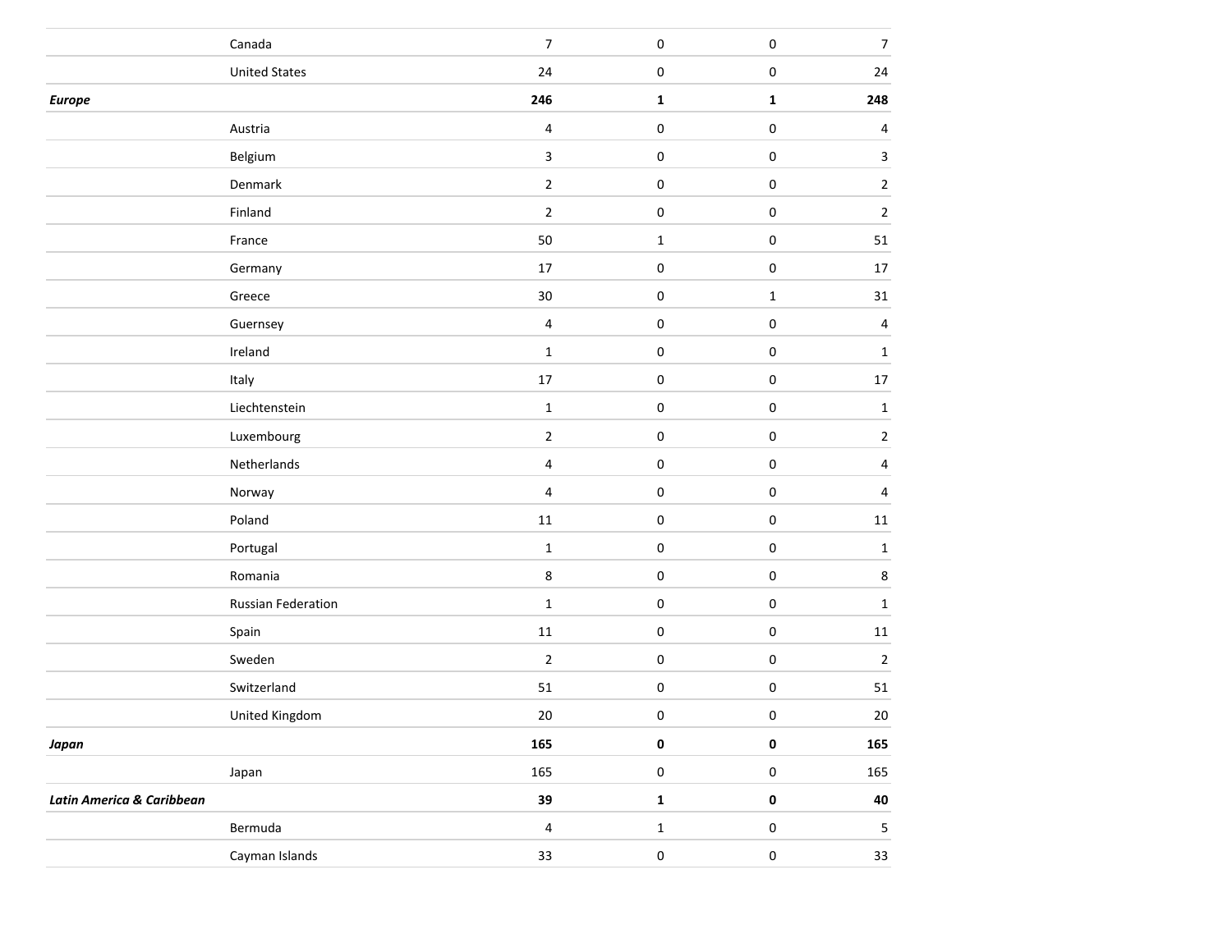| | | | | | |
|---|---|---|---|---|---|
| | Canada | 7 | 0 | 0 | 7 |
| | United States | 24 | 0 | 0 | 24 |
| ***Europe*** | | **246** | **1** | **1** | **248** |
| | Austria | 4 | 0 | 0 | 4 |
| | Belgium | 3 | 0 | 0 | 3 |
| | Denmark | 2 | 0 | 0 | 2 |
| | Finland | 2 | 0 | 0 | 2 |
| | France | 50 | 1 | 0 | 51 |
| | Germany | 17 | 0 | 0 | 17 |
| | Greece | 30 | 0 | 1 | 31 |
| | Guernsey | 4 | 0 | 0 | 4 |
| | Ireland | 1 | 0 | 0 | 1 |
| | Italy | 17 | 0 | 0 | 17 |
| | Liechtenstein | 1 | 0 | 0 | 1 |
| | Luxembourg | 2 | 0 | 0 | 2 |
| | Netherlands | 4 | 0 | 0 | 4 |
| | Norway | 4 | 0 | 0 | 4 |
| | Poland | 11 | 0 | 0 | 11 |
| | Portugal | 1 | 0 | 0 | 1 |
| | Romania | 8 | 0 | 0 | 8 |
| | Russian Federation | 1 | 0 | 0 | 1 |
| | Spain | 11 | 0 | 0 | 11 |
| | Sweden | 2 | 0 | 0 | 2 |
| | Switzerland | 51 | 0 | 0 | 51 |
| | United Kingdom | 20 | 0 | 0 | 20 |
| ***Japan*** | | **165** | **0** | **0** | **165** |
| | Japan | 165 | 0 | 0 | 165 |
| ***Latin America & Caribbean*** | | **39** | **1** | **0** | **40** |
| | Bermuda | 4 | 1 | 0 | 5 |
| | Cayman Islands | 33 | 0 | 0 | 33 |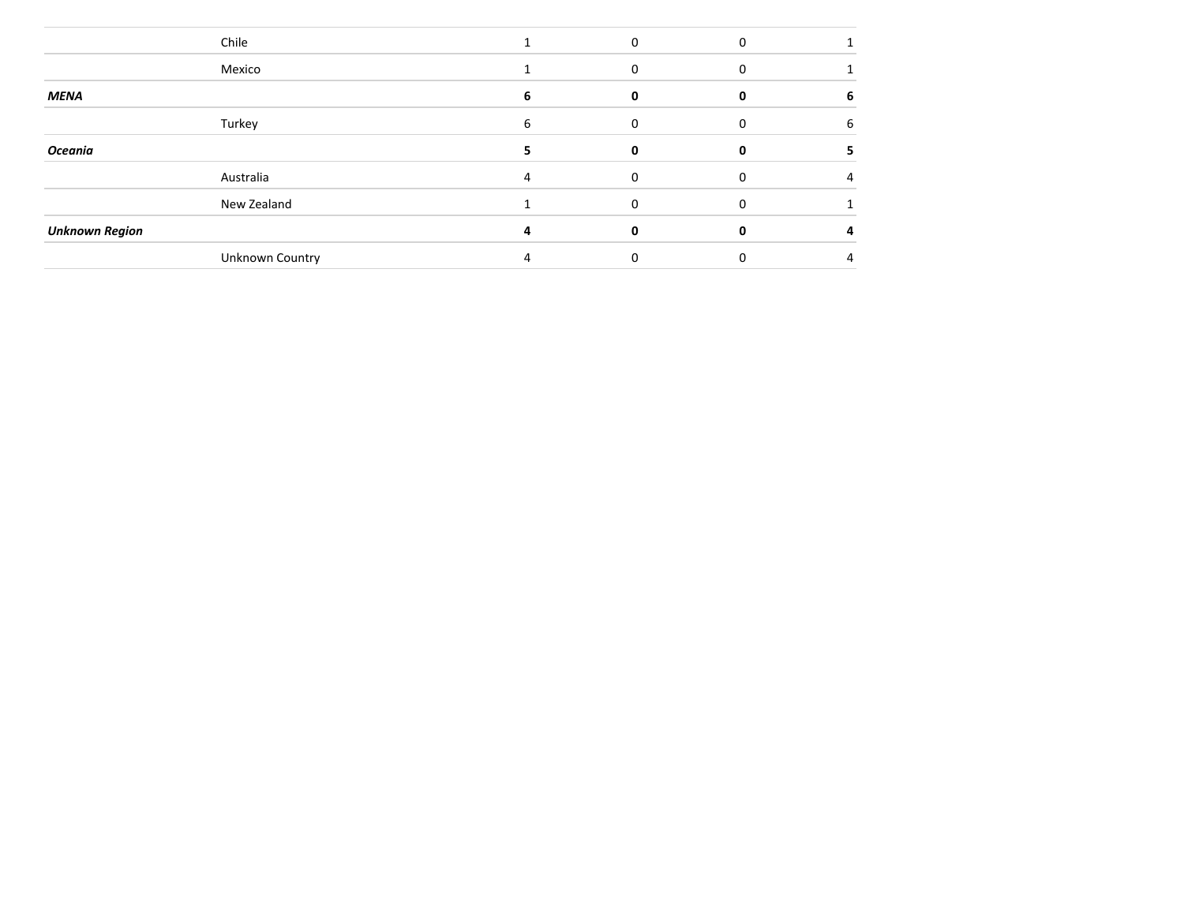| | | | | | |
|---|---|---|---|---|---|
| | Chile | 1 | 0 | 0 | 1 |
| | Mexico | 1 | 0 | 0 | 1 |
| ***MENA*** | | **6** | **0** | **0** | **6** |
| | Turkey | 6 | 0 | 0 | 6 |
| ***Oceania*** | | **5** | **0** | **0** | **5** |
| | Australia | 4 | 0 | 0 | 4 |
| | New Zealand | 1 | 0 | 0 | 1 |
| ***Unknown Region*** | | **4** | **0** | **0** | **4** |
| | Unknown Country | 4 | 0 | 0 | 4 |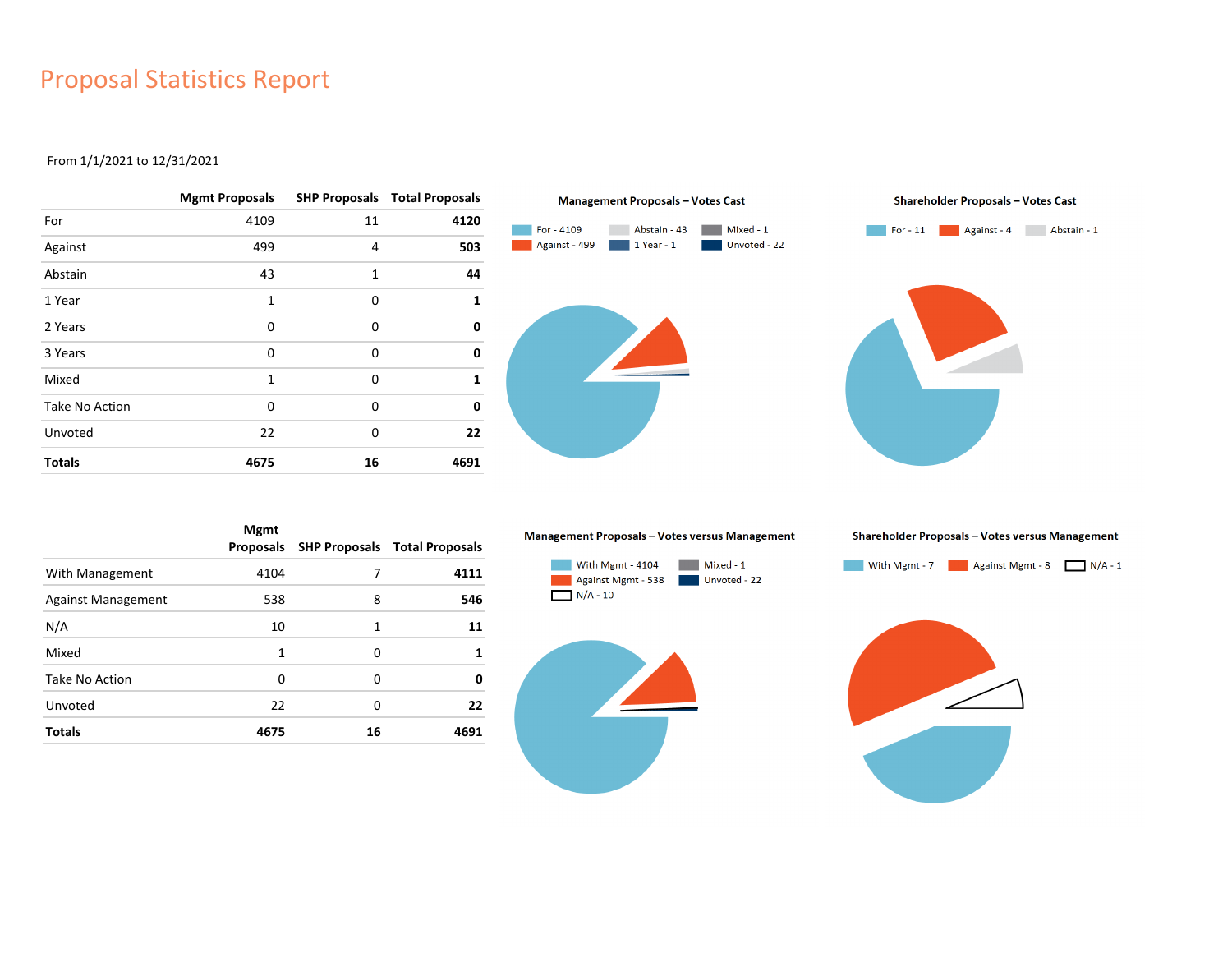# Proposal Statistics Report

From 1/1/2021 to 12/31/2021

| | Mgmt Proposals | SHP Proposals | Total Proposals |
|---|---|---|---|
| For | 4109 | 11 | **4120** |
| Against | 499 | 4 | **503** |
| Abstain | 43 | 1 | **44** |
| 1 Year | 1 | 0 | **1** |
| 2 Years | 0 | 0 | **0** |
| 3 Years | 0 | 0 | **0** |
| Mixed | 1 | 0 | **1** |
| Take No Action | 0 | 0 | **0** |
| Unvoted | 22 | 0 | **22** |
| **Totals** | **4675** | **16** | **4691** |

**Management Proposals – Votes Cast**

For - 4109, Abstain - 43, Mixed - 1, Against - 499, 1 Year - 1, Unvoted - 22

**Shareholder Proposals – Votes Cast**

For - 11, Against - 4, Abstain - 1

| | Mgmt Proposals | SHP Proposals | Total Proposals |
|---|---|---|---|
| With Management | 4104 | 7 | **4111** |
| Against Management | 538 | 8 | **546** |
| N/A | 10 | 1 | **11** |
| Mixed | 1 | 0 | **1** |
| Take No Action | 0 | 0 | **0** |
| Unvoted | 22 | 0 | **22** |
| **Totals** | **4675** | **16** | **4691** |

**Management Proposals – Votes versus Management**

With Mgmt - 4104, Mixed - 1, Against Mgmt - 538, Unvoted - 22, N/A - 10

**Shareholder Proposals – Votes versus Management**

With Mgmt - 7, Against Mgmt - 8, N/A - 1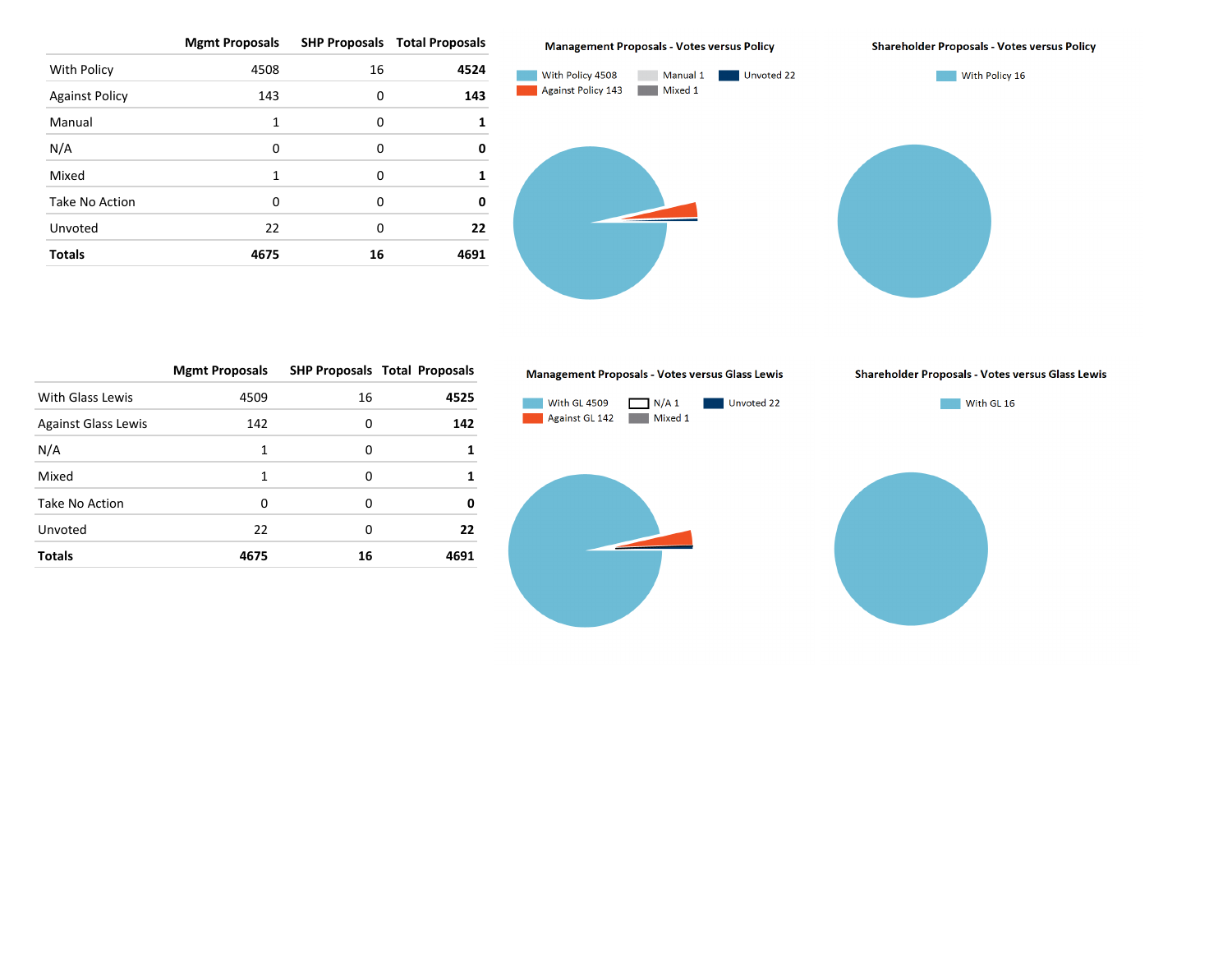| | Mgmt Proposals | SHP Proposals | Total Proposals |
|---|---|---|---|
| With Policy | 4508 | 16 | **4524** |
| Against Policy | 143 | 0 | **143** |
| Manual | 1 | 0 | **1** |
| N/A | 0 | 0 | **0** |
| Mixed | 1 | 0 | **1** |
| Take No Action | 0 | 0 | **0** |
| Unvoted | 22 | 0 | **22** |
| **Totals** | **4675** | **16** | **4691** |

**Management Proposals - Votes versus Policy**

With Policy 4508, Against Policy 143, Manual 1, Mixed 1, Unvoted 22

**Shareholder Proposals - Votes versus Policy**

With Policy 16

| | Mgmt Proposals | SHP Proposals | Total Proposals |
|---|---|---|---|
| With Glass Lewis | 4509 | 16 | **4525** |
| Against Glass Lewis | 142 | 0 | **142** |
| N/A | 1 | 0 | **1** |
| Mixed | 1 | 0 | **1** |
| Take No Action | 0 | 0 | **0** |
| Unvoted | 22 | 0 | **22** |
| **Totals** | **4675** | **16** | **4691** |

**Management Proposals - Votes versus Glass Lewis**

With GL 4509, Against GL 142, N/A 1, Mixed 1, Unvoted 22

**Shareholder Proposals - Votes versus Glass Lewis**

With GL 16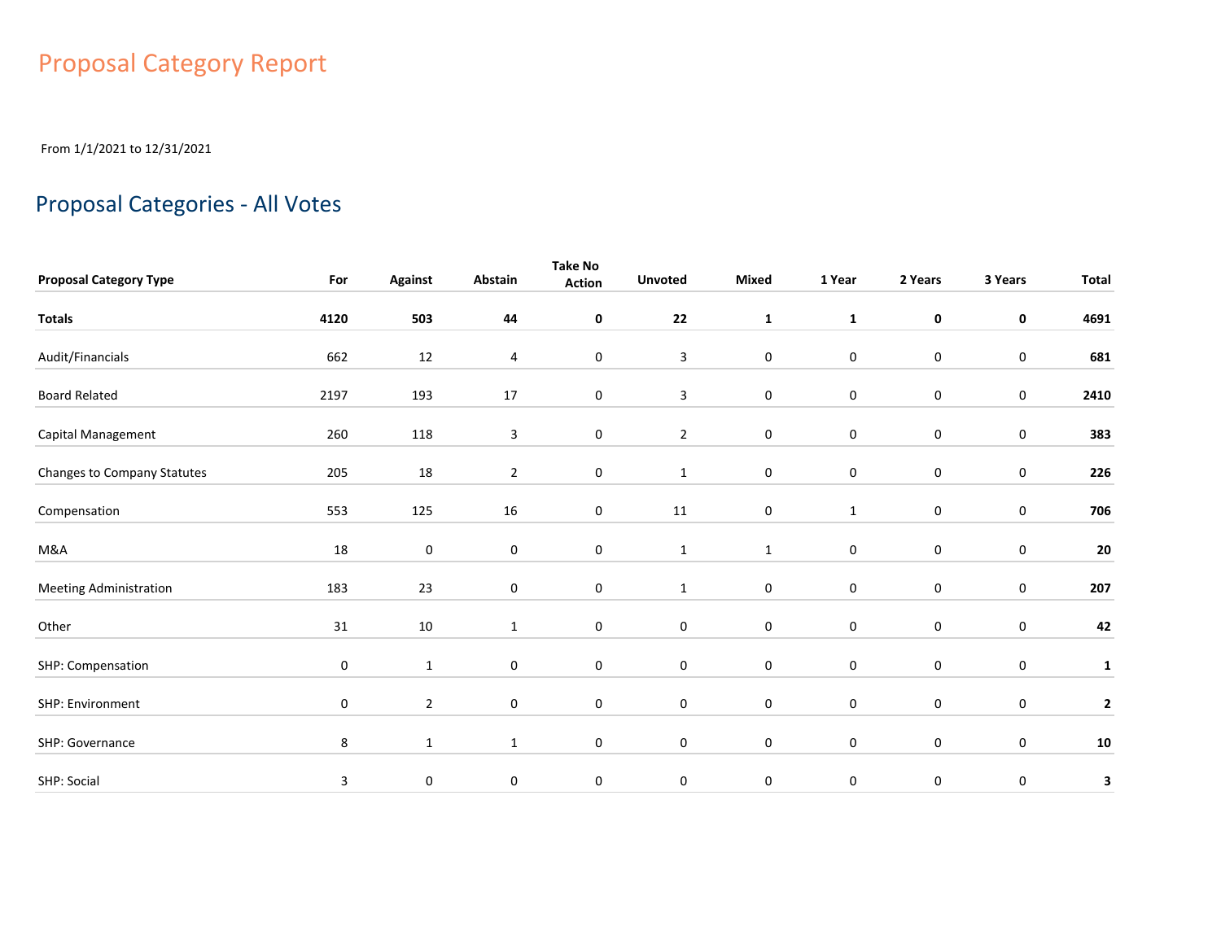# Proposal Category Report

From 1/1/2021 to 12/31/2021

## Proposal Categories - All Votes

| Proposal Category Type | For | Against | Abstain | Take No Action | Unvoted | Mixed | 1 Year | 2 Years | 3 Years | Total |
|---|---|---|---|---|---|---|---|---|---|---|
| **Totals** | **4120** | **503** | **44** | **0** | **22** | **1** | **1** | **0** | **0** | **4691** |
| Audit/Financials | 662 | 12 | 4 | 0 | 3 | 0 | 0 | 0 | 0 | **681** |
| Board Related | 2197 | 193 | 17 | 0 | 3 | 0 | 0 | 0 | 0 | **2410** |
| Capital Management | 260 | 118 | 3 | 0 | 2 | 0 | 0 | 0 | 0 | **383** |
| Changes to Company Statutes | 205 | 18 | 2 | 0 | 1 | 0 | 0 | 0 | 0 | **226** |
| Compensation | 553 | 125 | 16 | 0 | 11 | 0 | 1 | 0 | 0 | **706** |
| M&A | 18 | 0 | 0 | 0 | 1 | 1 | 0 | 0 | 0 | **20** |
| Meeting Administration | 183 | 23 | 0 | 0 | 1 | 0 | 0 | 0 | 0 | **207** |
| Other | 31 | 10 | 1 | 0 | 0 | 0 | 0 | 0 | 0 | **42** |
| SHP: Compensation | 0 | 1 | 0 | 0 | 0 | 0 | 0 | 0 | 0 | **1** |
| SHP: Environment | 0 | 2 | 0 | 0 | 0 | 0 | 0 | 0 | 0 | **2** |
| SHP: Governance | 8 | 1 | 1 | 0 | 0 | 0 | 0 | 0 | 0 | **10** |
| SHP: Social | 3 | 0 | 0 | 0 | 0 | 0 | 0 | 0 | 0 | **3** |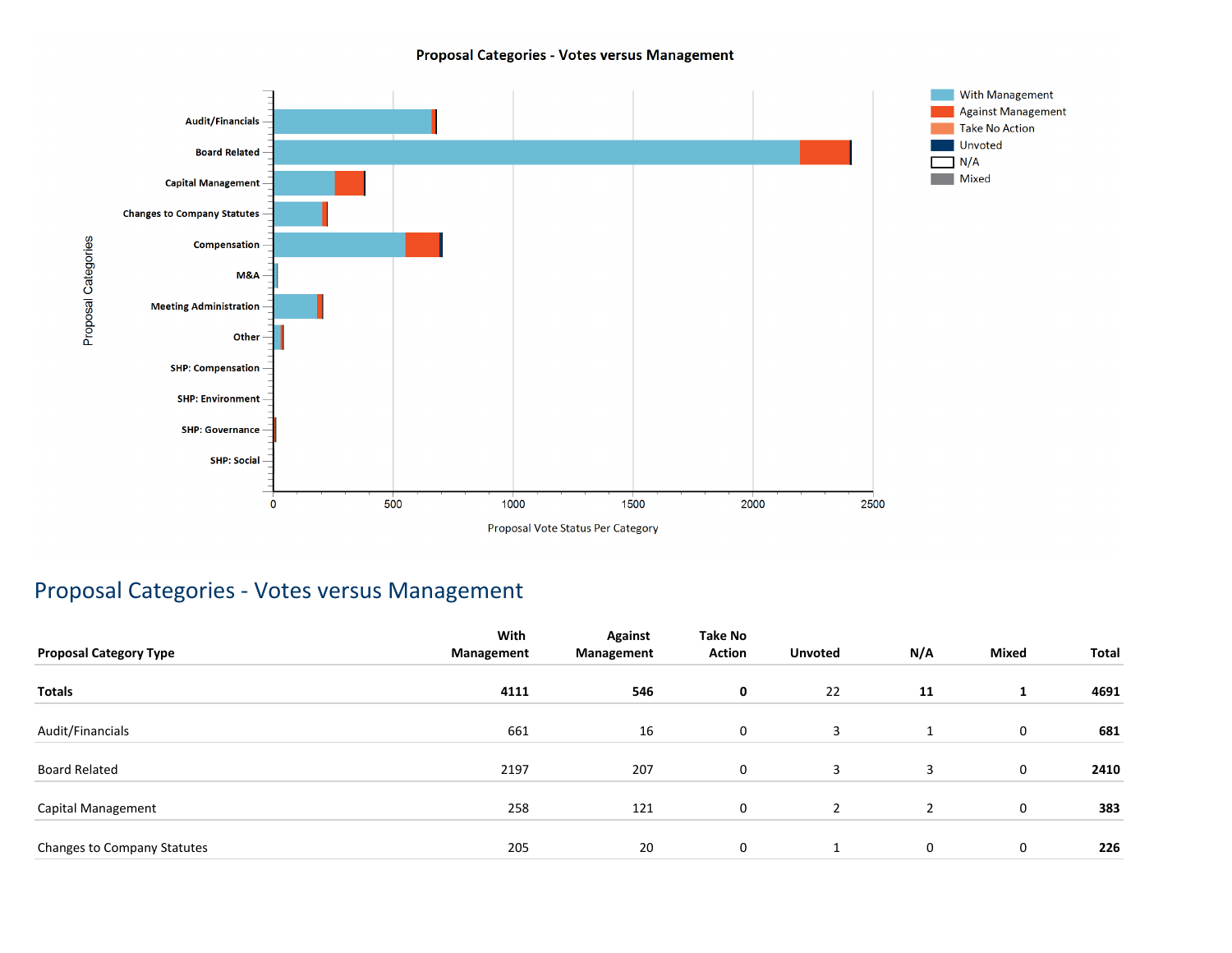## Proposal Categories - Votes versus Management

| Proposal Category Type | With Management | Against Management | Take No Action | Unvoted | N/A | Mixed | Total |
|---|---|---|---|---|---|---|---|
| **Totals** | **4111** | **546** | **0** | 22 | **11** | **1** | **4691** |
| Audit/Financials | 661 | 16 | 0 | 3 | 1 | 0 | **681** |
| Board Related | 2197 | 207 | 0 | 3 | 3 | 0 | **2410** |
| Capital Management | 258 | 121 | 0 | 2 | 2 | 0 | **383** |
| Changes to Company Statutes | 205 | 20 | 0 | 1 | 0 | 0 | **226** |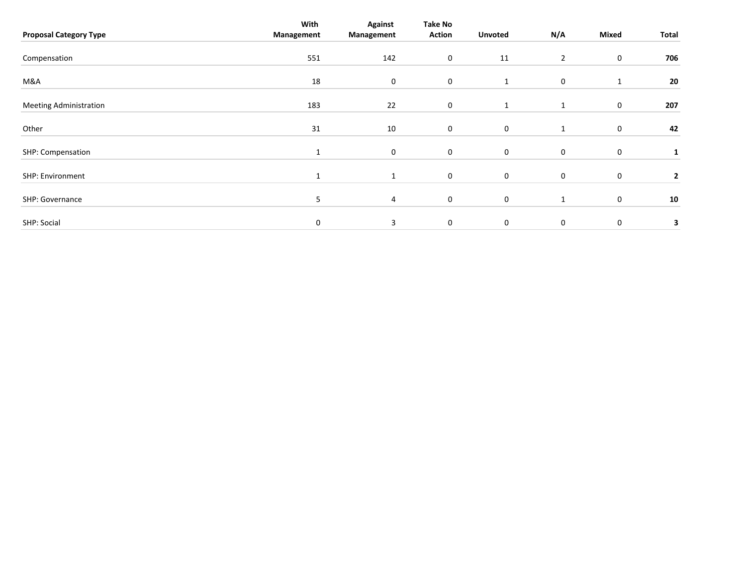| Proposal Category Type | With Management | Against Management | Take No Action | Unvoted | N/A | Mixed | Total |
|---|---|---|---|---|---|---|---|
| Compensation | 551 | 142 | 0 | 11 | 2 | 0 | **706** |
| M&A | 18 | 0 | 0 | 1 | 0 | 1 | **20** |
| Meeting Administration | 183 | 22 | 0 | 1 | 1 | 0 | **207** |
| Other | 31 | 10 | 0 | 0 | 1 | 0 | **42** |
| SHP: Compensation | 1 | 0 | 0 | 0 | 0 | 0 | **1** |
| SHP: Environment | 1 | 1 | 0 | 0 | 0 | 0 | **2** |
| SHP: Governance | 5 | 4 | 0 | 0 | 1 | 0 | **10** |
| SHP: Social | 0 | 3 | 0 | 0 | 0 | 0 | **3** |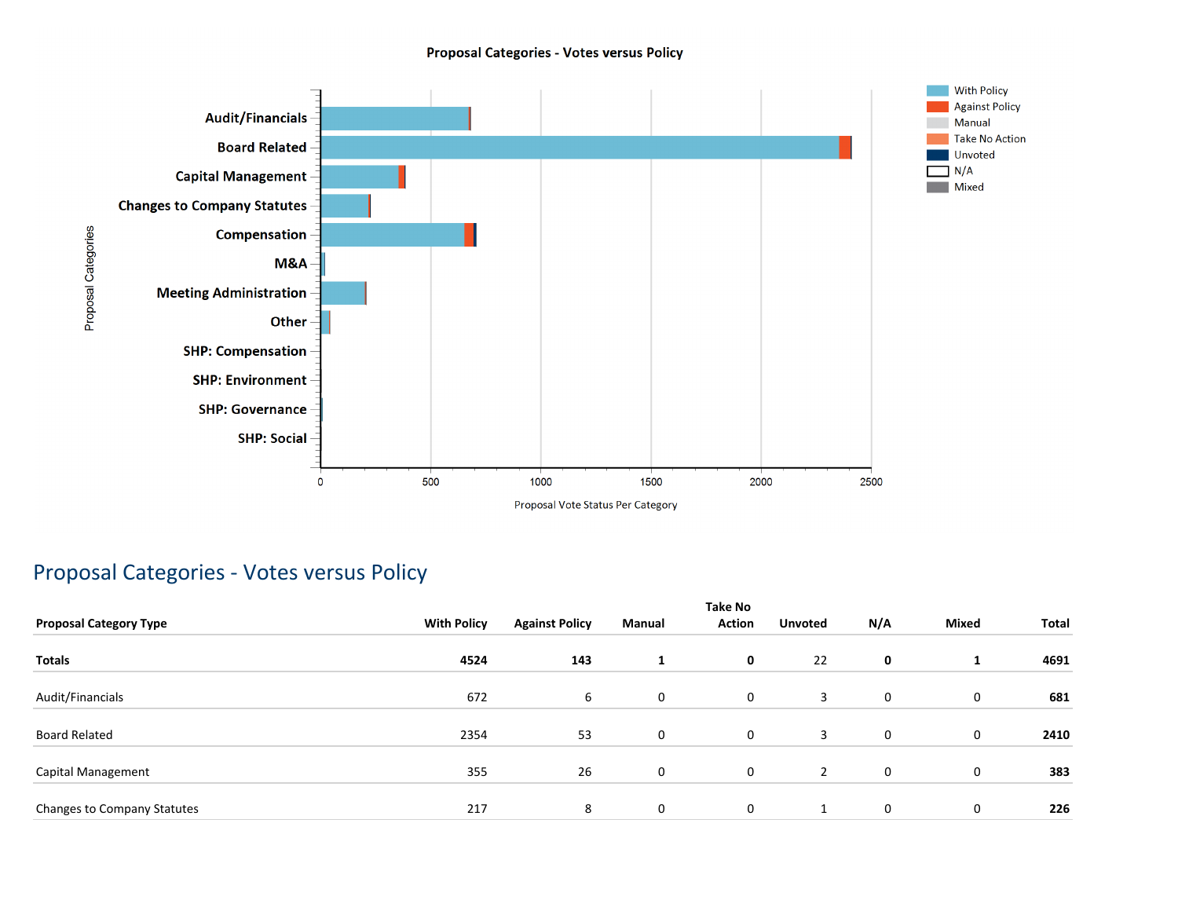Proposal Categories - Votes versus Policy

| Proposal Categories | |
|---|---|
| Audit/Financials | |
| Board Related | |
| Capital Management | |
| Changes to Company Statutes | |
| Compensation | |
| M&A | |
| Meeting Administration | |
| Other | |
| SHP: Compensation | |
| SHP: Environment | |
| SHP: Governance | |
| SHP: Social | |

0 500 1000 1500 2000 2500

Proposal Vote Status Per Category

With Policy
Against Policy
Manual
Take No Action
Unvoted
N/A
Mixed

## Proposal Categories - Votes versus Policy

| Proposal Category Type | With Policy | Against Policy | Manual | Take No Action | Unvoted | N/A | Mixed | Total |
|---|---|---|---|---|---|---|---|---|
| **Totals** | **4524** | **143** | **1** | **0** | 22 | **0** | **1** | **4691** |
| Audit/Financials | 672 | 6 | 0 | 0 | 3 | 0 | 0 | **681** |
| Board Related | 2354 | 53 | 0 | 0 | 3 | 0 | 0 | **2410** |
| Capital Management | 355 | 26 | 0 | 0 | 2 | 0 | 0 | **383** |
| Changes to Company Statutes | 217 | 8 | 0 | 0 | 1 | 0 | 0 | **226** |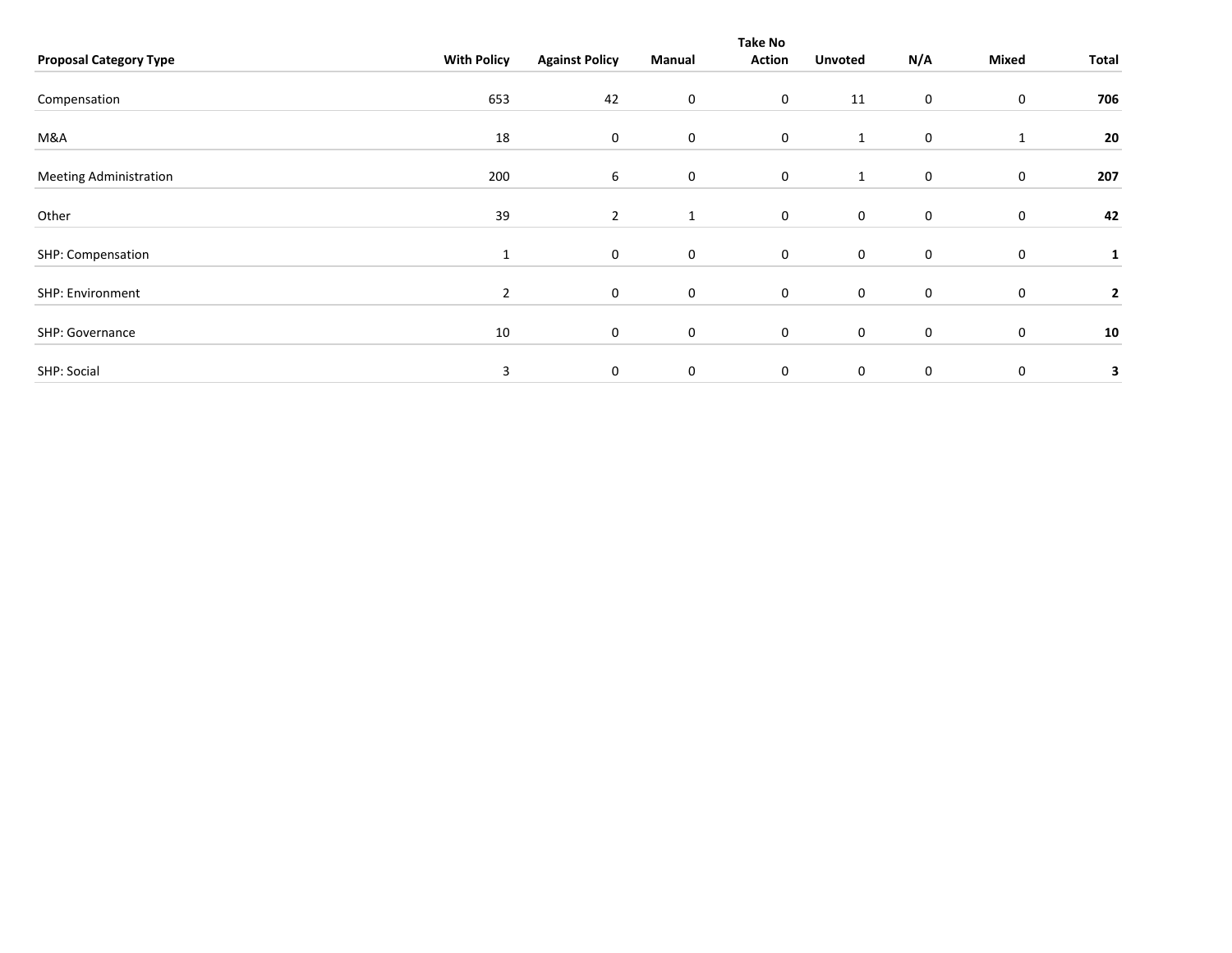| Proposal Category Type | With Policy | Against Policy | Manual | Take No Action | Unvoted | N/A | Mixed | Total |
|---|---|---|---|---|---|---|---|---|
| Compensation | 653 | 42 | 0 | 0 | 11 | 0 | 0 | **706** |
| M&A | 18 | 0 | 0 | 0 | 1 | 0 | 1 | **20** |
| Meeting Administration | 200 | 6 | 0 | 0 | 1 | 0 | 0 | **207** |
| Other | 39 | 2 | 1 | 0 | 0 | 0 | 0 | **42** |
| SHP: Compensation | 1 | 0 | 0 | 0 | 0 | 0 | 0 | **1** |
| SHP: Environment | 2 | 0 | 0 | 0 | 0 | 0 | 0 | **2** |
| SHP: Governance | 10 | 0 | 0 | 0 | 0 | 0 | 0 | **10** |
| SHP: Social | 3 | 0 | 0 | 0 | 0 | 0 | 0 | **3** |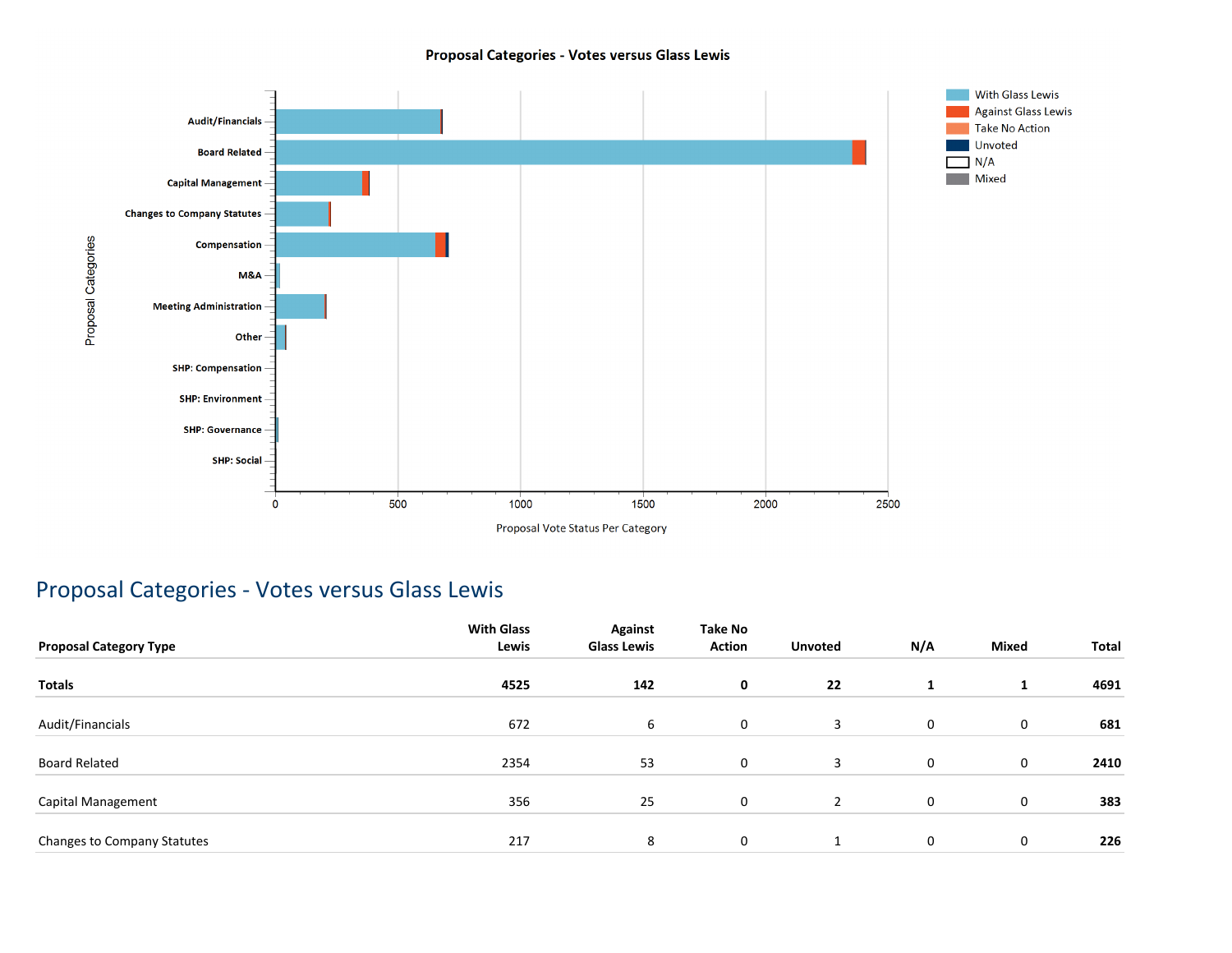## Proposal Categories - Votes versus Glass Lewis

| Proposal Category Type | With Glass Lewis | Against Glass Lewis | Take No Action | Unvoted | N/A | Mixed | Total |
|---|---|---|---|---|---|---|---|
| **Totals** | **4525** | **142** | **0** | **22** | **1** | **1** | **4691** |
| Audit/Financials | 672 | 6 | 0 | 3 | 0 | 0 | **681** |
| Board Related | 2354 | 53 | 0 | 3 | 0 | 0 | **2410** |
| Capital Management | 356 | 25 | 0 | 2 | 0 | 0 | **383** |
| Changes to Company Statutes | 217 | 8 | 0 | 1 | 0 | 0 | **226** |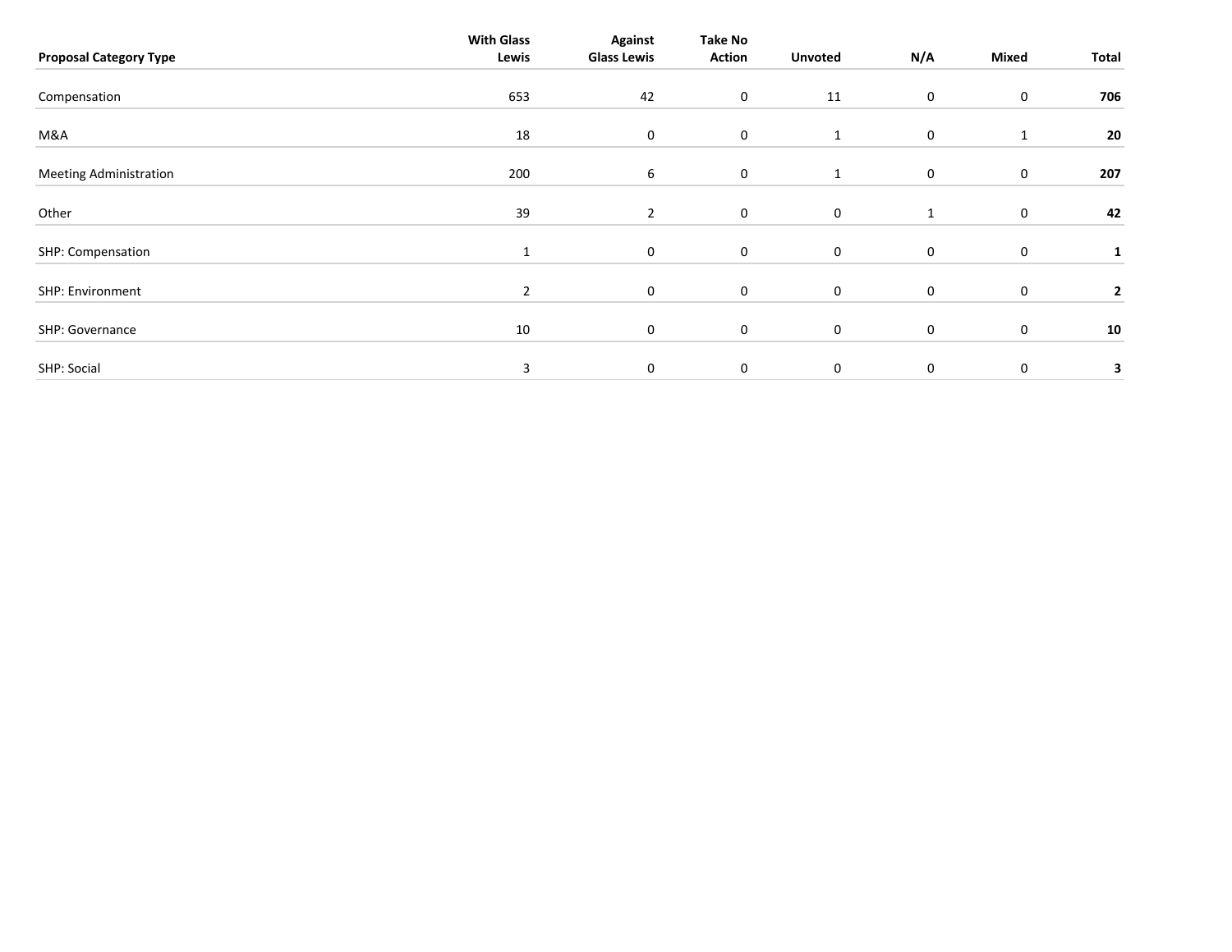| **Proposal Category Type** | **With Glass Lewis** | **Against Glass Lewis** | **Take No Action** | **Unvoted** | **N/A** | **Mixed** | **Total** |
|---|---|---|---|---|---|---|---|
| Compensation | 653 | 42 | 0 | 11 | 0 | 0 | **706** |
| M&A | 18 | 0 | 0 | 1 | 0 | 1 | **20** |
| Meeting Administration | 200 | 6 | 0 | 1 | 0 | 0 | **207** |
| Other | 39 | 2 | 0 | 0 | 1 | 0 | **42** |
| SHP: Compensation | 1 | 0 | 0 | 0 | 0 | 0 | **1** |
| SHP: Environment | 2 | 0 | 0 | 0 | 0 | 0 | **2** |
| SHP: Governance | 10 | 0 | 0 | 0 | 0 | 0 | **10** |
| SHP: Social | 3 | 0 | 0 | 0 | 0 | 0 | **3** |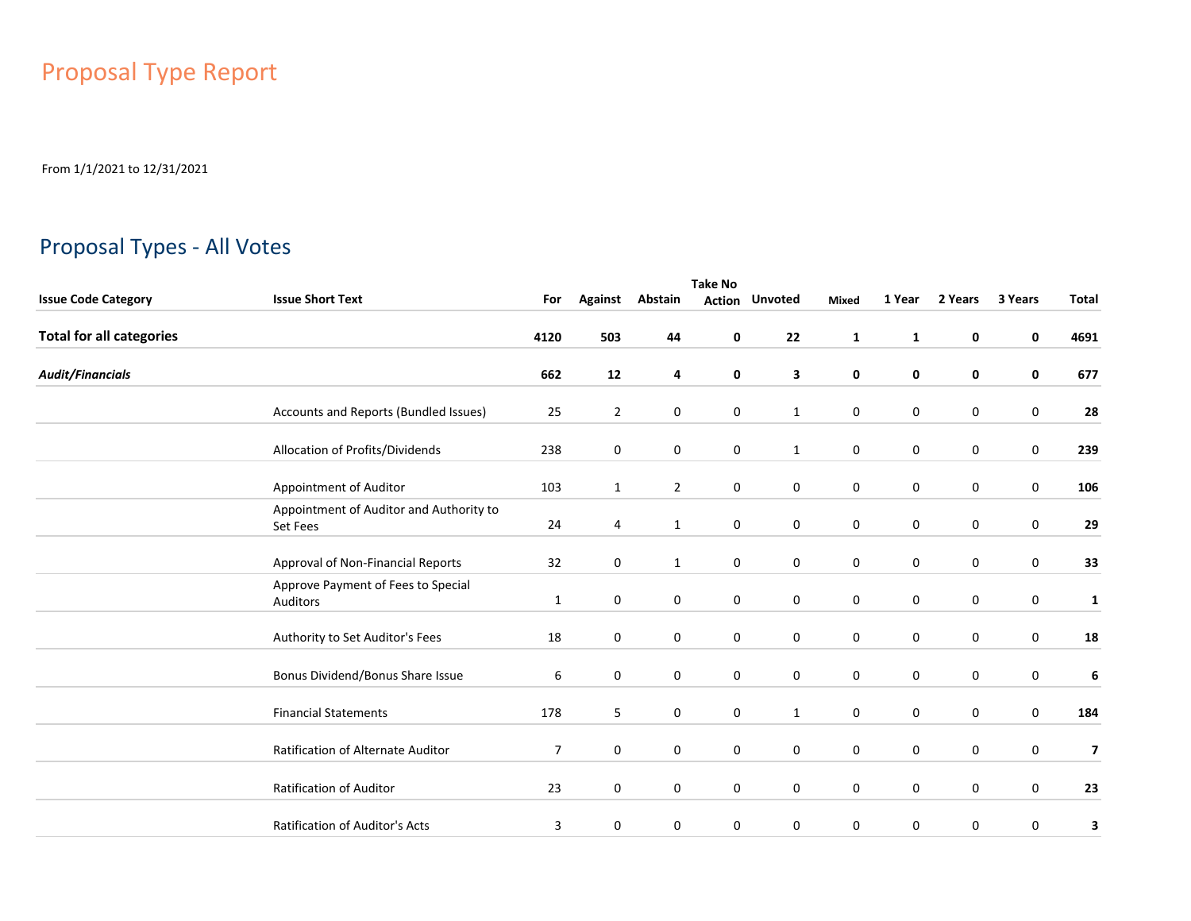# Proposal Type Report

From 1/1/2021 to 12/31/2021

## Proposal Types - All Votes

| Issue Code Category | Issue Short Text | For | Against | Abstain | Take No Action | Unvoted | Mixed | 1 Year | 2 Years | 3 Years | Total |
|---|---|---|---|---|---|---|---|---|---|---|---|
| **Total for all categories** | | **4120** | **503** | **44** | **0** | **22** | **1** | **1** | **0** | **0** | **4691** |
| ***Audit/Financials*** | | **662** | **12** | **4** | **0** | **3** | **0** | **0** | **0** | **0** | **677** |
| | Accounts and Reports (Bundled Issues) | 25 | 2 | 0 | 0 | 1 | 0 | 0 | 0 | 0 | **28** |
| | Allocation of Profits/Dividends | 238 | 0 | 0 | 0 | 1 | 0 | 0 | 0 | 0 | **239** |
| | Appointment of Auditor | 103 | 1 | 2 | 0 | 0 | 0 | 0 | 0 | 0 | **106** |
| | Appointment of Auditor and Authority to Set Fees | 24 | 4 | 1 | 0 | 0 | 0 | 0 | 0 | 0 | **29** |
| | Approval of Non-Financial Reports | 32 | 0 | 1 | 0 | 0 | 0 | 0 | 0 | 0 | **33** |
| | Approve Payment of Fees to Special Auditors | 1 | 0 | 0 | 0 | 0 | 0 | 0 | 0 | 0 | **1** |
| | Authority to Set Auditor's Fees | 18 | 0 | 0 | 0 | 0 | 0 | 0 | 0 | 0 | **18** |
| | Bonus Dividend/Bonus Share Issue | 6 | 0 | 0 | 0 | 0 | 0 | 0 | 0 | 0 | **6** |
| | Financial Statements | 178 | 5 | 0 | 0 | 1 | 0 | 0 | 0 | 0 | **184** |
| | Ratification of Alternate Auditor | 7 | 0 | 0 | 0 | 0 | 0 | 0 | 0 | 0 | **7** |
| | Ratification of Auditor | 23 | 0 | 0 | 0 | 0 | 0 | 0 | 0 | 0 | **23** |
| | Ratification of Auditor's Acts | 3 | 0 | 0 | 0 | 0 | 0 | 0 | 0 | 0 | **3** |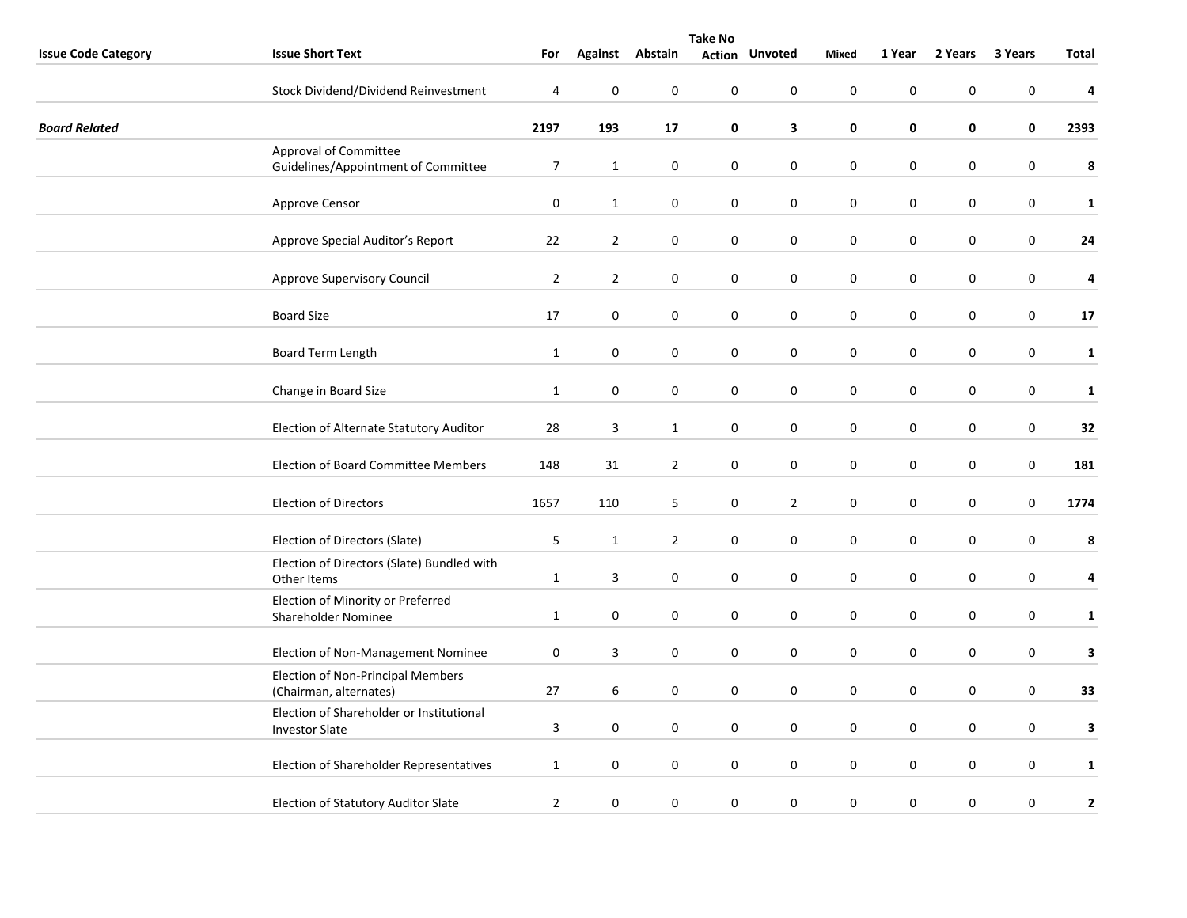| Issue Code Category | Issue Short Text | For | Against | Abstain | Take No Action | Unvoted | Mixed | 1 Year | 2 Years | 3 Years | Total |
|---|---|---|---|---|---|---|---|---|---|---|---|
| | Stock Dividend/Dividend Reinvestment | 4 | 0 | 0 | 0 | 0 | 0 | 0 | 0 | 0 | **4** |
| ***Board Related*** | | **2197** | **193** | **17** | **0** | **3** | **0** | **0** | **0** | **0** | **2393** |
| | Approval of Committee Guidelines/Appointment of Committee | 7 | 1 | 0 | 0 | 0 | 0 | 0 | 0 | 0 | **8** |
| | Approve Censor | 0 | 1 | 0 | 0 | 0 | 0 | 0 | 0 | 0 | **1** |
| | Approve Special Auditor’s Report | 22 | 2 | 0 | 0 | 0 | 0 | 0 | 0 | 0 | **24** |
| | Approve Supervisory Council | 2 | 2 | 0 | 0 | 0 | 0 | 0 | 0 | 0 | **4** |
| | Board Size | 17 | 0 | 0 | 0 | 0 | 0 | 0 | 0 | 0 | **17** |
| | Board Term Length | 1 | 0 | 0 | 0 | 0 | 0 | 0 | 0 | 0 | **1** |
| | Change in Board Size | 1 | 0 | 0 | 0 | 0 | 0 | 0 | 0 | 0 | **1** |
| | Election of Alternate Statutory Auditor | 28 | 3 | 1 | 0 | 0 | 0 | 0 | 0 | 0 | **32** |
| | Election of Board Committee Members | 148 | 31 | 2 | 0 | 0 | 0 | 0 | 0 | 0 | **181** |
| | Election of Directors | 1657 | 110 | 5 | 0 | 2 | 0 | 0 | 0 | 0 | **1774** |
| | Election of Directors (Slate) | 5 | 1 | 2 | 0 | 0 | 0 | 0 | 0 | 0 | **8** |
| | Election of Directors (Slate) Bundled with Other Items | 1 | 3 | 0 | 0 | 0 | 0 | 0 | 0 | 0 | **4** |
| | Election of Minority or Preferred Shareholder Nominee | 1 | 0 | 0 | 0 | 0 | 0 | 0 | 0 | 0 | **1** |
| | Election of Non-Management Nominee | 0 | 3 | 0 | 0 | 0 | 0 | 0 | 0 | 0 | **3** |
| | Election of Non-Principal Members (Chairman, alternates) | 27 | 6 | 0 | 0 | 0 | 0 | 0 | 0 | 0 | **33** |
| | Election of Shareholder or Institutional Investor Slate | 3 | 0 | 0 | 0 | 0 | 0 | 0 | 0 | 0 | **3** |
| | Election of Shareholder Representatives | 1 | 0 | 0 | 0 | 0 | 0 | 0 | 0 | 0 | **1** |
| | Election of Statutory Auditor Slate | 2 | 0 | 0 | 0 | 0 | 0 | 0 | 0 | 0 | **2** |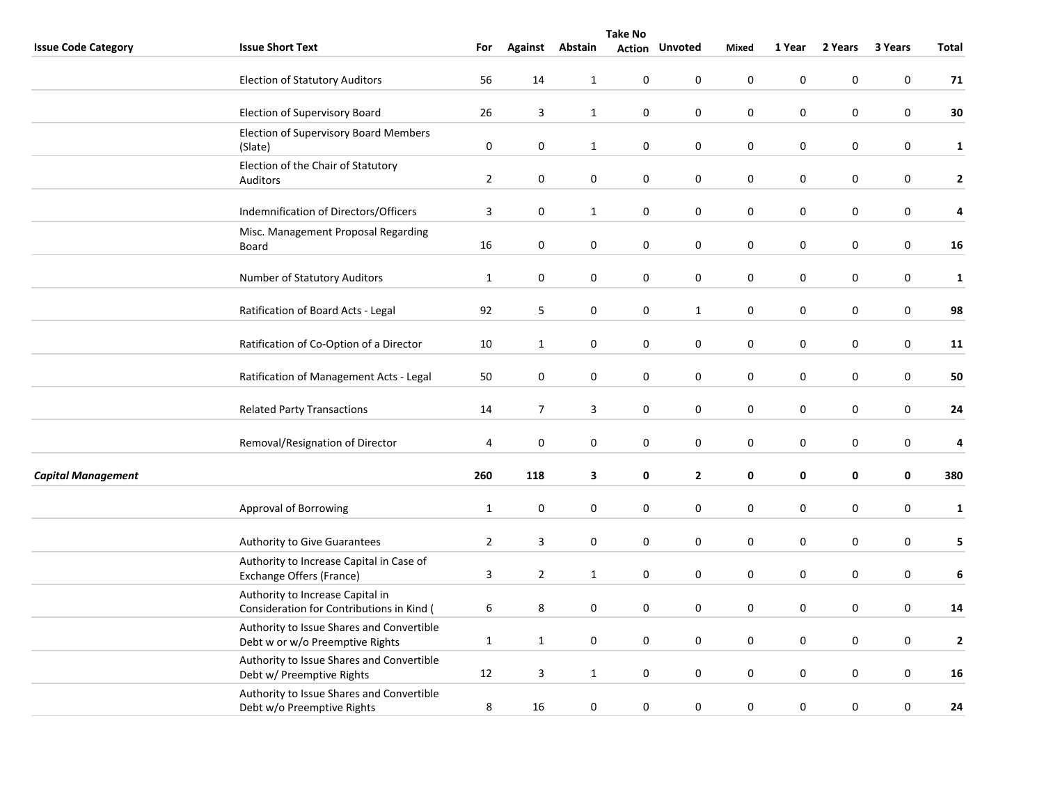| Issue Code Category | Issue Short Text | For | Against | Abstain | Take No Action | Unvoted | Mixed | 1 Year | 2 Years | 3 Years | Total |
|---|---|---|---|---|---|---|---|---|---|---|---|
| | Election of Statutory Auditors | 56 | 14 | 1 | 0 | 0 | 0 | 0 | 0 | 0 | **71** |
| | Election of Supervisory Board | 26 | 3 | 1 | 0 | 0 | 0 | 0 | 0 | 0 | **30** |
| | Election of Supervisory Board Members (Slate) | 0 | 0 | 1 | 0 | 0 | 0 | 0 | 0 | 0 | **1** |
| | Election of the Chair of Statutory Auditors | 2 | 0 | 0 | 0 | 0 | 0 | 0 | 0 | 0 | **2** |
| | Indemnification of Directors/Officers | 3 | 0 | 1 | 0 | 0 | 0 | 0 | 0 | 0 | **4** |
| | Misc. Management Proposal Regarding Board | 16 | 0 | 0 | 0 | 0 | 0 | 0 | 0 | 0 | **16** |
| | Number of Statutory Auditors | 1 | 0 | 0 | 0 | 0 | 0 | 0 | 0 | 0 | **1** |
| | Ratification of Board Acts - Legal | 92 | 5 | 0 | 0 | 1 | 0 | 0 | 0 | 0 | **98** |
| | Ratification of Co-Option of a Director | 10 | 1 | 0 | 0 | 0 | 0 | 0 | 0 | 0 | **11** |
| | Ratification of Management Acts - Legal | 50 | 0 | 0 | 0 | 0 | 0 | 0 | 0 | 0 | **50** |
| | Related Party Transactions | 14 | 7 | 3 | 0 | 0 | 0 | 0 | 0 | 0 | **24** |
| | Removal/Resignation of Director | 4 | 0 | 0 | 0 | 0 | 0 | 0 | 0 | 0 | **4** |
| ***Capital Management*** | | **260** | **118** | **3** | **0** | **2** | **0** | **0** | **0** | **0** | **380** |
| | Approval of Borrowing | 1 | 0 | 0 | 0 | 0 | 0 | 0 | 0 | 0 | **1** |
| | Authority to Give Guarantees | 2 | 3 | 0 | 0 | 0 | 0 | 0 | 0 | 0 | **5** |
| | Authority to Increase Capital in Case of Exchange Offers (France) | 3 | 2 | 1 | 0 | 0 | 0 | 0 | 0 | 0 | **6** |
| | Authority to Increase Capital in Consideration for Contributions in Kind ( | 6 | 8 | 0 | 0 | 0 | 0 | 0 | 0 | 0 | **14** |
| | Authority to Issue Shares and Convertible Debt w or w/o Preemptive Rights | 1 | 1 | 0 | 0 | 0 | 0 | 0 | 0 | 0 | **2** |
| | Authority to Issue Shares and Convertible Debt w/ Preemptive Rights | 12 | 3 | 1 | 0 | 0 | 0 | 0 | 0 | 0 | **16** |
| | Authority to Issue Shares and Convertible Debt w/o Preemptive Rights | 8 | 16 | 0 | 0 | 0 | 0 | 0 | 0 | 0 | **24** |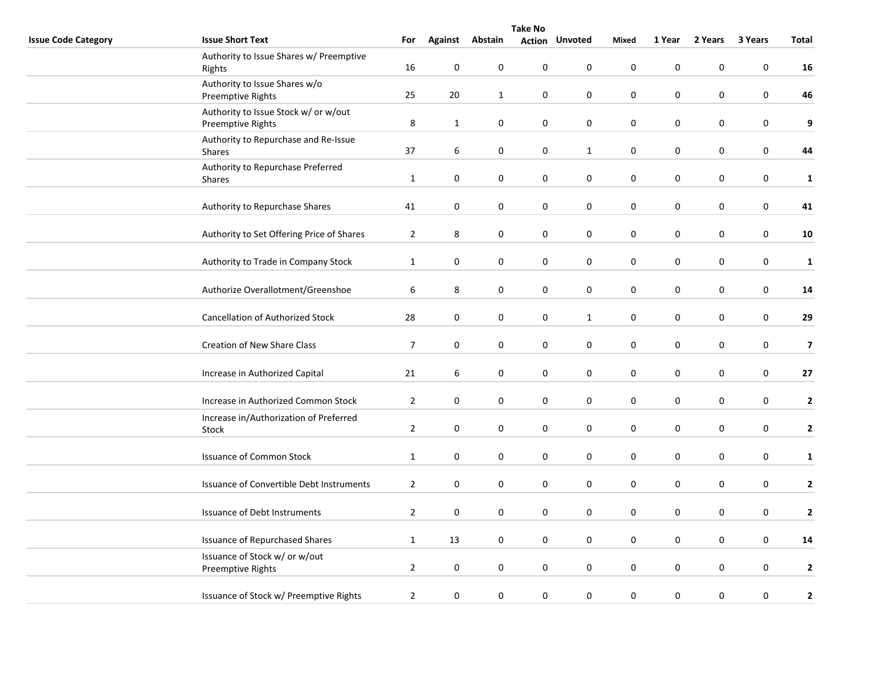| Issue Code Category | Issue Short Text | For | Against | Abstain | Take No Action | Unvoted | Mixed | 1 Year | 2 Years | 3 Years | Total |
|---|---|---|---|---|---|---|---|---|---|---|---|
| | Authority to Issue Shares w/ Preemptive Rights | 16 | 0 | 0 | 0 | 0 | 0 | 0 | 0 | 0 | **16** |
| | Authority to Issue Shares w/o Preemptive Rights | 25 | 20 | 1 | 0 | 0 | 0 | 0 | 0 | 0 | **46** |
| | Authority to Issue Stock w/ or w/out Preemptive Rights | 8 | 1 | 0 | 0 | 0 | 0 | 0 | 0 | 0 | **9** |
| | Authority to Repurchase and Re-Issue Shares | 37 | 6 | 0 | 0 | 1 | 0 | 0 | 0 | 0 | **44** |
| | Authority to Repurchase Preferred Shares | 1 | 0 | 0 | 0 | 0 | 0 | 0 | 0 | 0 | **1** |
| | Authority to Repurchase Shares | 41 | 0 | 0 | 0 | 0 | 0 | 0 | 0 | 0 | **41** |
| | Authority to Set Offering Price of Shares | 2 | 8 | 0 | 0 | 0 | 0 | 0 | 0 | 0 | **10** |
| | Authority to Trade in Company Stock | 1 | 0 | 0 | 0 | 0 | 0 | 0 | 0 | 0 | **1** |
| | Authorize Overallotment/Greenshoe | 6 | 8 | 0 | 0 | 0 | 0 | 0 | 0 | 0 | **14** |
| | Cancellation of Authorized Stock | 28 | 0 | 0 | 0 | 1 | 0 | 0 | 0 | 0 | **29** |
| | Creation of New Share Class | 7 | 0 | 0 | 0 | 0 | 0 | 0 | 0 | 0 | **7** |
| | Increase in Authorized Capital | 21 | 6 | 0 | 0 | 0 | 0 | 0 | 0 | 0 | **27** |
| | Increase in Authorized Common Stock | 2 | 0 | 0 | 0 | 0 | 0 | 0 | 0 | 0 | **2** |
| | Increase in/Authorization of Preferred Stock | 2 | 0 | 0 | 0 | 0 | 0 | 0 | 0 | 0 | **2** |
| | Issuance of Common Stock | 1 | 0 | 0 | 0 | 0 | 0 | 0 | 0 | 0 | **1** |
| | Issuance of Convertible Debt Instruments | 2 | 0 | 0 | 0 | 0 | 0 | 0 | 0 | 0 | **2** |
| | Issuance of Debt Instruments | 2 | 0 | 0 | 0 | 0 | 0 | 0 | 0 | 0 | **2** |
| | Issuance of Repurchased Shares | 1 | 13 | 0 | 0 | 0 | 0 | 0 | 0 | 0 | **14** |
| | Issuance of Stock w/ or w/out Preemptive Rights | 2 | 0 | 0 | 0 | 0 | 0 | 0 | 0 | 0 | **2** |
| | Issuance of Stock w/ Preemptive Rights | 2 | 0 | 0 | 0 | 0 | 0 | 0 | 0 | 0 | **2** |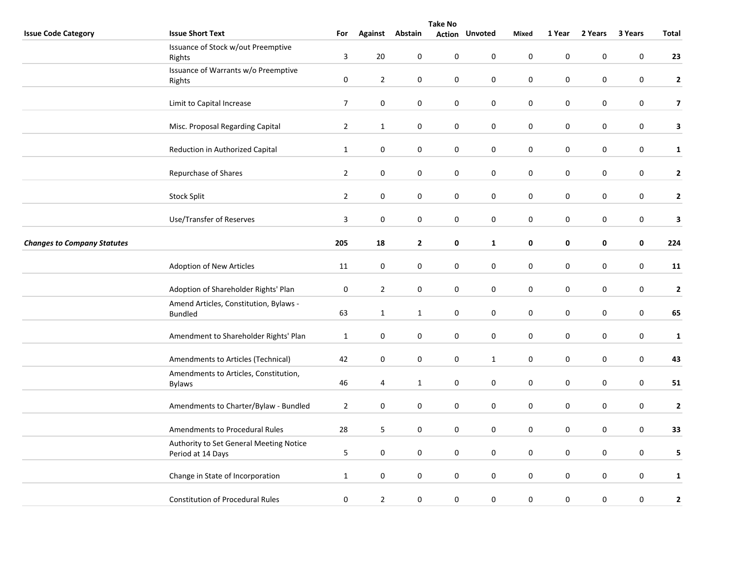| Issue Code Category | Issue Short Text | For | Against | Abstain | Take No Action | Unvoted | Mixed | 1 Year | 2 Years | 3 Years | Total |
|---|---|---|---|---|---|---|---|---|---|---|---|
| | Issuance of Stock w/out Preemptive Rights | 3 | 20 | 0 | 0 | 0 | 0 | 0 | 0 | 0 | **23** |
| | Issuance of Warrants w/o Preemptive Rights | 0 | 2 | 0 | 0 | 0 | 0 | 0 | 0 | 0 | **2** |
| | Limit to Capital Increase | 7 | 0 | 0 | 0 | 0 | 0 | 0 | 0 | 0 | **7** |
| | Misc. Proposal Regarding Capital | 2 | 1 | 0 | 0 | 0 | 0 | 0 | 0 | 0 | **3** |
| | Reduction in Authorized Capital | 1 | 0 | 0 | 0 | 0 | 0 | 0 | 0 | 0 | **1** |
| | Repurchase of Shares | 2 | 0 | 0 | 0 | 0 | 0 | 0 | 0 | 0 | **2** |
| | Stock Split | 2 | 0 | 0 | 0 | 0 | 0 | 0 | 0 | 0 | **2** |
| | Use/Transfer of Reserves | 3 | 0 | 0 | 0 | 0 | 0 | 0 | 0 | 0 | **3** |
| ***Changes to Company Statutes*** | | **205** | **18** | **2** | **0** | **1** | **0** | **0** | **0** | **0** | **224** |
| | Adoption of New Articles | 11 | 0 | 0 | 0 | 0 | 0 | 0 | 0 | 0 | **11** |
| | Adoption of Shareholder Rights' Plan | 0 | 2 | 0 | 0 | 0 | 0 | 0 | 0 | 0 | **2** |
| | Amend Articles, Constitution, Bylaws - Bundled | 63 | 1 | 1 | 0 | 0 | 0 | 0 | 0 | 0 | **65** |
| | Amendment to Shareholder Rights' Plan | 1 | 0 | 0 | 0 | 0 | 0 | 0 | 0 | 0 | **1** |
| | Amendments to Articles (Technical) | 42 | 0 | 0 | 0 | 1 | 0 | 0 | 0 | 0 | **43** |
| | Amendments to Articles, Constitution, Bylaws | 46 | 4 | 1 | 0 | 0 | 0 | 0 | 0 | 0 | **51** |
| | Amendments to Charter/Bylaw - Bundled | 2 | 0 | 0 | 0 | 0 | 0 | 0 | 0 | 0 | **2** |
| | Amendments to Procedural Rules | 28 | 5 | 0 | 0 | 0 | 0 | 0 | 0 | 0 | **33** |
| | Authority to Set General Meeting Notice Period at 14 Days | 5 | 0 | 0 | 0 | 0 | 0 | 0 | 0 | 0 | **5** |
| | Change in State of Incorporation | 1 | 0 | 0 | 0 | 0 | 0 | 0 | 0 | 0 | **1** |
| | Constitution of Procedural Rules | 0 | 2 | 0 | 0 | 0 | 0 | 0 | 0 | 0 | **2** |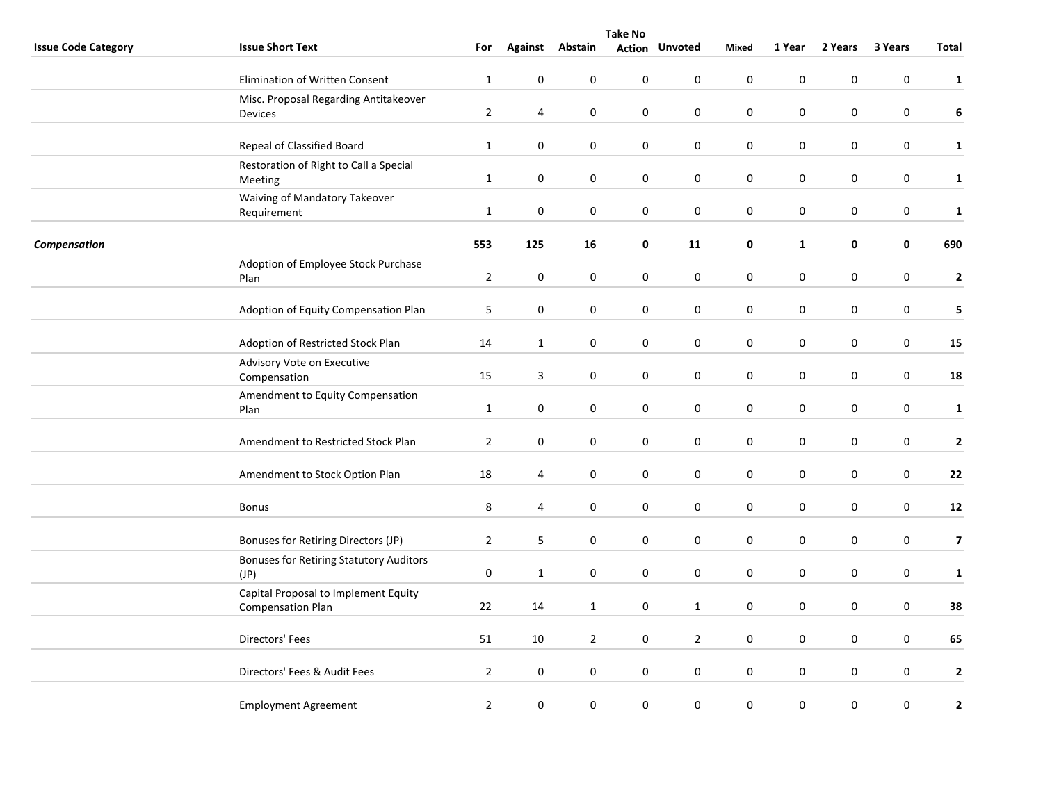| Issue Code Category | Issue Short Text | For | Against | Abstain | Take No Action | Unvoted | Mixed | 1 Year | 2 Years | 3 Years | Total |
|---|---|---|---|---|---|---|---|---|---|---|---|
| | Elimination of Written Consent | 1 | 0 | 0 | 0 | 0 | 0 | 0 | 0 | 0 | **1** |
| | Misc. Proposal Regarding Antitakeover Devices | 2 | 4 | 0 | 0 | 0 | 0 | 0 | 0 | 0 | **6** |
| | Repeal of Classified Board | 1 | 0 | 0 | 0 | 0 | 0 | 0 | 0 | 0 | **1** |
| | Restoration of Right to Call a Special Meeting | 1 | 0 | 0 | 0 | 0 | 0 | 0 | 0 | 0 | **1** |
| | Waiving of Mandatory Takeover Requirement | 1 | 0 | 0 | 0 | 0 | 0 | 0 | 0 | 0 | **1** |
| ***Compensation*** | | **553** | **125** | **16** | **0** | **11** | **0** | **1** | **0** | **0** | **690** |
| | Adoption of Employee Stock Purchase Plan | 2 | 0 | 0 | 0 | 0 | 0 | 0 | 0 | 0 | **2** |
| | Adoption of Equity Compensation Plan | 5 | 0 | 0 | 0 | 0 | 0 | 0 | 0 | 0 | **5** |
| | Adoption of Restricted Stock Plan | 14 | 1 | 0 | 0 | 0 | 0 | 0 | 0 | 0 | **15** |
| | Advisory Vote on Executive Compensation | 15 | 3 | 0 | 0 | 0 | 0 | 0 | 0 | 0 | **18** |
| | Amendment to Equity Compensation Plan | 1 | 0 | 0 | 0 | 0 | 0 | 0 | 0 | 0 | **1** |
| | Amendment to Restricted Stock Plan | 2 | 0 | 0 | 0 | 0 | 0 | 0 | 0 | 0 | **2** |
| | Amendment to Stock Option Plan | 18 | 4 | 0 | 0 | 0 | 0 | 0 | 0 | 0 | **22** |
| | Bonus | 8 | 4 | 0 | 0 | 0 | 0 | 0 | 0 | 0 | **12** |
| | Bonuses for Retiring Directors (JP) | 2 | 5 | 0 | 0 | 0 | 0 | 0 | 0 | 0 | **7** |
| | Bonuses for Retiring Statutory Auditors (JP) | 0 | 1 | 0 | 0 | 0 | 0 | 0 | 0 | 0 | **1** |
| | Capital Proposal to Implement Equity Compensation Plan | 22 | 14 | 1 | 0 | 1 | 0 | 0 | 0 | 0 | **38** |
| | Directors' Fees | 51 | 10 | 2 | 0 | 2 | 0 | 0 | 0 | 0 | **65** |
| | Directors' Fees & Audit Fees | 2 | 0 | 0 | 0 | 0 | 0 | 0 | 0 | 0 | **2** |
| | Employment Agreement | 2 | 0 | 0 | 0 | 0 | 0 | 0 | 0 | 0 | **2** |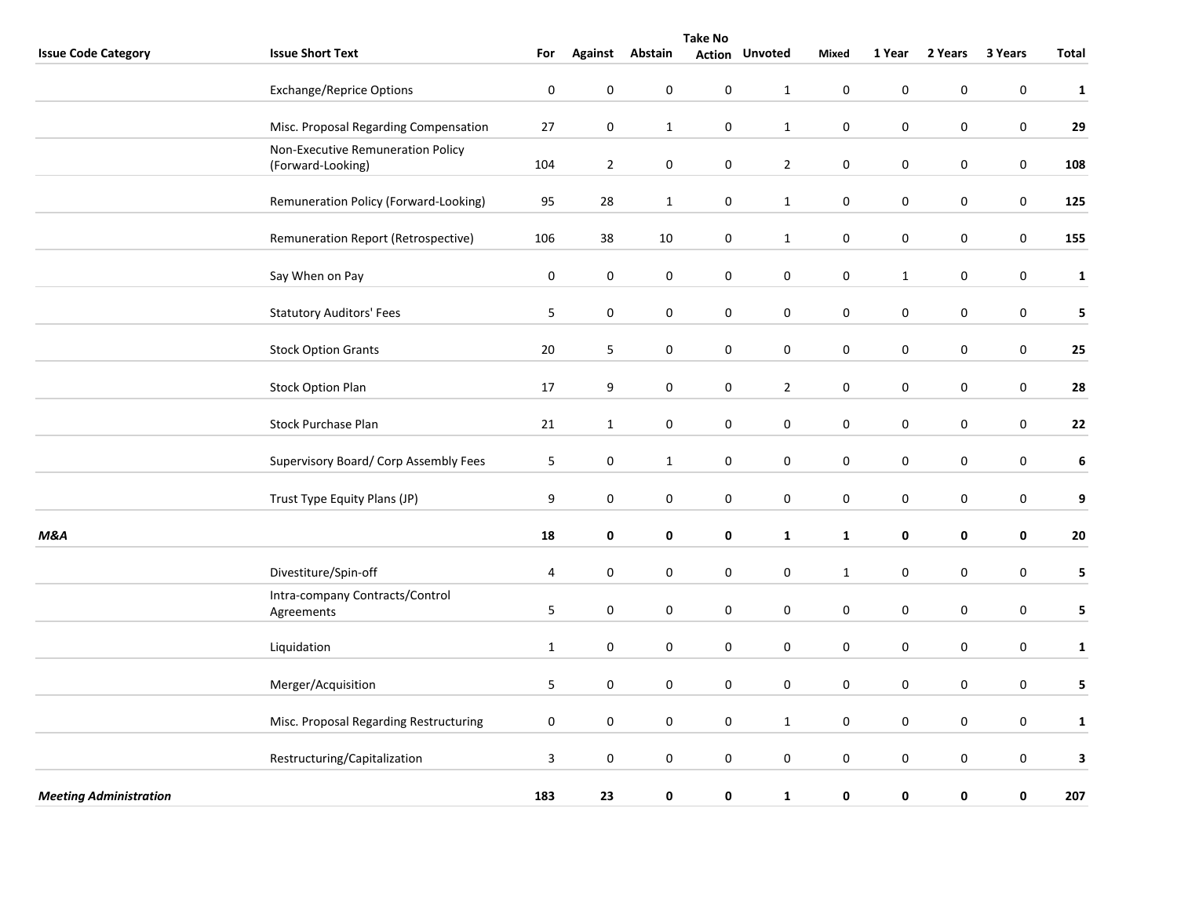| Issue Code Category | Issue Short Text | For | Against | Abstain | Take No Action | Unvoted | Mixed | 1 Year | 2 Years | 3 Years | Total |
|---|---|---|---|---|---|---|---|---|---|---|---|
| | Exchange/Reprice Options | 0 | 0 | 0 | 0 | 1 | 0 | 0 | 0 | 0 | **1** |
| | Misc. Proposal Regarding Compensation | 27 | 0 | 1 | 0 | 1 | 0 | 0 | 0 | 0 | **29** |
| | Non-Executive Remuneration Policy (Forward-Looking) | 104 | 2 | 0 | 0 | 2 | 0 | 0 | 0 | 0 | **108** |
| | Remuneration Policy (Forward-Looking) | 95 | 28 | 1 | 0 | 1 | 0 | 0 | 0 | 0 | **125** |
| | Remuneration Report (Retrospective) | 106 | 38 | 10 | 0 | 1 | 0 | 0 | 0 | 0 | **155** |
| | Say When on Pay | 0 | 0 | 0 | 0 | 0 | 0 | 1 | 0 | 0 | **1** |
| | Statutory Auditors' Fees | 5 | 0 | 0 | 0 | 0 | 0 | 0 | 0 | 0 | **5** |
| | Stock Option Grants | 20 | 5 | 0 | 0 | 0 | 0 | 0 | 0 | 0 | **25** |
| | Stock Option Plan | 17 | 9 | 0 | 0 | 2 | 0 | 0 | 0 | 0 | **28** |
| | Stock Purchase Plan | 21 | 1 | 0 | 0 | 0 | 0 | 0 | 0 | 0 | **22** |
| | Supervisory Board/ Corp Assembly Fees | 5 | 0 | 1 | 0 | 0 | 0 | 0 | 0 | 0 | **6** |
| | Trust Type Equity Plans (JP) | 9 | 0 | 0 | 0 | 0 | 0 | 0 | 0 | 0 | **9** |
| ***M&A*** | | **18** | **0** | **0** | **0** | **1** | **1** | **0** | **0** | **0** | **20** |
| | Divestiture/Spin-off | 4 | 0 | 0 | 0 | 0 | 1 | 0 | 0 | 0 | **5** |
| | Intra-company Contracts/Control Agreements | 5 | 0 | 0 | 0 | 0 | 0 | 0 | 0 | 0 | **5** |
| | Liquidation | 1 | 0 | 0 | 0 | 0 | 0 | 0 | 0 | 0 | **1** |
| | Merger/Acquisition | 5 | 0 | 0 | 0 | 0 | 0 | 0 | 0 | 0 | **5** |
| | Misc. Proposal Regarding Restructuring | 0 | 0 | 0 | 0 | 1 | 0 | 0 | 0 | 0 | **1** |
| | Restructuring/Capitalization | 3 | 0 | 0 | 0 | 0 | 0 | 0 | 0 | 0 | **3** |
| ***Meeting Administration*** | | **183** | **23** | **0** | **0** | **1** | **0** | **0** | **0** | **0** | **207** |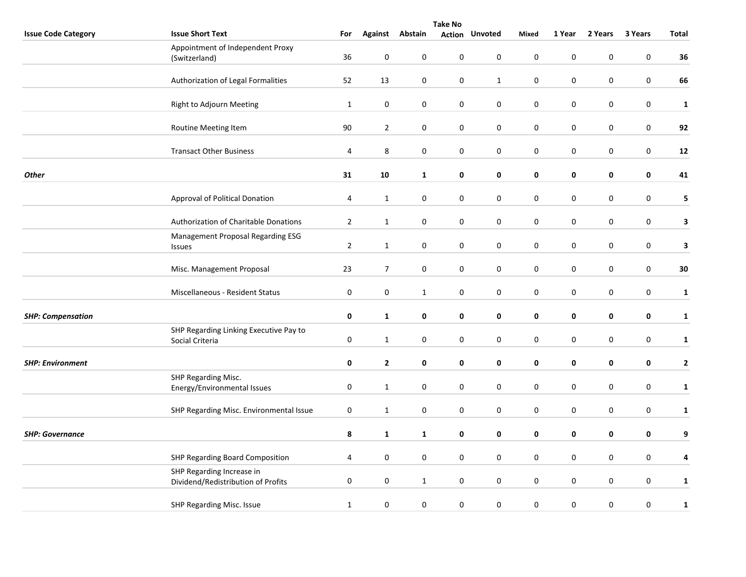| Issue Code Category | Issue Short Text | For | Against | Abstain | Take No Action | Unvoted | Mixed | 1 Year | 2 Years | 3 Years | Total |
|---|---|---|---|---|---|---|---|---|---|---|---|
| | Appointment of Independent Proxy (Switzerland) | 36 | 0 | 0 | 0 | 0 | 0 | 0 | 0 | 0 | **36** |
| | Authorization of Legal Formalities | 52 | 13 | 0 | 0 | 1 | 0 | 0 | 0 | 0 | **66** |
| | Right to Adjourn Meeting | 1 | 0 | 0 | 0 | 0 | 0 | 0 | 0 | 0 | **1** |
| | Routine Meeting Item | 90 | 2 | 0 | 0 | 0 | 0 | 0 | 0 | 0 | **92** |
| | Transact Other Business | 4 | 8 | 0 | 0 | 0 | 0 | 0 | 0 | 0 | **12** |
| ***Other*** | | **31** | **10** | **1** | **0** | **0** | **0** | **0** | **0** | **0** | **41** |
| | Approval of Political Donation | 4 | 1 | 0 | 0 | 0 | 0 | 0 | 0 | 0 | **5** |
| | Authorization of Charitable Donations | 2 | 1 | 0 | 0 | 0 | 0 | 0 | 0 | 0 | **3** |
| | Management Proposal Regarding ESG Issues | 2 | 1 | 0 | 0 | 0 | 0 | 0 | 0 | 0 | **3** |
| | Misc. Management Proposal | 23 | 7 | 0 | 0 | 0 | 0 | 0 | 0 | 0 | **30** |
| | Miscellaneous - Resident Status | 0 | 0 | 1 | 0 | 0 | 0 | 0 | 0 | 0 | **1** |
| ***SHP: Compensation*** | | **0** | **1** | **0** | **0** | **0** | **0** | **0** | **0** | **0** | **1** |
| | SHP Regarding Linking Executive Pay to Social Criteria | 0 | 1 | 0 | 0 | 0 | 0 | 0 | 0 | 0 | **1** |
| ***SHP: Environment*** | | **0** | **2** | **0** | **0** | **0** | **0** | **0** | **0** | **0** | **2** |
| | SHP Regarding Misc. Energy/Environmental Issues | 0 | 1 | 0 | 0 | 0 | 0 | 0 | 0 | 0 | **1** |
| | SHP Regarding Misc. Environmental Issue | 0 | 1 | 0 | 0 | 0 | 0 | 0 | 0 | 0 | **1** |
| ***SHP: Governance*** | | **8** | **1** | **1** | **0** | **0** | **0** | **0** | **0** | **0** | **9** |
| | SHP Regarding Board Composition | 4 | 0 | 0 | 0 | 0 | 0 | 0 | 0 | 0 | **4** |
| | SHP Regarding Increase in Dividend/Redistribution of Profits | 0 | 0 | 1 | 0 | 0 | 0 | 0 | 0 | 0 | **1** |
| | SHP Regarding Misc. Issue | 1 | 0 | 0 | 0 | 0 | 0 | 0 | 0 | 0 | **1** |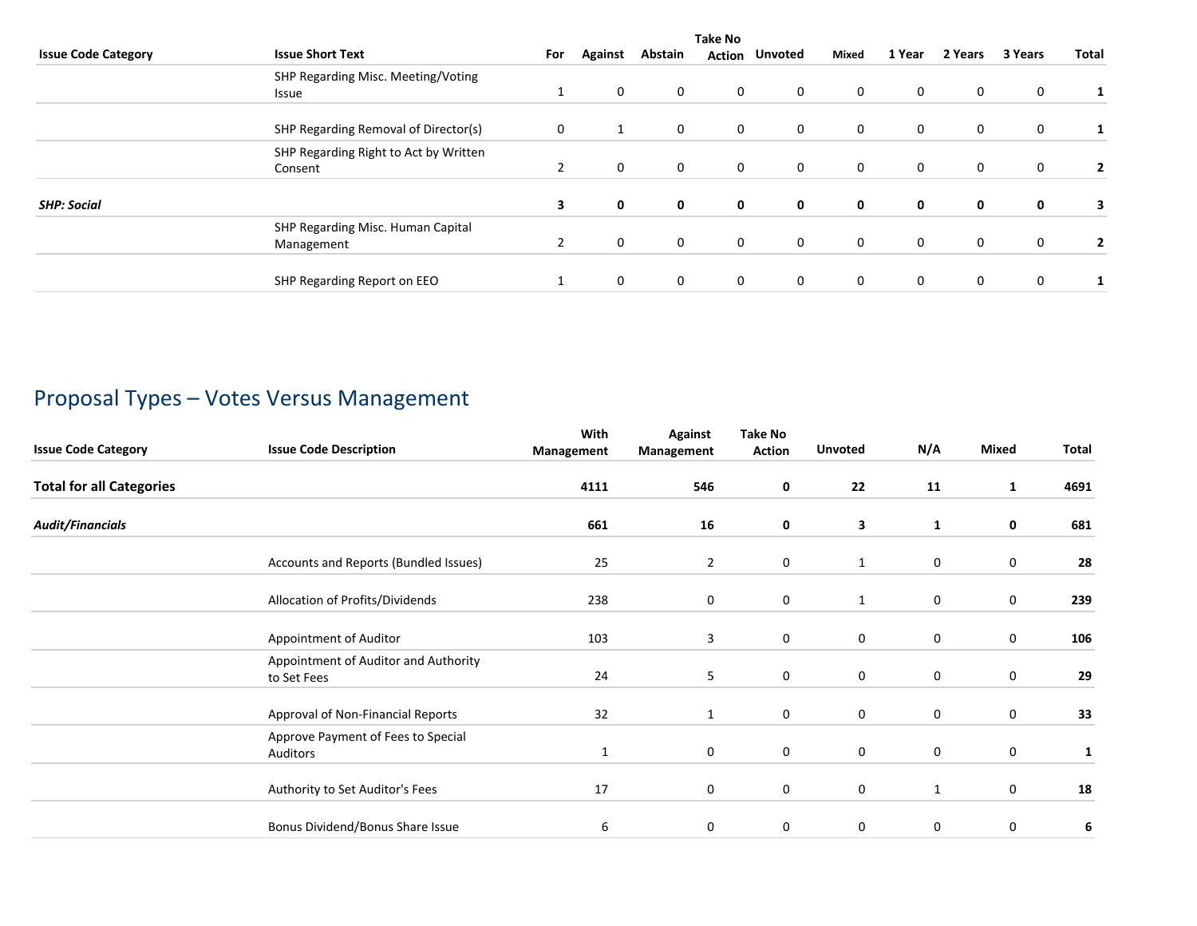| Issue Code Category | Issue Short Text | For | Against | Abstain | Take No Action | Unvoted | Mixed | 1 Year | 2 Years | 3 Years | Total |
|---|---|---|---|---|---|---|---|---|---|---|---|
| | SHP Regarding Misc. Meeting/Voting Issue | 1 | 0 | 0 | 0 | 0 | 0 | 0 | 0 | 0 | **1** |
| | SHP Regarding Removal of Director(s) | 0 | 1 | 0 | 0 | 0 | 0 | 0 | 0 | 0 | **1** |
| | SHP Regarding Right to Act by Written Consent | 2 | 0 | 0 | 0 | 0 | 0 | 0 | 0 | 0 | **2** |
| ***SHP: Social*** | | **3** | **0** | **0** | **0** | **0** | **0** | **0** | **0** | **0** | **3** |
| | SHP Regarding Misc. Human Capital Management | 2 | 0 | 0 | 0 | 0 | 0 | 0 | 0 | 0 | **2** |
| | SHP Regarding Report on EEO | 1 | 0 | 0 | 0 | 0 | 0 | 0 | 0 | 0 | **1** |

## Proposal Types – Votes Versus Management

| Issue Code Category | Issue Code Description | With Management | Against Management | Take No Action | Unvoted | N/A | Mixed | Total |
|---|---|---|---|---|---|---|---|---|
| **Total for all Categories** | | **4111** | **546** | **0** | **22** | **11** | **1** | **4691** |
| ***Audit/Financials*** | | **661** | **16** | **0** | **3** | **1** | **0** | **681** |
| | Accounts and Reports (Bundled Issues) | 25 | 2 | 0 | 1 | 0 | 0 | **28** |
| | Allocation of Profits/Dividends | 238 | 0 | 0 | 1 | 0 | 0 | **239** |
| | Appointment of Auditor | 103 | 3 | 0 | 0 | 0 | 0 | **106** |
| | Appointment of Auditor and Authority to Set Fees | 24 | 5 | 0 | 0 | 0 | 0 | **29** |
| | Approval of Non-Financial Reports | 32 | 1 | 0 | 0 | 0 | 0 | **33** |
| | Approve Payment of Fees to Special Auditors | 1 | 0 | 0 | 0 | 0 | 0 | **1** |
| | Authority to Set Auditor's Fees | 17 | 0 | 0 | 0 | 1 | 0 | **18** |
| | Bonus Dividend/Bonus Share Issue | 6 | 0 | 0 | 0 | 0 | 0 | **6** |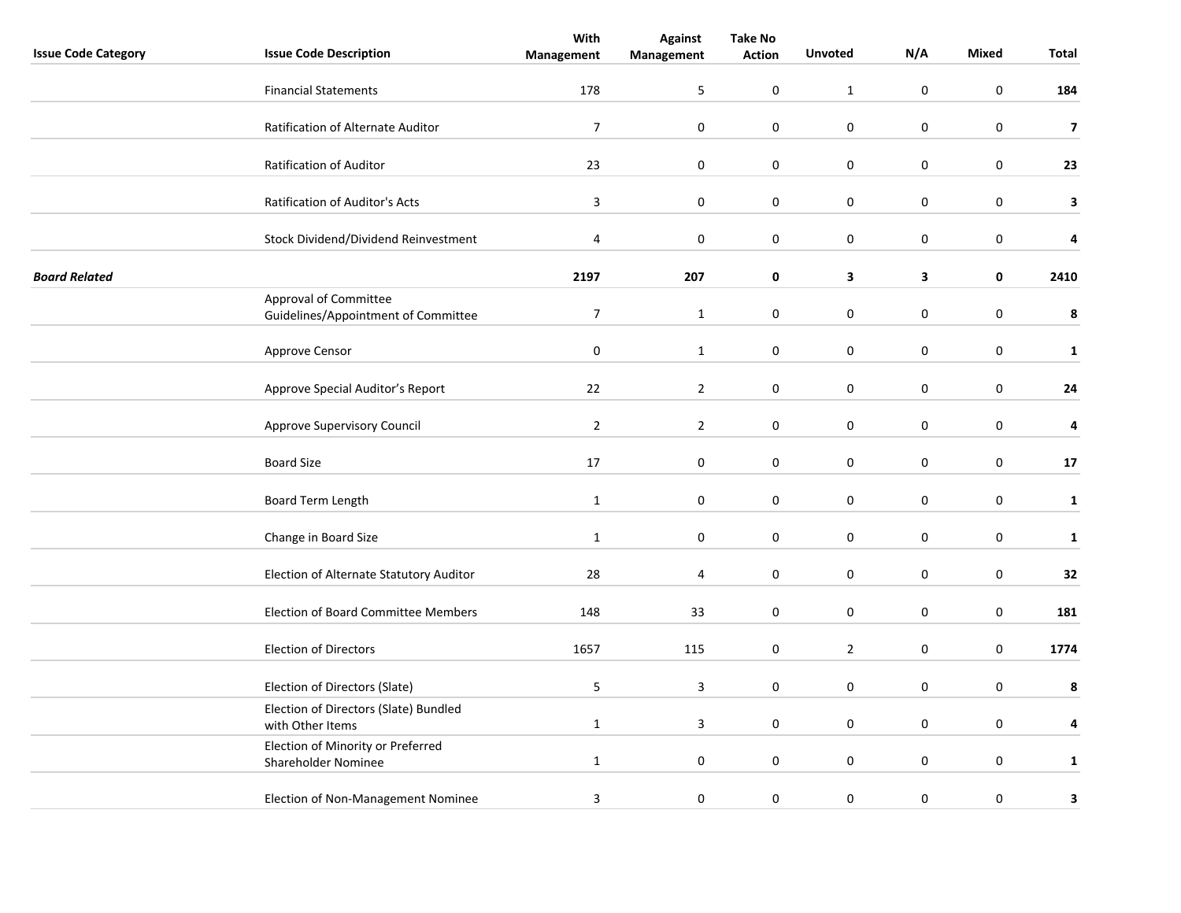| Issue Code Category | Issue Code Description | With Management | Against Management | Take No Action | Unvoted | N/A | Mixed | Total |
|---|---|---|---|---|---|---|---|---|
| | Financial Statements | 178 | 5 | 0 | 1 | 0 | 0 | **184** |
| | Ratification of Alternate Auditor | 7 | 0 | 0 | 0 | 0 | 0 | **7** |
| | Ratification of Auditor | 23 | 0 | 0 | 0 | 0 | 0 | **23** |
| | Ratification of Auditor's Acts | 3 | 0 | 0 | 0 | 0 | 0 | **3** |
| | Stock Dividend/Dividend Reinvestment | 4 | 0 | 0 | 0 | 0 | 0 | **4** |
| ***Board Related*** | | **2197** | **207** | **0** | **3** | **3** | **0** | **2410** |
| | Approval of Committee Guidelines/Appointment of Committee | 7 | 1 | 0 | 0 | 0 | 0 | **8** |
| | Approve Censor | 0 | 1 | 0 | 0 | 0 | 0 | **1** |
| | Approve Special Auditor's Report | 22 | 2 | 0 | 0 | 0 | 0 | **24** |
| | Approve Supervisory Council | 2 | 2 | 0 | 0 | 0 | 0 | **4** |
| | Board Size | 17 | 0 | 0 | 0 | 0 | 0 | **17** |
| | Board Term Length | 1 | 0 | 0 | 0 | 0 | 0 | **1** |
| | Change in Board Size | 1 | 0 | 0 | 0 | 0 | 0 | **1** |
| | Election of Alternate Statutory Auditor | 28 | 4 | 0 | 0 | 0 | 0 | **32** |
| | Election of Board Committee Members | 148 | 33 | 0 | 0 | 0 | 0 | **181** |
| | Election of Directors | 1657 | 115 | 0 | 2 | 0 | 0 | **1774** |
| | Election of Directors (Slate) | 5 | 3 | 0 | 0 | 0 | 0 | **8** |
| | Election of Directors (Slate) Bundled with Other Items | 1 | 3 | 0 | 0 | 0 | 0 | **4** |
| | Election of Minority or Preferred Shareholder Nominee | 1 | 0 | 0 | 0 | 0 | 0 | **1** |
| | Election of Non-Management Nominee | 3 | 0 | 0 | 0 | 0 | 0 | **3** |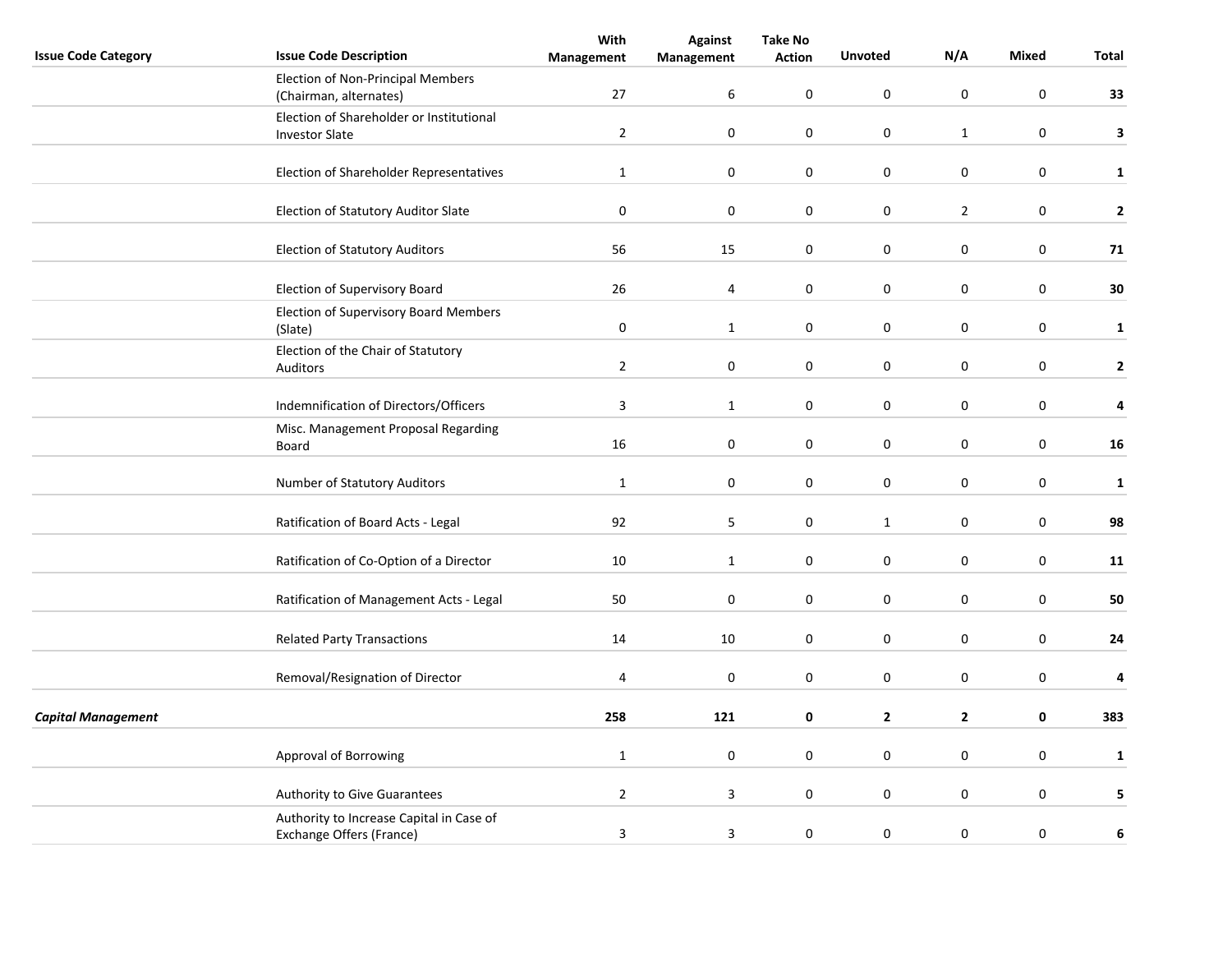| Issue Code Category | Issue Code Description | With Management | Against Management | Take No Action | Unvoted | N/A | Mixed | Total |
|---|---|---|---|---|---|---|---|---|
| | Election of Non-Principal Members (Chairman, alternates) | 27 | 6 | 0 | 0 | 0 | 0 | **33** |
| | Election of Shareholder or Institutional Investor Slate | 2 | 0 | 0 | 0 | 1 | 0 | **3** |
| | Election of Shareholder Representatives | 1 | 0 | 0 | 0 | 0 | 0 | **1** |
| | Election of Statutory Auditor Slate | 0 | 0 | 0 | 0 | 2 | 0 | **2** |
| | Election of Statutory Auditors | 56 | 15 | 0 | 0 | 0 | 0 | **71** |
| | Election of Supervisory Board | 26 | 4 | 0 | 0 | 0 | 0 | **30** |
| | Election of Supervisory Board Members (Slate) | 0 | 1 | 0 | 0 | 0 | 0 | **1** |
| | Election of the Chair of Statutory Auditors | 2 | 0 | 0 | 0 | 0 | 0 | **2** |
| | Indemnification of Directors/Officers | 3 | 1 | 0 | 0 | 0 | 0 | **4** |
| | Misc. Management Proposal Regarding Board | 16 | 0 | 0 | 0 | 0 | 0 | **16** |
| | Number of Statutory Auditors | 1 | 0 | 0 | 0 | 0 | 0 | **1** |
| | Ratification of Board Acts - Legal | 92 | 5 | 0 | 1 | 0 | 0 | **98** |
| | Ratification of Co-Option of a Director | 10 | 1 | 0 | 0 | 0 | 0 | **11** |
| | Ratification of Management Acts - Legal | 50 | 0 | 0 | 0 | 0 | 0 | **50** |
| | Related Party Transactions | 14 | 10 | 0 | 0 | 0 | 0 | **24** |
| | Removal/Resignation of Director | 4 | 0 | 0 | 0 | 0 | 0 | **4** |
| ***Capital Management*** | | **258** | **121** | **0** | **2** | **2** | **0** | **383** |
| | Approval of Borrowing | 1 | 0 | 0 | 0 | 0 | 0 | **1** |
| | Authority to Give Guarantees | 2 | 3 | 0 | 0 | 0 | 0 | **5** |
| | Authority to Increase Capital in Case of Exchange Offers (France) | 3 | 3 | 0 | 0 | 0 | 0 | **6** |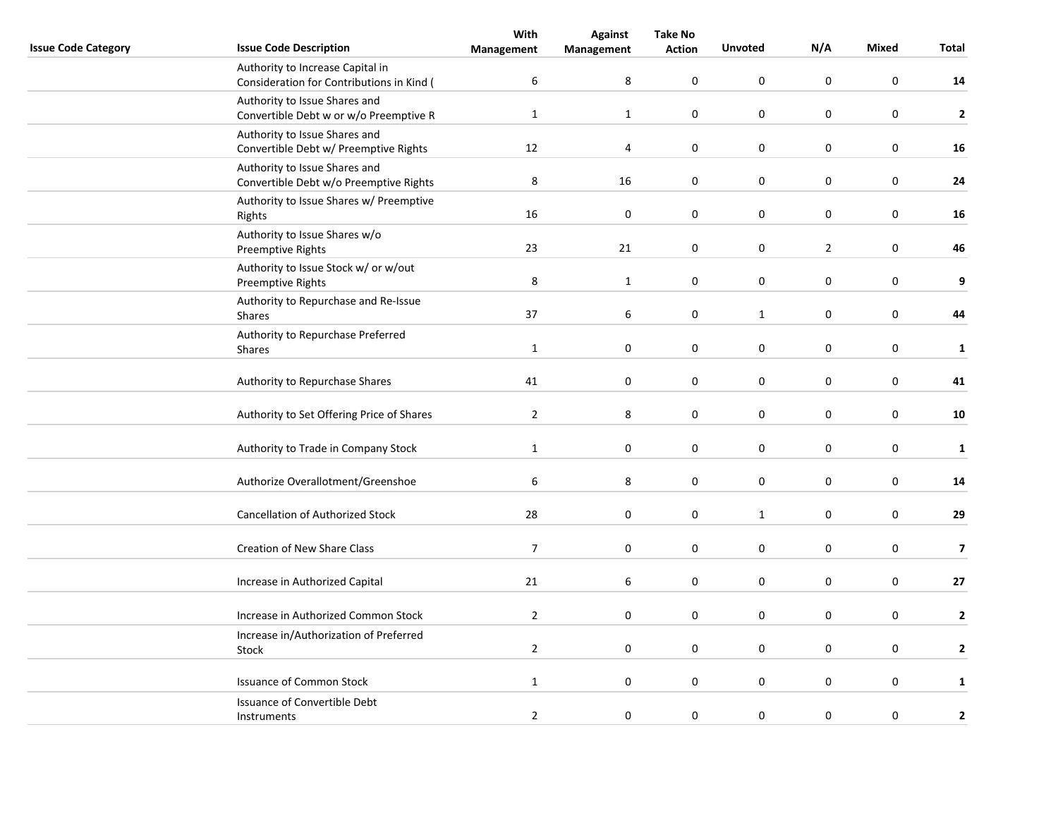| Issue Code Category | Issue Code Description | With Management | Against Management | Take No Action | Unvoted | N/A | Mixed | Total |
|---|---|---|---|---|---|---|---|---|
| | Authority to Increase Capital in Consideration for Contributions in Kind ( | 6 | 8 | 0 | 0 | 0 | 0 | **14** |
| | Authority to Issue Shares and Convertible Debt w or w/o Preemptive R | 1 | 1 | 0 | 0 | 0 | 0 | **2** |
| | Authority to Issue Shares and Convertible Debt w/ Preemptive Rights | 12 | 4 | 0 | 0 | 0 | 0 | **16** |
| | Authority to Issue Shares and Convertible Debt w/o Preemptive Rights | 8 | 16 | 0 | 0 | 0 | 0 | **24** |
| | Authority to Issue Shares w/ Preemptive Rights | 16 | 0 | 0 | 0 | 0 | 0 | **16** |
| | Authority to Issue Shares w/o Preemptive Rights | 23 | 21 | 0 | 0 | 2 | 0 | **46** |
| | Authority to Issue Stock w/ or w/out Preemptive Rights | 8 | 1 | 0 | 0 | 0 | 0 | **9** |
| | Authority to Repurchase and Re-Issue Shares | 37 | 6 | 0 | 1 | 0 | 0 | **44** |
| | Authority to Repurchase Preferred Shares | 1 | 0 | 0 | 0 | 0 | 0 | **1** |
| | Authority to Repurchase Shares | 41 | 0 | 0 | 0 | 0 | 0 | **41** |
| | Authority to Set Offering Price of Shares | 2 | 8 | 0 | 0 | 0 | 0 | **10** |
| | Authority to Trade in Company Stock | 1 | 0 | 0 | 0 | 0 | 0 | **1** |
| | Authorize Overallotment/Greenshoe | 6 | 8 | 0 | 0 | 0 | 0 | **14** |
| | Cancellation of Authorized Stock | 28 | 0 | 0 | 1 | 0 | 0 | **29** |
| | Creation of New Share Class | 7 | 0 | 0 | 0 | 0 | 0 | **7** |
| | Increase in Authorized Capital | 21 | 6 | 0 | 0 | 0 | 0 | **27** |
| | Increase in Authorized Common Stock | 2 | 0 | 0 | 0 | 0 | 0 | **2** |
| | Increase in/Authorization of Preferred Stock | 2 | 0 | 0 | 0 | 0 | 0 | **2** |
| | Issuance of Common Stock | 1 | 0 | 0 | 0 | 0 | 0 | **1** |
| | Issuance of Convertible Debt Instruments | 2 | 0 | 0 | 0 | 0 | 0 | **2** |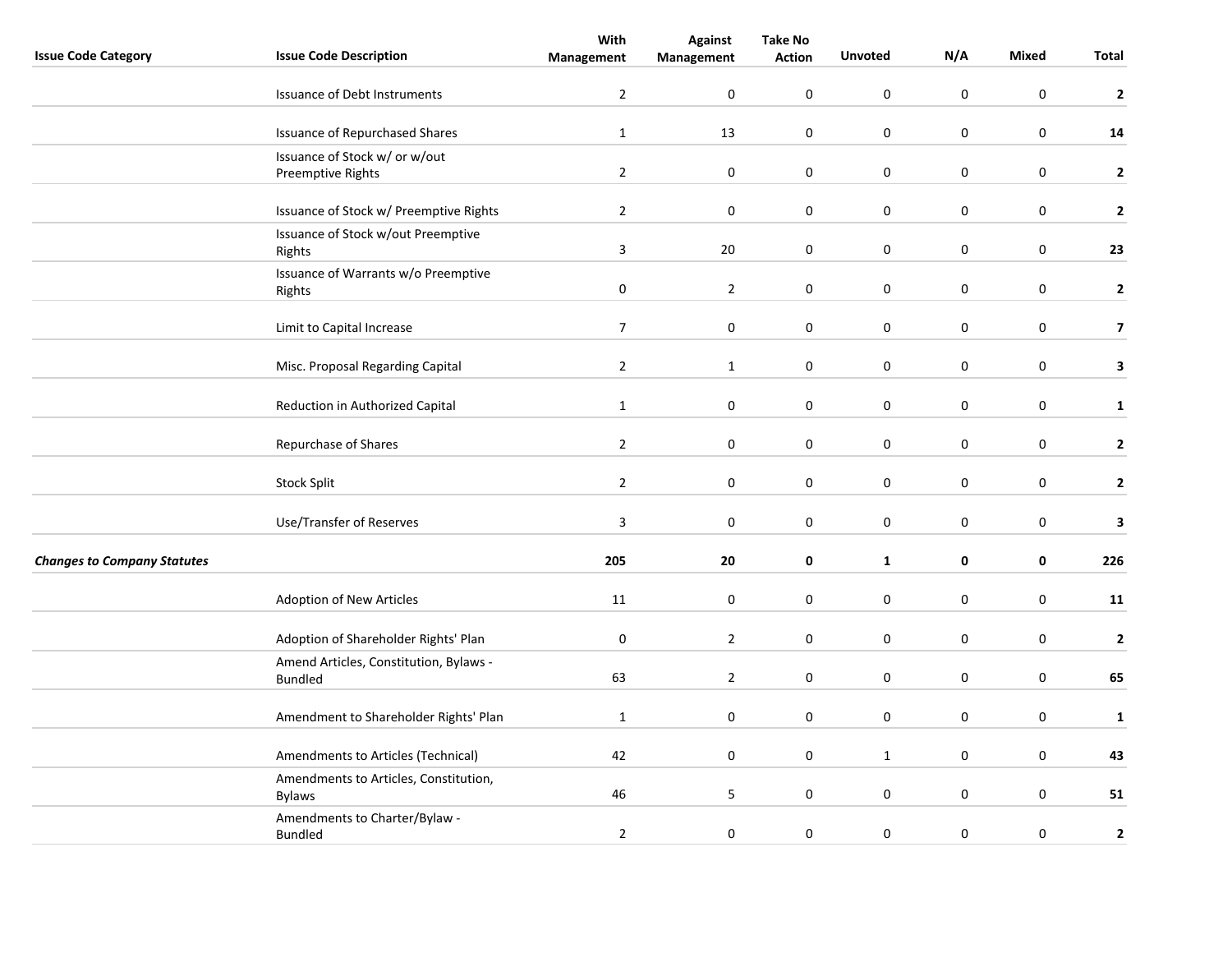| Issue Code Category | Issue Code Description | With Management | Against Management | Take No Action | Unvoted | N/A | Mixed | Total |
|---|---|---|---|---|---|---|---|---|
| | Issuance of Debt Instruments | 2 | 0 | 0 | 0 | 0 | 0 | **2** |
| | Issuance of Repurchased Shares | 1 | 13 | 0 | 0 | 0 | 0 | **14** |
| | Issuance of Stock w/ or w/out Preemptive Rights | 2 | 0 | 0 | 0 | 0 | 0 | **2** |
| | Issuance of Stock w/ Preemptive Rights | 2 | 0 | 0 | 0 | 0 | 0 | **2** |
| | Issuance of Stock w/out Preemptive Rights | 3 | 20 | 0 | 0 | 0 | 0 | **23** |
| | Issuance of Warrants w/o Preemptive Rights | 0 | 2 | 0 | 0 | 0 | 0 | **2** |
| | Limit to Capital Increase | 7 | 0 | 0 | 0 | 0 | 0 | **7** |
| | Misc. Proposal Regarding Capital | 2 | 1 | 0 | 0 | 0 | 0 | **3** |
| | Reduction in Authorized Capital | 1 | 0 | 0 | 0 | 0 | 0 | **1** |
| | Repurchase of Shares | 2 | 0 | 0 | 0 | 0 | 0 | **2** |
| | Stock Split | 2 | 0 | 0 | 0 | 0 | 0 | **2** |
| | Use/Transfer of Reserves | 3 | 0 | 0 | 0 | 0 | 0 | **3** |
| ***Changes to Company Statutes*** | | **205** | **20** | **0** | **1** | **0** | **0** | **226** |
| | Adoption of New Articles | 11 | 0 | 0 | 0 | 0 | 0 | **11** |
| | Adoption of Shareholder Rights' Plan | 0 | 2 | 0 | 0 | 0 | 0 | **2** |
| | Amend Articles, Constitution, Bylaws - Bundled | 63 | 2 | 0 | 0 | 0 | 0 | **65** |
| | Amendment to Shareholder Rights' Plan | 1 | 0 | 0 | 0 | 0 | 0 | **1** |
| | Amendments to Articles (Technical) | 42 | 0 | 0 | 1 | 0 | 0 | **43** |
| | Amendments to Articles, Constitution, Bylaws | 46 | 5 | 0 | 0 | 0 | 0 | **51** |
| | Amendments to Charter/Bylaw - Bundled | 2 | 0 | 0 | 0 | 0 | 0 | **2** |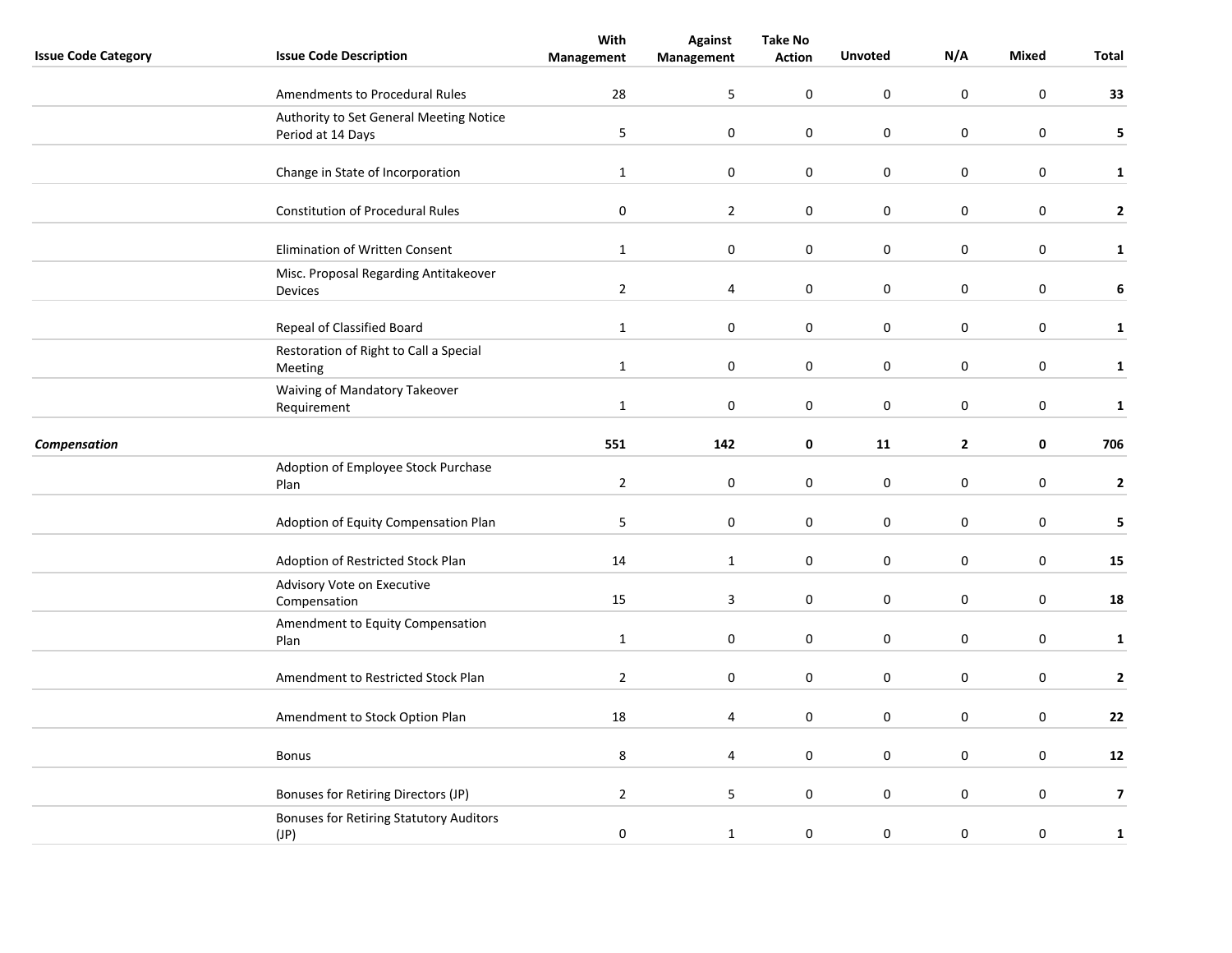| Issue Code Category | Issue Code Description | With Management | Against Management | Take No Action | Unvoted | N/A | Mixed | Total |
|---|---|---|---|---|---|---|---|---|
| | Amendments to Procedural Rules | 28 | 5 | 0 | 0 | 0 | 0 | **33** |
| | Authority to Set General Meeting Notice Period at 14 Days | 5 | 0 | 0 | 0 | 0 | 0 | **5** |
| | Change in State of Incorporation | 1 | 0 | 0 | 0 | 0 | 0 | **1** |
| | Constitution of Procedural Rules | 0 | 2 | 0 | 0 | 0 | 0 | **2** |
| | Elimination of Written Consent | 1 | 0 | 0 | 0 | 0 | 0 | **1** |
| | Misc. Proposal Regarding Antitakeover Devices | 2 | 4 | 0 | 0 | 0 | 0 | **6** |
| | Repeal of Classified Board | 1 | 0 | 0 | 0 | 0 | 0 | **1** |
| | Restoration of Right to Call a Special Meeting | 1 | 0 | 0 | 0 | 0 | 0 | **1** |
| | Waiving of Mandatory Takeover Requirement | 1 | 0 | 0 | 0 | 0 | 0 | **1** |
| ***Compensation*** | | **551** | **142** | **0** | **11** | **2** | **0** | **706** |
| | Adoption of Employee Stock Purchase Plan | 2 | 0 | 0 | 0 | 0 | 0 | **2** |
| | Adoption of Equity Compensation Plan | 5 | 0 | 0 | 0 | 0 | 0 | **5** |
| | Adoption of Restricted Stock Plan | 14 | 1 | 0 | 0 | 0 | 0 | **15** |
| | Advisory Vote on Executive Compensation | 15 | 3 | 0 | 0 | 0 | 0 | **18** |
| | Amendment to Equity Compensation Plan | 1 | 0 | 0 | 0 | 0 | 0 | **1** |
| | Amendment to Restricted Stock Plan | 2 | 0 | 0 | 0 | 0 | 0 | **2** |
| | Amendment to Stock Option Plan | 18 | 4 | 0 | 0 | 0 | 0 | **22** |
| | Bonus | 8 | 4 | 0 | 0 | 0 | 0 | **12** |
| | Bonuses for Retiring Directors (JP) | 2 | 5 | 0 | 0 | 0 | 0 | **7** |
| | Bonuses for Retiring Statutory Auditors (JP) | 0 | 1 | 0 | 0 | 0 | 0 | **1** |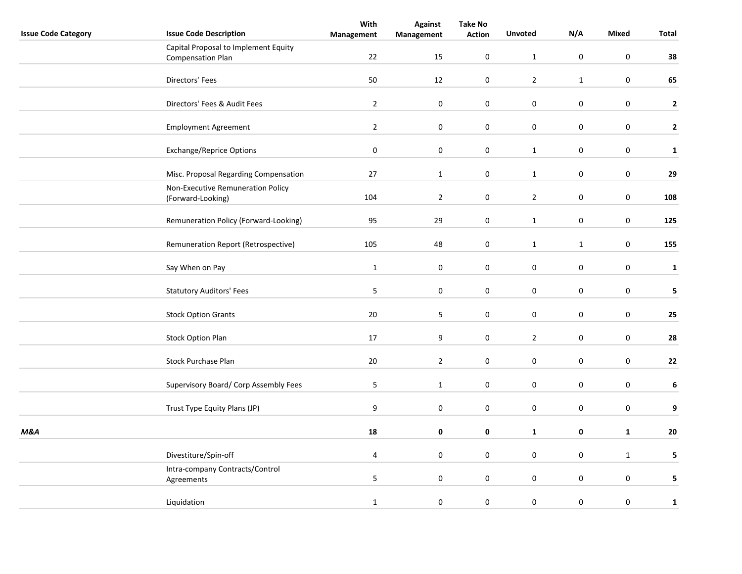| Issue Code Category | Issue Code Description | With Management | Against Management | Take No Action | Unvoted | N/A | Mixed | Total |
|---|---|---|---|---|---|---|---|---|
| | Capital Proposal to Implement Equity Compensation Plan | 22 | 15 | 0 | 1 | 0 | 0 | **38** |
| | Directors' Fees | 50 | 12 | 0 | 2 | 1 | 0 | **65** |
| | Directors' Fees & Audit Fees | 2 | 0 | 0 | 0 | 0 | 0 | **2** |
| | Employment Agreement | 2 | 0 | 0 | 0 | 0 | 0 | **2** |
| | Exchange/Reprice Options | 0 | 0 | 0 | 1 | 0 | 0 | **1** |
| | Misc. Proposal Regarding Compensation | 27 | 1 | 0 | 1 | 0 | 0 | **29** |
| | Non-Executive Remuneration Policy (Forward-Looking) | 104 | 2 | 0 | 2 | 0 | 0 | **108** |
| | Remuneration Policy (Forward-Looking) | 95 | 29 | 0 | 1 | 0 | 0 | **125** |
| | Remuneration Report (Retrospective) | 105 | 48 | 0 | 1 | 1 | 0 | **155** |
| | Say When on Pay | 1 | 0 | 0 | 0 | 0 | 0 | **1** |
| | Statutory Auditors' Fees | 5 | 0 | 0 | 0 | 0 | 0 | **5** |
| | Stock Option Grants | 20 | 5 | 0 | 0 | 0 | 0 | **25** |
| | Stock Option Plan | 17 | 9 | 0 | 2 | 0 | 0 | **28** |
| | Stock Purchase Plan | 20 | 2 | 0 | 0 | 0 | 0 | **22** |
| | Supervisory Board/ Corp Assembly Fees | 5 | 1 | 0 | 0 | 0 | 0 | **6** |
| | Trust Type Equity Plans (JP) | 9 | 0 | 0 | 0 | 0 | 0 | **9** |
| ***M&A*** | | **18** | **0** | **0** | **1** | **0** | **1** | **20** |
| | Divestiture/Spin-off | 4 | 0 | 0 | 0 | 0 | 1 | **5** |
| | Intra-company Contracts/Control Agreements | 5 | 0 | 0 | 0 | 0 | 0 | **5** |
| | Liquidation | 1 | 0 | 0 | 0 | 0 | 0 | **1** |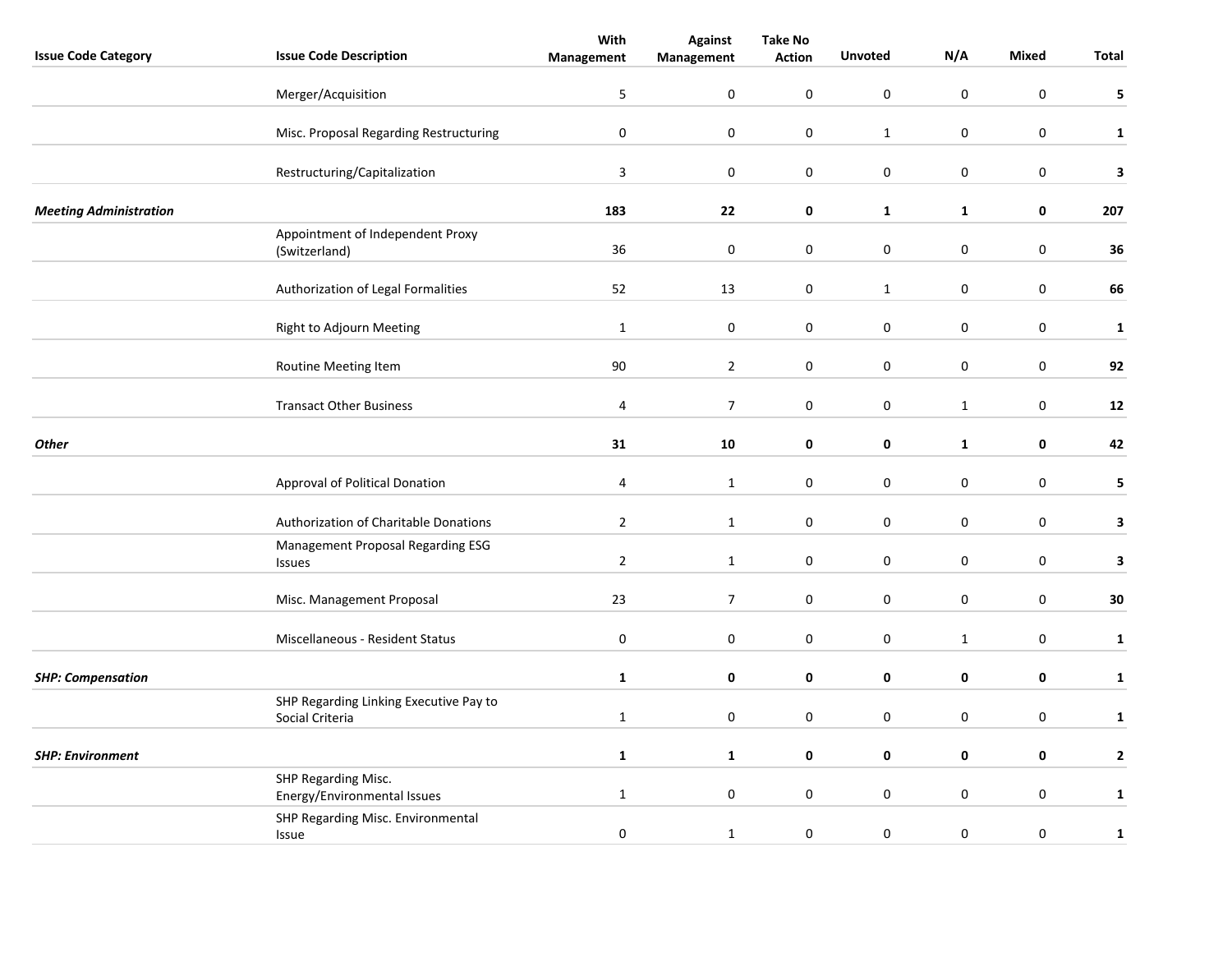| Issue Code Category | Issue Code Description | With Management | Against Management | Take No Action | Unvoted | N/A | Mixed | Total |
|---|---|---|---|---|---|---|---|---|
| | Merger/Acquisition | 5 | 0 | 0 | 0 | 0 | 0 | **5** |
| | Misc. Proposal Regarding Restructuring | 0 | 0 | 0 | 1 | 0 | 0 | **1** |
| | Restructuring/Capitalization | 3 | 0 | 0 | 0 | 0 | 0 | **3** |
| ***Meeting Administration*** | | **183** | **22** | **0** | **1** | **1** | **0** | **207** |
| | Appointment of Independent Proxy (Switzerland) | 36 | 0 | 0 | 0 | 0 | 0 | **36** |
| | Authorization of Legal Formalities | 52 | 13 | 0 | 1 | 0 | 0 | **66** |
| | Right to Adjourn Meeting | 1 | 0 | 0 | 0 | 0 | 0 | **1** |
| | Routine Meeting Item | 90 | 2 | 0 | 0 | 0 | 0 | **92** |
| | Transact Other Business | 4 | 7 | 0 | 0 | 1 | 0 | **12** |
| ***Other*** | | **31** | **10** | **0** | **0** | **1** | **0** | **42** |
| | Approval of Political Donation | 4 | 1 | 0 | 0 | 0 | 0 | **5** |
| | Authorization of Charitable Donations | 2 | 1 | 0 | 0 | 0 | 0 | **3** |
| | Management Proposal Regarding ESG Issues | 2 | 1 | 0 | 0 | 0 | 0 | **3** |
| | Misc. Management Proposal | 23 | 7 | 0 | 0 | 0 | 0 | **30** |
| | Miscellaneous - Resident Status | 0 | 0 | 0 | 0 | 1 | 0 | **1** |
| ***SHP: Compensation*** | | **1** | **0** | **0** | **0** | **0** | **0** | **1** |
| | SHP Regarding Linking Executive Pay to Social Criteria | 1 | 0 | 0 | 0 | 0 | 0 | **1** |
| ***SHP: Environment*** | | **1** | **1** | **0** | **0** | **0** | **0** | **2** |
| | SHP Regarding Misc. Energy/Environmental Issues | 1 | 0 | 0 | 0 | 0 | 0 | **1** |
| | SHP Regarding Misc. Environmental Issue | 0 | 1 | 0 | 0 | 0 | 0 | **1** |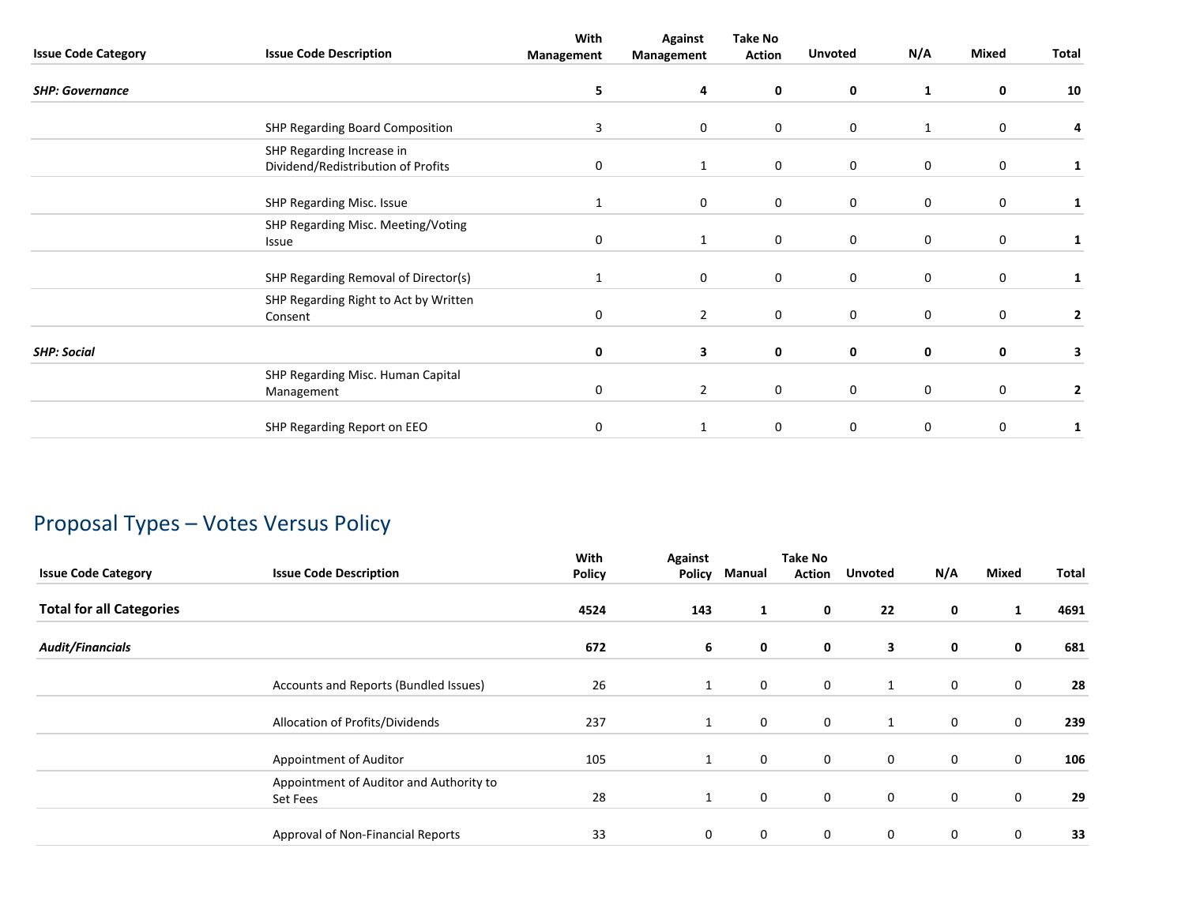| Issue Code Category | Issue Code Description | With Management | Against Management | Take No Action | Unvoted | N/A | Mixed | Total |
|---|---|---|---|---|---|---|---|---|
| ***SHP: Governance*** | | **5** | **4** | **0** | **0** | **1** | **0** | **10** |
| | SHP Regarding Board Composition | 3 | 0 | 0 | 0 | 1 | 0 | **4** |
| | SHP Regarding Increase in Dividend/Redistribution of Profits | 0 | 1 | 0 | 0 | 0 | 0 | **1** |
| | SHP Regarding Misc. Issue | 1 | 0 | 0 | 0 | 0 | 0 | **1** |
| | SHP Regarding Misc. Meeting/Voting Issue | 0 | 1 | 0 | 0 | 0 | 0 | **1** |
| | SHP Regarding Removal of Director(s) | 1 | 0 | 0 | 0 | 0 | 0 | **1** |
| | SHP Regarding Right to Act by Written Consent | 0 | 2 | 0 | 0 | 0 | 0 | **2** |
| ***SHP: Social*** | | **0** | **3** | **0** | **0** | **0** | **0** | **3** |
| | SHP Regarding Misc. Human Capital Management | 0 | 2 | 0 | 0 | 0 | 0 | **2** |
| | SHP Regarding Report on EEO | 0 | 1 | 0 | 0 | 0 | 0 | **1** |

## Proposal Types – Votes Versus Policy

| Issue Code Category | Issue Code Description | With Policy | Against Policy | Manual | Take No Action | Unvoted | N/A | Mixed | Total |
|---|---|---|---|---|---|---|---|---|---|
| **Total for all Categories** | | **4524** | **143** | **1** | **0** | **22** | **0** | **1** | **4691** |
| ***Audit/Financials*** | | **672** | **6** | **0** | **0** | **3** | **0** | **0** | **681** |
| | Accounts and Reports (Bundled Issues) | 26 | 1 | 0 | 0 | 1 | 0 | 0 | **28** |
| | Allocation of Profits/Dividends | 237 | 1 | 0 | 0 | 1 | 0 | 0 | **239** |
| | Appointment of Auditor | 105 | 1 | 0 | 0 | 0 | 0 | 0 | **106** |
| | Appointment of Auditor and Authority to Set Fees | 28 | 1 | 0 | 0 | 0 | 0 | 0 | **29** |
| | Approval of Non-Financial Reports | 33 | 0 | 0 | 0 | 0 | 0 | 0 | **33** |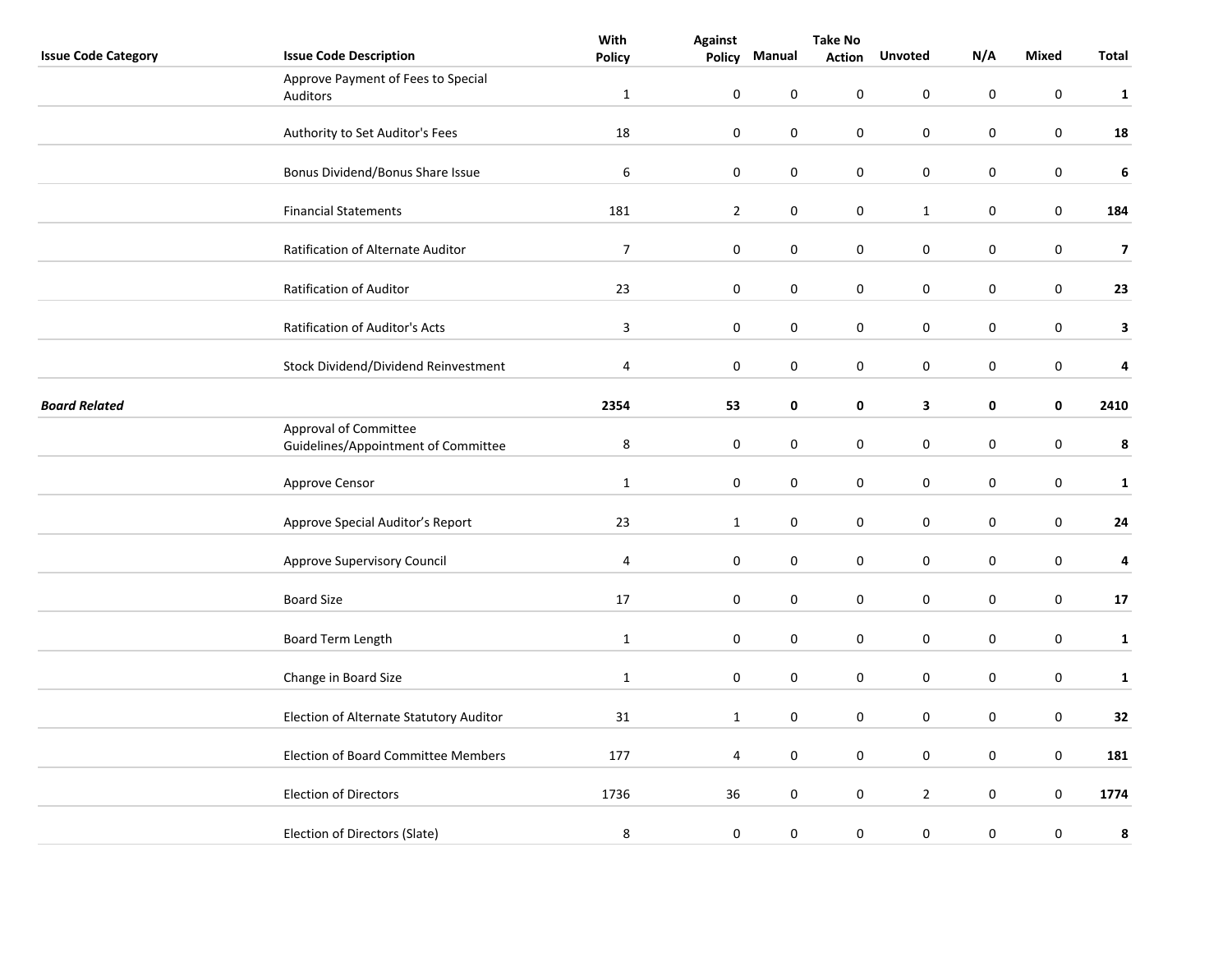| Issue Code Category | Issue Code Description | With Policy | Against Policy | Manual | Take No Action | Unvoted | N/A | Mixed | Total |
|---|---|---|---|---|---|---|---|---|---|
| | Approve Payment of Fees to Special Auditors | 1 | 0 | 0 | 0 | 0 | 0 | 0 | **1** |
| | Authority to Set Auditor's Fees | 18 | 0 | 0 | 0 | 0 | 0 | 0 | **18** |
| | Bonus Dividend/Bonus Share Issue | 6 | 0 | 0 | 0 | 0 | 0 | 0 | **6** |
| | Financial Statements | 181 | 2 | 0 | 0 | 1 | 0 | 0 | **184** |
| | Ratification of Alternate Auditor | 7 | 0 | 0 | 0 | 0 | 0 | 0 | **7** |
| | Ratification of Auditor | 23 | 0 | 0 | 0 | 0 | 0 | 0 | **23** |
| | Ratification of Auditor's Acts | 3 | 0 | 0 | 0 | 0 | 0 | 0 | **3** |
| | Stock Dividend/Dividend Reinvestment | 4 | 0 | 0 | 0 | 0 | 0 | 0 | **4** |
| ***Board Related*** | | **2354** | **53** | **0** | **0** | **3** | **0** | **0** | **2410** |
| | Approval of Committee Guidelines/Appointment of Committee | 8 | 0 | 0 | 0 | 0 | 0 | 0 | **8** |
| | Approve Censor | 1 | 0 | 0 | 0 | 0 | 0 | 0 | **1** |
| | Approve Special Auditor’s Report | 23 | 1 | 0 | 0 | 0 | 0 | 0 | **24** |
| | Approve Supervisory Council | 4 | 0 | 0 | 0 | 0 | 0 | 0 | **4** |
| | Board Size | 17 | 0 | 0 | 0 | 0 | 0 | 0 | **17** |
| | Board Term Length | 1 | 0 | 0 | 0 | 0 | 0 | 0 | **1** |
| | Change in Board Size | 1 | 0 | 0 | 0 | 0 | 0 | 0 | **1** |
| | Election of Alternate Statutory Auditor | 31 | 1 | 0 | 0 | 0 | 0 | 0 | **32** |
| | Election of Board Committee Members | 177 | 4 | 0 | 0 | 0 | 0 | 0 | **181** |
| | Election of Directors | 1736 | 36 | 0 | 0 | 2 | 0 | 0 | **1774** |
| | Election of Directors (Slate) | 8 | 0 | 0 | 0 | 0 | 0 | 0 | **8** |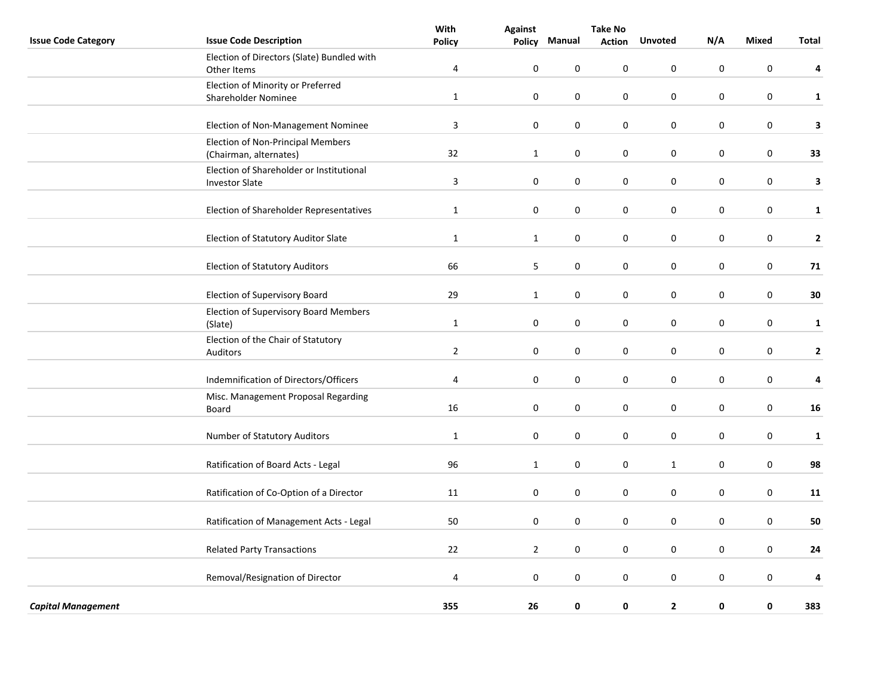| Issue Code Category | Issue Code Description | With Policy | Against Policy | Manual | Take No Action | Unvoted | N/A | Mixed | Total |
|---|---|---|---|---|---|---|---|---|---|
| | Election of Directors (Slate) Bundled with Other Items | 4 | 0 | 0 | 0 | 0 | 0 | 0 | **4** |
| | Election of Minority or Preferred Shareholder Nominee | 1 | 0 | 0 | 0 | 0 | 0 | 0 | **1** |
| | Election of Non-Management Nominee | 3 | 0 | 0 | 0 | 0 | 0 | 0 | **3** |
| | Election of Non-Principal Members (Chairman, alternates) | 32 | 1 | 0 | 0 | 0 | 0 | 0 | **33** |
| | Election of Shareholder or Institutional Investor Slate | 3 | 0 | 0 | 0 | 0 | 0 | 0 | **3** |
| | Election of Shareholder Representatives | 1 | 0 | 0 | 0 | 0 | 0 | 0 | **1** |
| | Election of Statutory Auditor Slate | 1 | 1 | 0 | 0 | 0 | 0 | 0 | **2** |
| | Election of Statutory Auditors | 66 | 5 | 0 | 0 | 0 | 0 | 0 | **71** |
| | Election of Supervisory Board | 29 | 1 | 0 | 0 | 0 | 0 | 0 | **30** |
| | Election of Supervisory Board Members (Slate) | 1 | 0 | 0 | 0 | 0 | 0 | 0 | **1** |
| | Election of the Chair of Statutory Auditors | 2 | 0 | 0 | 0 | 0 | 0 | 0 | **2** |
| | Indemnification of Directors/Officers | 4 | 0 | 0 | 0 | 0 | 0 | 0 | **4** |
| | Misc. Management Proposal Regarding Board | 16 | 0 | 0 | 0 | 0 | 0 | 0 | **16** |
| | Number of Statutory Auditors | 1 | 0 | 0 | 0 | 0 | 0 | 0 | **1** |
| | Ratification of Board Acts - Legal | 96 | 1 | 0 | 0 | 1 | 0 | 0 | **98** |
| | Ratification of Co-Option of a Director | 11 | 0 | 0 | 0 | 0 | 0 | 0 | **11** |
| | Ratification of Management Acts - Legal | 50 | 0 | 0 | 0 | 0 | 0 | 0 | **50** |
| | Related Party Transactions | 22 | 2 | 0 | 0 | 0 | 0 | 0 | **24** |
| | Removal/Resignation of Director | 4 | 0 | 0 | 0 | 0 | 0 | 0 | **4** |
| ***Capital Management*** | | **355** | **26** | **0** | **0** | **2** | **0** | **0** | **383** |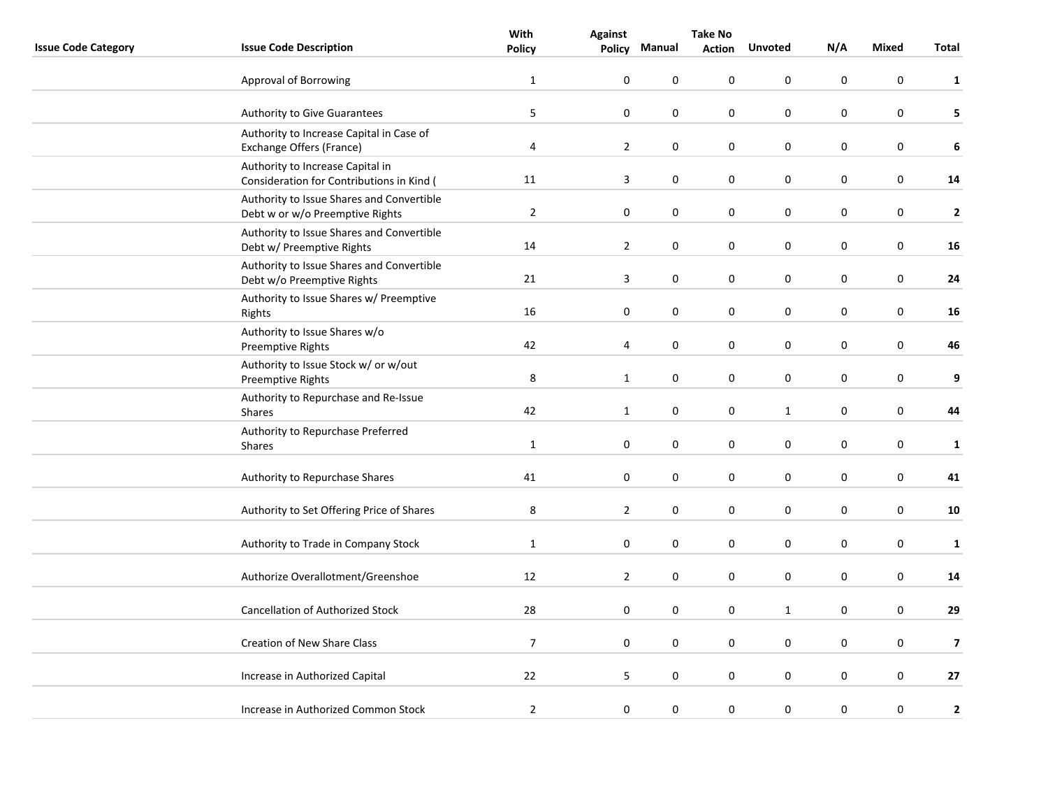| Issue Code Category | Issue Code Description | With Policy | Against Policy | Manual | Take No Action | Unvoted | N/A | Mixed | Total |
|---|---|---|---|---|---|---|---|---|---|
| | Approval of Borrowing | 1 | 0 | 0 | 0 | 0 | 0 | 0 | **1** |
| | Authority to Give Guarantees | 5 | 0 | 0 | 0 | 0 | 0 | 0 | **5** |
| | Authority to Increase Capital in Case of Exchange Offers (France) | 4 | 2 | 0 | 0 | 0 | 0 | 0 | **6** |
| | Authority to Increase Capital in Consideration for Contributions in Kind ( | 11 | 3 | 0 | 0 | 0 | 0 | 0 | **14** |
| | Authority to Issue Shares and Convertible Debt w or w/o Preemptive Rights | 2 | 0 | 0 | 0 | 0 | 0 | 0 | **2** |
| | Authority to Issue Shares and Convertible Debt w/ Preemptive Rights | 14 | 2 | 0 | 0 | 0 | 0 | 0 | **16** |
| | Authority to Issue Shares and Convertible Debt w/o Preemptive Rights | 21 | 3 | 0 | 0 | 0 | 0 | 0 | **24** |
| | Authority to Issue Shares w/ Preemptive Rights | 16 | 0 | 0 | 0 | 0 | 0 | 0 | **16** |
| | Authority to Issue Shares w/o Preemptive Rights | 42 | 4 | 0 | 0 | 0 | 0 | 0 | **46** |
| | Authority to Issue Stock w/ or w/out Preemptive Rights | 8 | 1 | 0 | 0 | 0 | 0 | 0 | **9** |
| | Authority to Repurchase and Re-Issue Shares | 42 | 1 | 0 | 0 | 1 | 0 | 0 | **44** |
| | Authority to Repurchase Preferred Shares | 1 | 0 | 0 | 0 | 0 | 0 | 0 | **1** |
| | Authority to Repurchase Shares | 41 | 0 | 0 | 0 | 0 | 0 | 0 | **41** |
| | Authority to Set Offering Price of Shares | 8 | 2 | 0 | 0 | 0 | 0 | 0 | **10** |
| | Authority to Trade in Company Stock | 1 | 0 | 0 | 0 | 0 | 0 | 0 | **1** |
| | Authorize Overallotment/Greenshoe | 12 | 2 | 0 | 0 | 0 | 0 | 0 | **14** |
| | Cancellation of Authorized Stock | 28 | 0 | 0 | 0 | 1 | 0 | 0 | **29** |
| | Creation of New Share Class | 7 | 0 | 0 | 0 | 0 | 0 | 0 | **7** |
| | Increase in Authorized Capital | 22 | 5 | 0 | 0 | 0 | 0 | 0 | **27** |
| | Increase in Authorized Common Stock | 2 | 0 | 0 | 0 | 0 | 0 | 0 | **2** |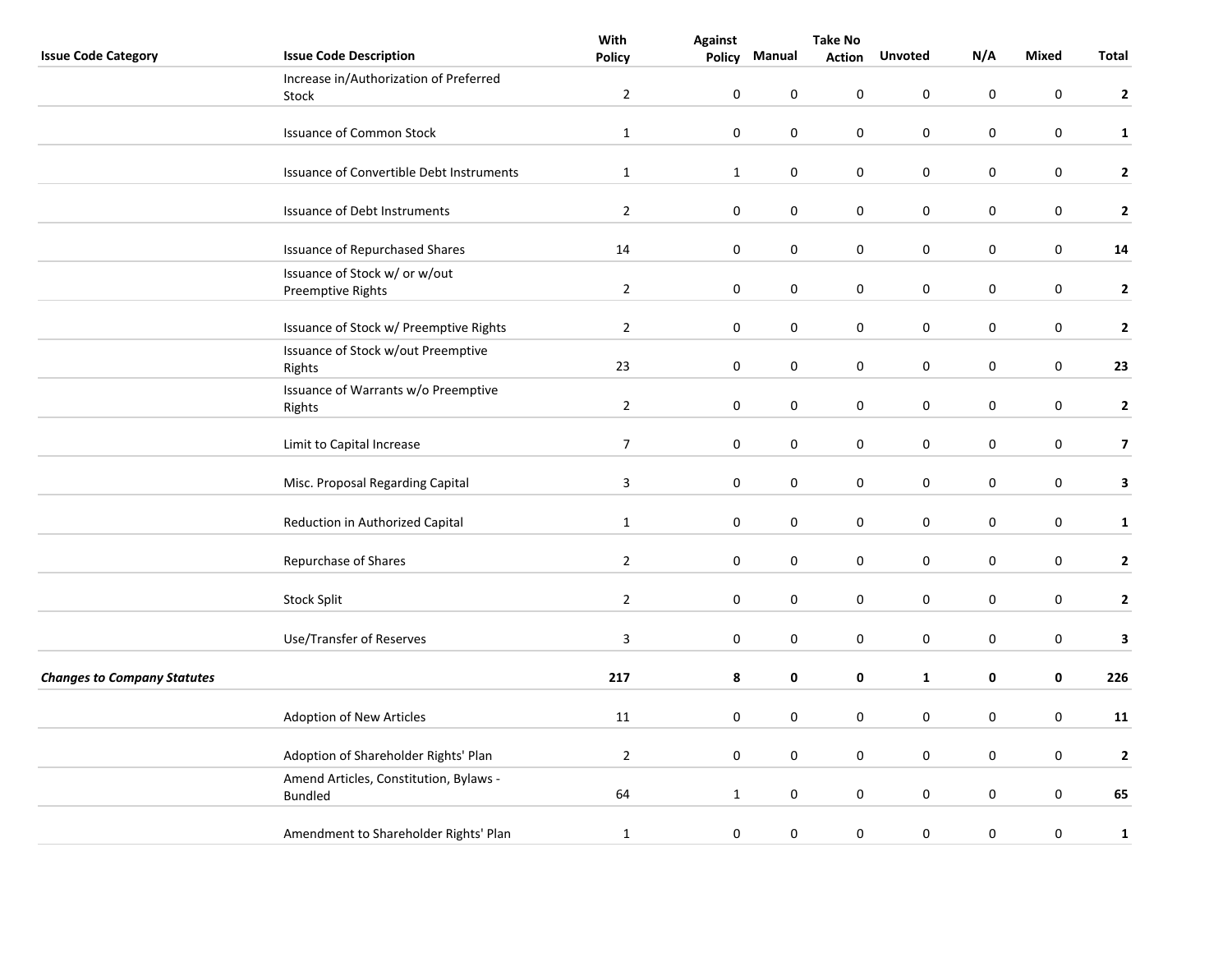| Issue Code Category | Issue Code Description | With Policy | Against Policy | Manual | Take No Action | Unvoted | N/A | Mixed | Total |
| --- | --- | --- | --- | --- | --- | --- | --- | --- | --- |
| | Increase in/Authorization of Preferred Stock | 2 | 0 | 0 | 0 | 0 | 0 | 0 | **2** |
| | Issuance of Common Stock | 1 | 0 | 0 | 0 | 0 | 0 | 0 | **1** |
| | Issuance of Convertible Debt Instruments | 1 | 1 | 0 | 0 | 0 | 0 | 0 | **2** |
| | Issuance of Debt Instruments | 2 | 0 | 0 | 0 | 0 | 0 | 0 | **2** |
| | Issuance of Repurchased Shares | 14 | 0 | 0 | 0 | 0 | 0 | 0 | **14** |
| | Issuance of Stock w/ or w/out Preemptive Rights | 2 | 0 | 0 | 0 | 0 | 0 | 0 | **2** |
| | Issuance of Stock w/ Preemptive Rights | 2 | 0 | 0 | 0 | 0 | 0 | 0 | **2** |
| | Issuance of Stock w/out Preemptive Rights | 23 | 0 | 0 | 0 | 0 | 0 | 0 | **23** |
| | Issuance of Warrants w/o Preemptive Rights | 2 | 0 | 0 | 0 | 0 | 0 | 0 | **2** |
| | Limit to Capital Increase | 7 | 0 | 0 | 0 | 0 | 0 | 0 | **7** |
| | Misc. Proposal Regarding Capital | 3 | 0 | 0 | 0 | 0 | 0 | 0 | **3** |
| | Reduction in Authorized Capital | 1 | 0 | 0 | 0 | 0 | 0 | 0 | **1** |
| | Repurchase of Shares | 2 | 0 | 0 | 0 | 0 | 0 | 0 | **2** |
| | Stock Split | 2 | 0 | 0 | 0 | 0 | 0 | 0 | **2** |
| | Use/Transfer of Reserves | 3 | 0 | 0 | 0 | 0 | 0 | 0 | **3** |
| ***Changes to Company Statutes*** | | **217** | **8** | **0** | **0** | **1** | **0** | **0** | **226** |
| | Adoption of New Articles | 11 | 0 | 0 | 0 | 0 | 0 | 0 | **11** |
| | Adoption of Shareholder Rights' Plan | 2 | 0 | 0 | 0 | 0 | 0 | 0 | **2** |
| | Amend Articles, Constitution, Bylaws - Bundled | 64 | 1 | 0 | 0 | 0 | 0 | 0 | **65** |
| | Amendment to Shareholder Rights' Plan | 1 | 0 | 0 | 0 | 0 | 0 | 0 | **1** |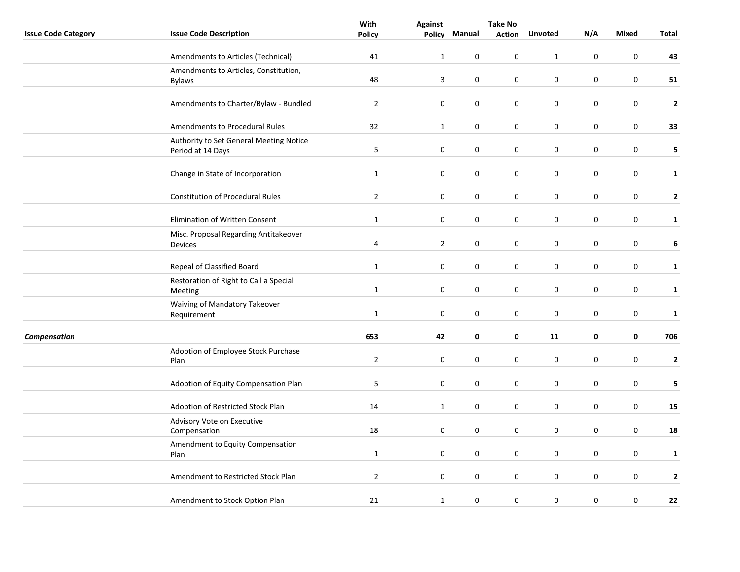| Issue Code Category | Issue Code Description | With Policy | Against Policy | Manual | Take No Action | Unvoted | N/A | Mixed | Total |
|---|---|---|---|---|---|---|---|---|---|
| | Amendments to Articles (Technical) | 41 | 1 | 0 | 0 | 1 | 0 | 0 | **43** |
| | Amendments to Articles, Constitution, Bylaws | 48 | 3 | 0 | 0 | 0 | 0 | 0 | **51** |
| | Amendments to Charter/Bylaw - Bundled | 2 | 0 | 0 | 0 | 0 | 0 | 0 | **2** |
| | Amendments to Procedural Rules | 32 | 1 | 0 | 0 | 0 | 0 | 0 | **33** |
| | Authority to Set General Meeting Notice Period at 14 Days | 5 | 0 | 0 | 0 | 0 | 0 | 0 | **5** |
| | Change in State of Incorporation | 1 | 0 | 0 | 0 | 0 | 0 | 0 | **1** |
| | Constitution of Procedural Rules | 2 | 0 | 0 | 0 | 0 | 0 | 0 | **2** |
| | Elimination of Written Consent | 1 | 0 | 0 | 0 | 0 | 0 | 0 | **1** |
| | Misc. Proposal Regarding Antitakeover Devices | 4 | 2 | 0 | 0 | 0 | 0 | 0 | **6** |
| | Repeal of Classified Board | 1 | 0 | 0 | 0 | 0 | 0 | 0 | **1** |
| | Restoration of Right to Call a Special Meeting | 1 | 0 | 0 | 0 | 0 | 0 | 0 | **1** |
| | Waiving of Mandatory Takeover Requirement | 1 | 0 | 0 | 0 | 0 | 0 | 0 | **1** |
| ***Compensation*** | | **653** | **42** | **0** | **0** | **11** | **0** | **0** | **706** |
| | Adoption of Employee Stock Purchase Plan | 2 | 0 | 0 | 0 | 0 | 0 | 0 | **2** |
| | Adoption of Equity Compensation Plan | 5 | 0 | 0 | 0 | 0 | 0 | 0 | **5** |
| | Adoption of Restricted Stock Plan | 14 | 1 | 0 | 0 | 0 | 0 | 0 | **15** |
| | Advisory Vote on Executive Compensation | 18 | 0 | 0 | 0 | 0 | 0 | 0 | **18** |
| | Amendment to Equity Compensation Plan | 1 | 0 | 0 | 0 | 0 | 0 | 0 | **1** |
| | Amendment to Restricted Stock Plan | 2 | 0 | 0 | 0 | 0 | 0 | 0 | **2** |
| | Amendment to Stock Option Plan | 21 | 1 | 0 | 0 | 0 | 0 | 0 | **22** |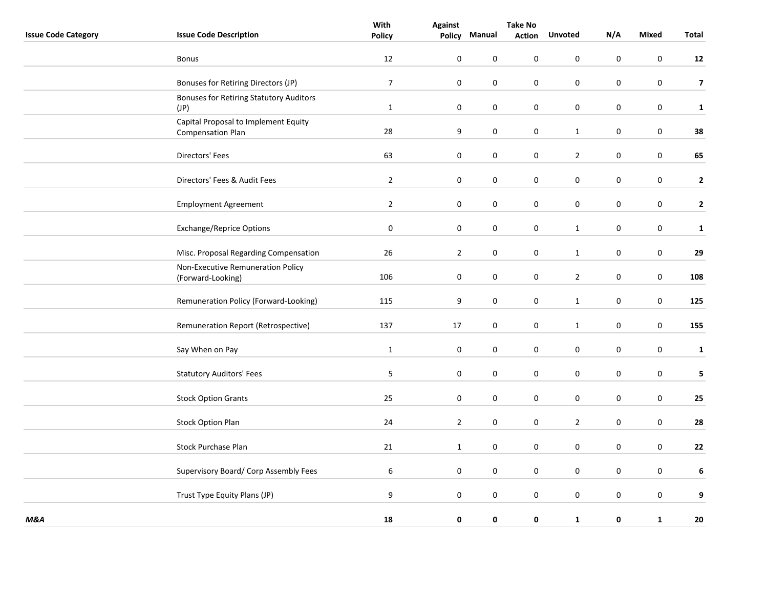| Issue Code Category | Issue Code Description | With Policy | Against Policy | Manual | Take No Action | Unvoted | N/A | Mixed | Total |
|---|---|---|---|---|---|---|---|---|---|
| | Bonus | 12 | 0 | 0 | 0 | 0 | 0 | 0 | **12** |
| | Bonuses for Retiring Directors (JP) | 7 | 0 | 0 | 0 | 0 | 0 | 0 | **7** |
| | Bonuses for Retiring Statutory Auditors (JP) | 1 | 0 | 0 | 0 | 0 | 0 | 0 | **1** |
| | Capital Proposal to Implement Equity Compensation Plan | 28 | 9 | 0 | 0 | 1 | 0 | 0 | **38** |
| | Directors' Fees | 63 | 0 | 0 | 0 | 2 | 0 | 0 | **65** |
| | Directors' Fees & Audit Fees | 2 | 0 | 0 | 0 | 0 | 0 | 0 | **2** |
| | Employment Agreement | 2 | 0 | 0 | 0 | 0 | 0 | 0 | **2** |
| | Exchange/Reprice Options | 0 | 0 | 0 | 0 | 1 | 0 | 0 | **1** |
| | Misc. Proposal Regarding Compensation | 26 | 2 | 0 | 0 | 1 | 0 | 0 | **29** |
| | Non-Executive Remuneration Policy (Forward-Looking) | 106 | 0 | 0 | 0 | 2 | 0 | 0 | **108** |
| | Remuneration Policy (Forward-Looking) | 115 | 9 | 0 | 0 | 1 | 0 | 0 | **125** |
| | Remuneration Report (Retrospective) | 137 | 17 | 0 | 0 | 1 | 0 | 0 | **155** |
| | Say When on Pay | 1 | 0 | 0 | 0 | 0 | 0 | 0 | **1** |
| | Statutory Auditors' Fees | 5 | 0 | 0 | 0 | 0 | 0 | 0 | **5** |
| | Stock Option Grants | 25 | 0 | 0 | 0 | 0 | 0 | 0 | **25** |
| | Stock Option Plan | 24 | 2 | 0 | 0 | 2 | 0 | 0 | **28** |
| | Stock Purchase Plan | 21 | 1 | 0 | 0 | 0 | 0 | 0 | **22** |
| | Supervisory Board/ Corp Assembly Fees | 6 | 0 | 0 | 0 | 0 | 0 | 0 | **6** |
| | Trust Type Equity Plans (JP) | 9 | 0 | 0 | 0 | 0 | 0 | 0 | **9** |
| ***M&A*** | | **18** | **0** | **0** | **0** | **1** | **0** | **1** | **20** |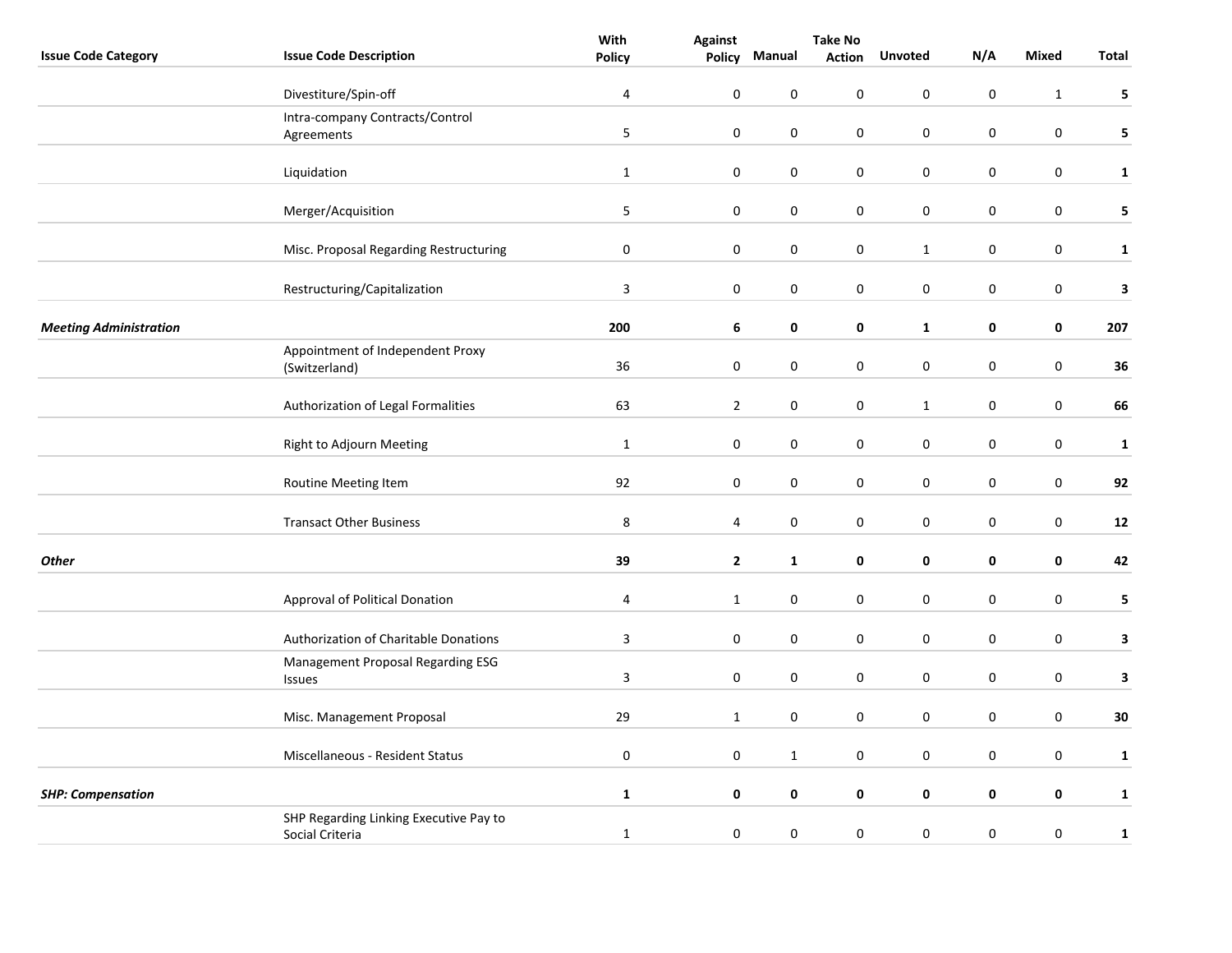| Issue Code Category | Issue Code Description | With Policy | Against Policy | Manual | Take No Action | Unvoted | N/A | Mixed | Total |
|---|---|---|---|---|---|---|---|---|---|
| | Divestiture/Spin-off | 4 | 0 | 0 | 0 | 0 | 0 | 1 | **5** |
| | Intra-company Contracts/Control Agreements | 5 | 0 | 0 | 0 | 0 | 0 | 0 | **5** |
| | Liquidation | 1 | 0 | 0 | 0 | 0 | 0 | 0 | **1** |
| | Merger/Acquisition | 5 | 0 | 0 | 0 | 0 | 0 | 0 | **5** |
| | Misc. Proposal Regarding Restructuring | 0 | 0 | 0 | 0 | 1 | 0 | 0 | **1** |
| | Restructuring/Capitalization | 3 | 0 | 0 | 0 | 0 | 0 | 0 | **3** |
| ***Meeting Administration*** | | **200** | **6** | **0** | **0** | **1** | **0** | **0** | **207** |
| | Appointment of Independent Proxy (Switzerland) | 36 | 0 | 0 | 0 | 0 | 0 | 0 | **36** |
| | Authorization of Legal Formalities | 63 | 2 | 0 | 0 | 1 | 0 | 0 | **66** |
| | Right to Adjourn Meeting | 1 | 0 | 0 | 0 | 0 | 0 | 0 | **1** |
| | Routine Meeting Item | 92 | 0 | 0 | 0 | 0 | 0 | 0 | **92** |
| | Transact Other Business | 8 | 4 | 0 | 0 | 0 | 0 | 0 | **12** |
| ***Other*** | | **39** | **2** | **1** | **0** | **0** | **0** | **0** | **42** |
| | Approval of Political Donation | 4 | 1 | 0 | 0 | 0 | 0 | 0 | **5** |
| | Authorization of Charitable Donations | 3 | 0 | 0 | 0 | 0 | 0 | 0 | **3** |
| | Management Proposal Regarding ESG Issues | 3 | 0 | 0 | 0 | 0 | 0 | 0 | **3** |
| | Misc. Management Proposal | 29 | 1 | 0 | 0 | 0 | 0 | 0 | **30** |
| | Miscellaneous - Resident Status | 0 | 0 | 1 | 0 | 0 | 0 | 0 | **1** |
| ***SHP: Compensation*** | | **1** | **0** | **0** | **0** | **0** | **0** | **0** | **1** |
| | SHP Regarding Linking Executive Pay to Social Criteria | 1 | 0 | 0 | 0 | 0 | 0 | 0 | **1** |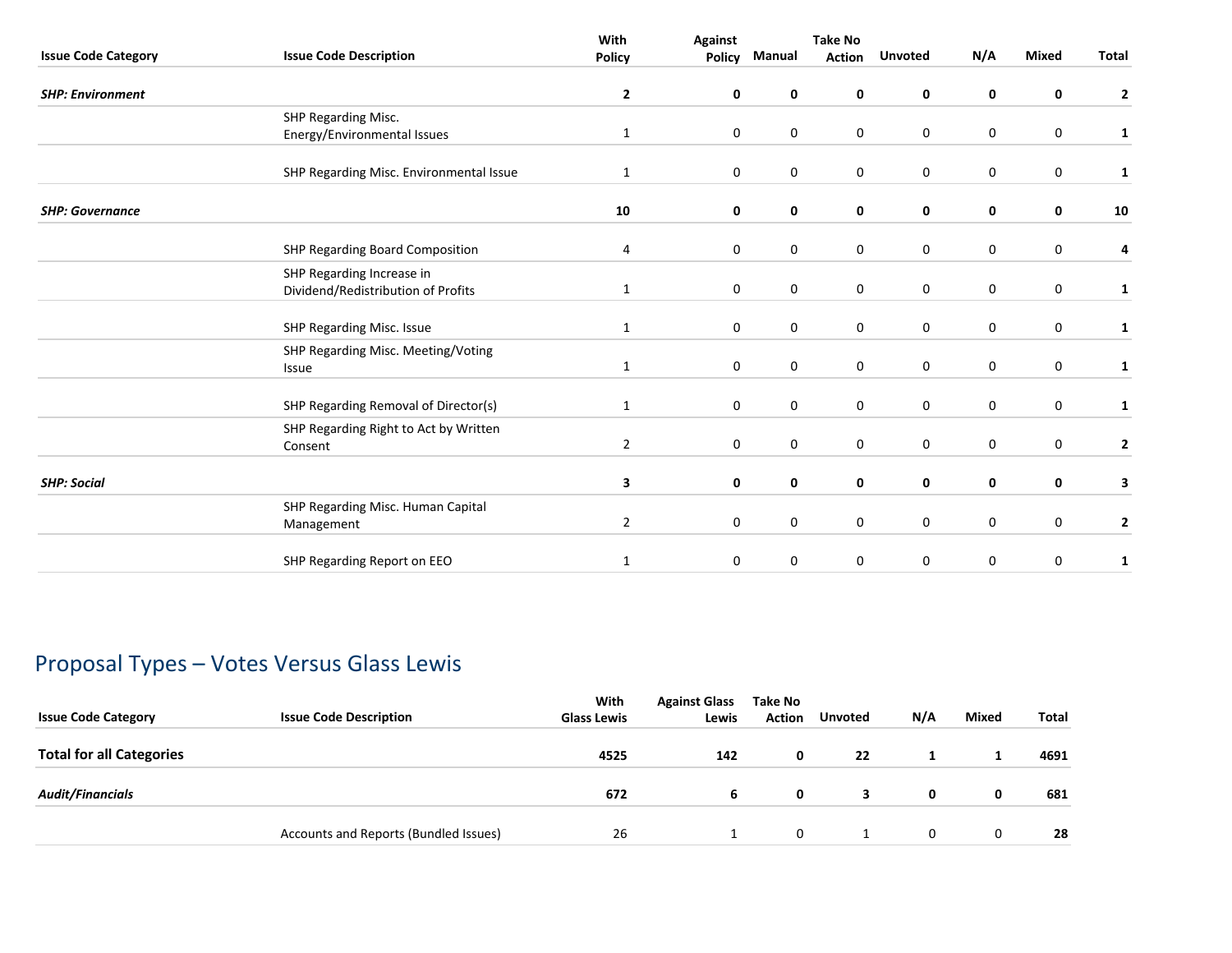| Issue Code Category | Issue Code Description | With Policy | Against Policy | Manual | Take No Action | Unvoted | N/A | Mixed | Total |
|---|---|---|---|---|---|---|---|---|---|
| ***SHP: Environment*** | | **2** | **0** | **0** | **0** | **0** | **0** | **0** | **2** |
| | SHP Regarding Misc. Energy/Environmental Issues | 1 | 0 | 0 | 0 | 0 | 0 | 0 | **1** |
| | SHP Regarding Misc. Environmental Issue | 1 | 0 | 0 | 0 | 0 | 0 | 0 | **1** |
| ***SHP: Governance*** | | **10** | **0** | **0** | **0** | **0** | **0** | **0** | **10** |
| | SHP Regarding Board Composition | 4 | 0 | 0 | 0 | 0 | 0 | 0 | **4** |
| | SHP Regarding Increase in Dividend/Redistribution of Profits | 1 | 0 | 0 | 0 | 0 | 0 | 0 | **1** |
| | SHP Regarding Misc. Issue | 1 | 0 | 0 | 0 | 0 | 0 | 0 | **1** |
| | SHP Regarding Misc. Meeting/Voting Issue | 1 | 0 | 0 | 0 | 0 | 0 | 0 | **1** |
| | SHP Regarding Removal of Director(s) | 1 | 0 | 0 | 0 | 0 | 0 | 0 | **1** |
| | SHP Regarding Right to Act by Written Consent | 2 | 0 | 0 | 0 | 0 | 0 | 0 | **2** |
| ***SHP: Social*** | | **3** | **0** | **0** | **0** | **0** | **0** | **0** | **3** |
| | SHP Regarding Misc. Human Capital Management | 2 | 0 | 0 | 0 | 0 | 0 | 0 | **2** |
| | SHP Regarding Report on EEO | 1 | 0 | 0 | 0 | 0 | 0 | 0 | **1** |

## Proposal Types – Votes Versus Glass Lewis

| Issue Code Category | Issue Code Description | With Glass Lewis | Against Glass Lewis | Take No Action | Unvoted | N/A | Mixed | Total |
|---|---|---|---|---|---|---|---|---|
| **Total for all Categories** | | **4525** | **142** | **0** | **22** | **1** | **1** | **4691** |
| ***Audit/Financials*** | | **672** | **6** | **0** | **3** | **0** | **0** | **681** |
| | Accounts and Reports (Bundled Issues) | 26 | 1 | 0 | 1 | 0 | 0 | **28** |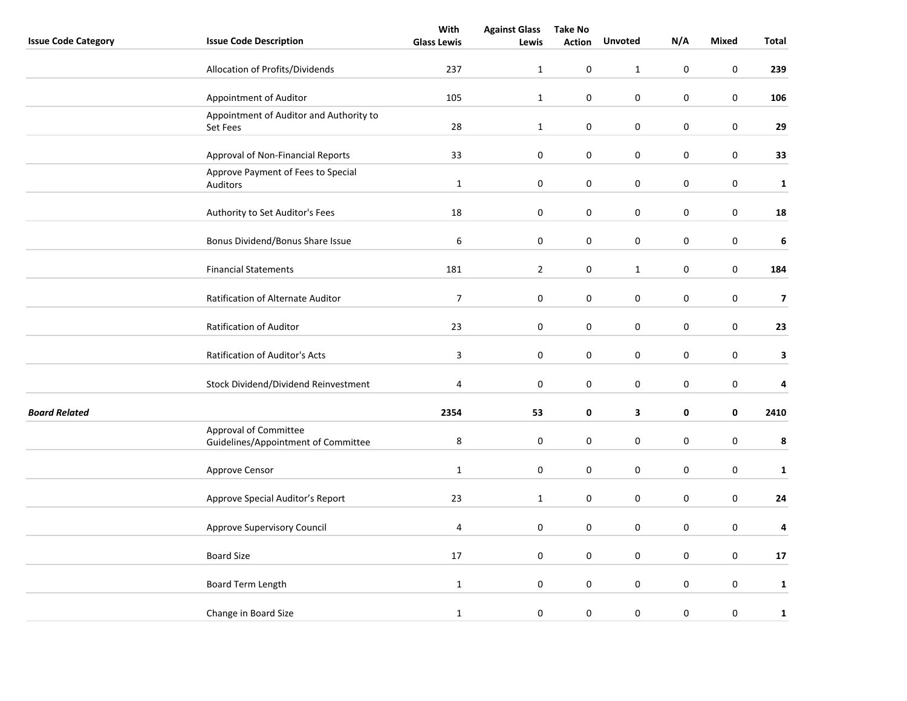| Issue Code Category | Issue Code Description | With Glass Lewis | Against Glass Lewis | Take No Action | Unvoted | N/A | Mixed | Total |
|---|---|---|---|---|---|---|---|---|
| | Allocation of Profits/Dividends | 237 | 1 | 0 | 1 | 0 | 0 | **239** |
| | Appointment of Auditor | 105 | 1 | 0 | 0 | 0 | 0 | **106** |
| | Appointment of Auditor and Authority to Set Fees | 28 | 1 | 0 | 0 | 0 | 0 | **29** |
| | Approval of Non-Financial Reports | 33 | 0 | 0 | 0 | 0 | 0 | **33** |
| | Approve Payment of Fees to Special Auditors | 1 | 0 | 0 | 0 | 0 | 0 | **1** |
| | Authority to Set Auditor's Fees | 18 | 0 | 0 | 0 | 0 | 0 | **18** |
| | Bonus Dividend/Bonus Share Issue | 6 | 0 | 0 | 0 | 0 | 0 | **6** |
| | Financial Statements | 181 | 2 | 0 | 1 | 0 | 0 | **184** |
| | Ratification of Alternate Auditor | 7 | 0 | 0 | 0 | 0 | 0 | **7** |
| | Ratification of Auditor | 23 | 0 | 0 | 0 | 0 | 0 | **23** |
| | Ratification of Auditor's Acts | 3 | 0 | 0 | 0 | 0 | 0 | **3** |
| | Stock Dividend/Dividend Reinvestment | 4 | 0 | 0 | 0 | 0 | 0 | **4** |
| ***Board Related*** | | **2354** | **53** | **0** | **3** | **0** | **0** | **2410** |
| | Approval of Committee Guidelines/Appointment of Committee | 8 | 0 | 0 | 0 | 0 | 0 | **8** |
| | Approve Censor | 1 | 0 | 0 | 0 | 0 | 0 | **1** |
| | Approve Special Auditor’s Report | 23 | 1 | 0 | 0 | 0 | 0 | **24** |
| | Approve Supervisory Council | 4 | 0 | 0 | 0 | 0 | 0 | **4** |
| | Board Size | 17 | 0 | 0 | 0 | 0 | 0 | **17** |
| | Board Term Length | 1 | 0 | 0 | 0 | 0 | 0 | **1** |
| | Change in Board Size | 1 | 0 | 0 | 0 | 0 | 0 | **1** |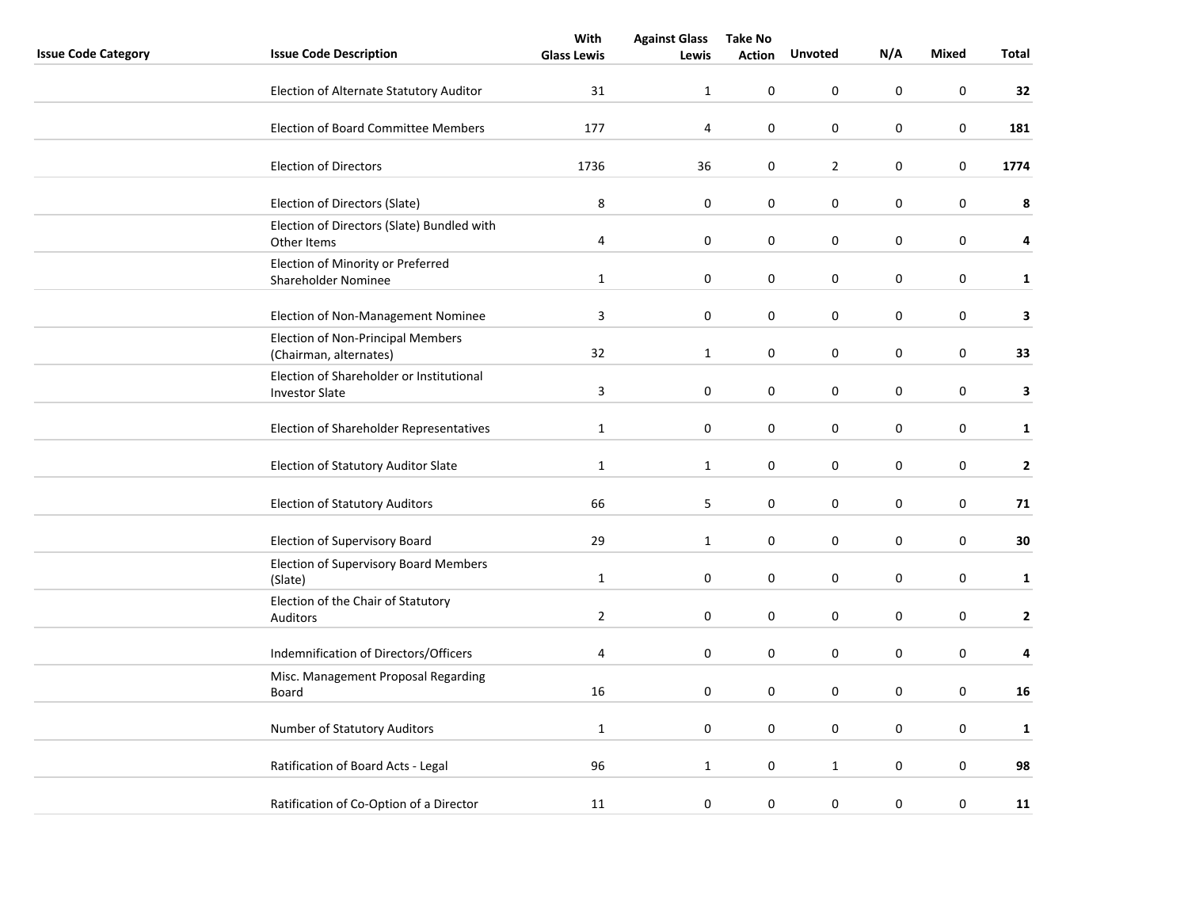| Issue Code Category | Issue Code Description | With Glass Lewis | Against Glass Lewis | Take No Action | Unvoted | N/A | Mixed | Total |
|---|---|---|---|---|---|---|---|---|
| | Election of Alternate Statutory Auditor | 31 | 1 | 0 | 0 | 0 | 0 | **32** |
| | Election of Board Committee Members | 177 | 4 | 0 | 0 | 0 | 0 | **181** |
| | Election of Directors | 1736 | 36 | 0 | 2 | 0 | 0 | **1774** |
| | Election of Directors (Slate) | 8 | 0 | 0 | 0 | 0 | 0 | **8** |
| | Election of Directors (Slate) Bundled with Other Items | 4 | 0 | 0 | 0 | 0 | 0 | **4** |
| | Election of Minority or Preferred Shareholder Nominee | 1 | 0 | 0 | 0 | 0 | 0 | **1** |
| | Election of Non-Management Nominee | 3 | 0 | 0 | 0 | 0 | 0 | **3** |
| | Election of Non-Principal Members (Chairman, alternates) | 32 | 1 | 0 | 0 | 0 | 0 | **33** |
| | Election of Shareholder or Institutional Investor Slate | 3 | 0 | 0 | 0 | 0 | 0 | **3** |
| | Election of Shareholder Representatives | 1 | 0 | 0 | 0 | 0 | 0 | **1** |
| | Election of Statutory Auditor Slate | 1 | 1 | 0 | 0 | 0 | 0 | **2** |
| | Election of Statutory Auditors | 66 | 5 | 0 | 0 | 0 | 0 | **71** |
| | Election of Supervisory Board | 29 | 1 | 0 | 0 | 0 | 0 | **30** |
| | Election of Supervisory Board Members (Slate) | 1 | 0 | 0 | 0 | 0 | 0 | **1** |
| | Election of the Chair of Statutory Auditors | 2 | 0 | 0 | 0 | 0 | 0 | **2** |
| | Indemnification of Directors/Officers | 4 | 0 | 0 | 0 | 0 | 0 | **4** |
| | Misc. Management Proposal Regarding Board | 16 | 0 | 0 | 0 | 0 | 0 | **16** |
| | Number of Statutory Auditors | 1 | 0 | 0 | 0 | 0 | 0 | **1** |
| | Ratification of Board Acts - Legal | 96 | 1 | 0 | 1 | 0 | 0 | **98** |
| | Ratification of Co-Option of a Director | 11 | 0 | 0 | 0 | 0 | 0 | **11** |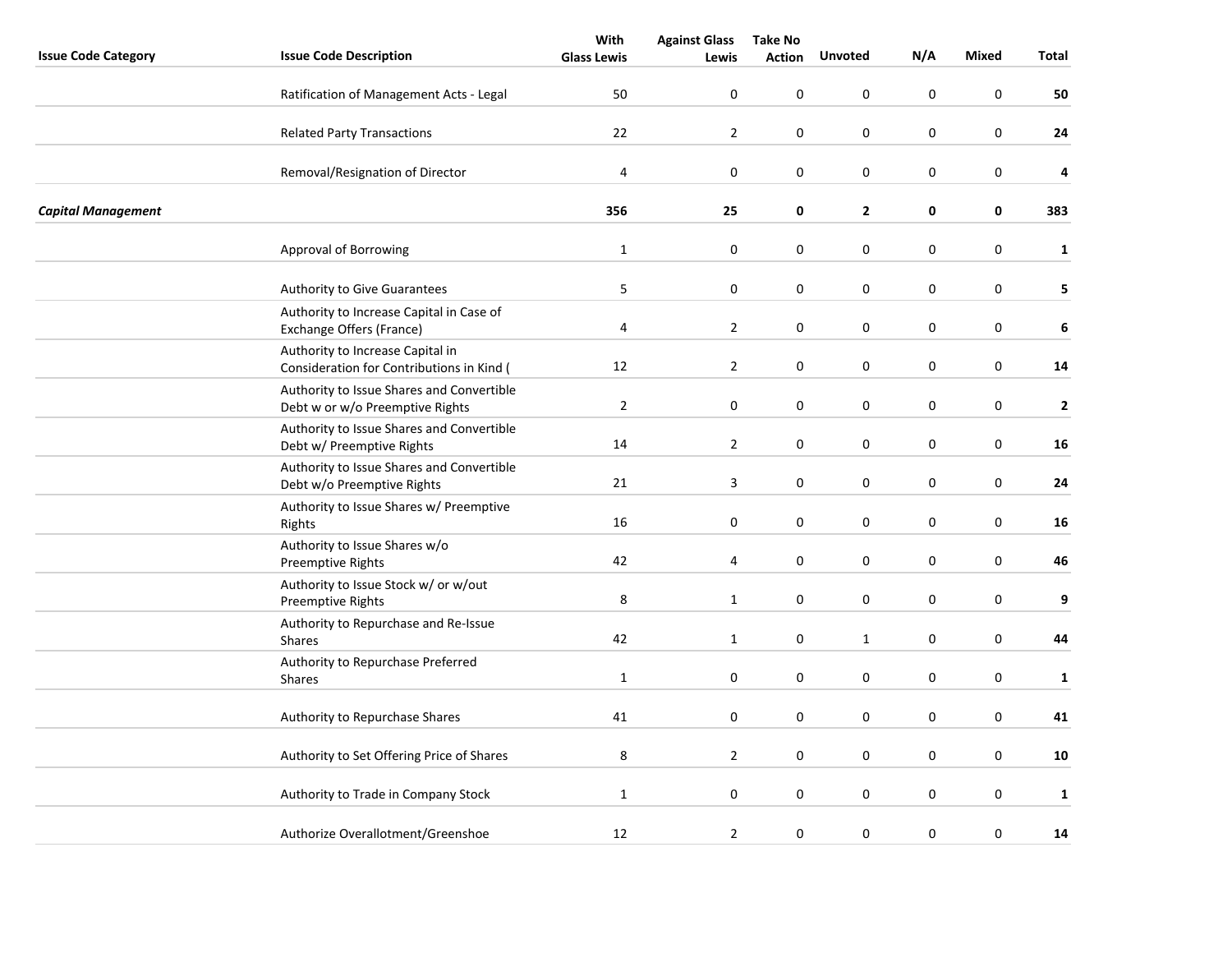| Issue Code Category | Issue Code Description | With Glass Lewis | Against Glass Lewis | Take No Action | Unvoted | N/A | Mixed | Total |
|---|---|---|---|---|---|---|---|---|
| | Ratification of Management Acts - Legal | 50 | 0 | 0 | 0 | 0 | 0 | **50** |
| | Related Party Transactions | 22 | 2 | 0 | 0 | 0 | 0 | **24** |
| | Removal/Resignation of Director | 4 | 0 | 0 | 0 | 0 | 0 | **4** |
| ***Capital Management*** | | **356** | **25** | **0** | **2** | **0** | **0** | **383** |
| | Approval of Borrowing | 1 | 0 | 0 | 0 | 0 | 0 | **1** |
| | Authority to Give Guarantees | 5 | 0 | 0 | 0 | 0 | 0 | **5** |
| | Authority to Increase Capital in Case of Exchange Offers (France) | 4 | 2 | 0 | 0 | 0 | 0 | **6** |
| | Authority to Increase Capital in Consideration for Contributions in Kind ( | 12 | 2 | 0 | 0 | 0 | 0 | **14** |
| | Authority to Issue Shares and Convertible Debt w or w/o Preemptive Rights | 2 | 0 | 0 | 0 | 0 | 0 | **2** |
| | Authority to Issue Shares and Convertible Debt w/ Preemptive Rights | 14 | 2 | 0 | 0 | 0 | 0 | **16** |
| | Authority to Issue Shares and Convertible Debt w/o Preemptive Rights | 21 | 3 | 0 | 0 | 0 | 0 | **24** |
| | Authority to Issue Shares w/ Preemptive Rights | 16 | 0 | 0 | 0 | 0 | 0 | **16** |
| | Authority to Issue Shares w/o Preemptive Rights | 42 | 4 | 0 | 0 | 0 | 0 | **46** |
| | Authority to Issue Stock w/ or w/out Preemptive Rights | 8 | 1 | 0 | 0 | 0 | 0 | **9** |
| | Authority to Repurchase and Re-Issue Shares | 42 | 1 | 0 | 1 | 0 | 0 | **44** |
| | Authority to Repurchase Preferred Shares | 1 | 0 | 0 | 0 | 0 | 0 | **1** |
| | Authority to Repurchase Shares | 41 | 0 | 0 | 0 | 0 | 0 | **41** |
| | Authority to Set Offering Price of Shares | 8 | 2 | 0 | 0 | 0 | 0 | **10** |
| | Authority to Trade in Company Stock | 1 | 0 | 0 | 0 | 0 | 0 | **1** |
| | Authorize Overallotment/Greenshoe | 12 | 2 | 0 | 0 | 0 | 0 | **14** |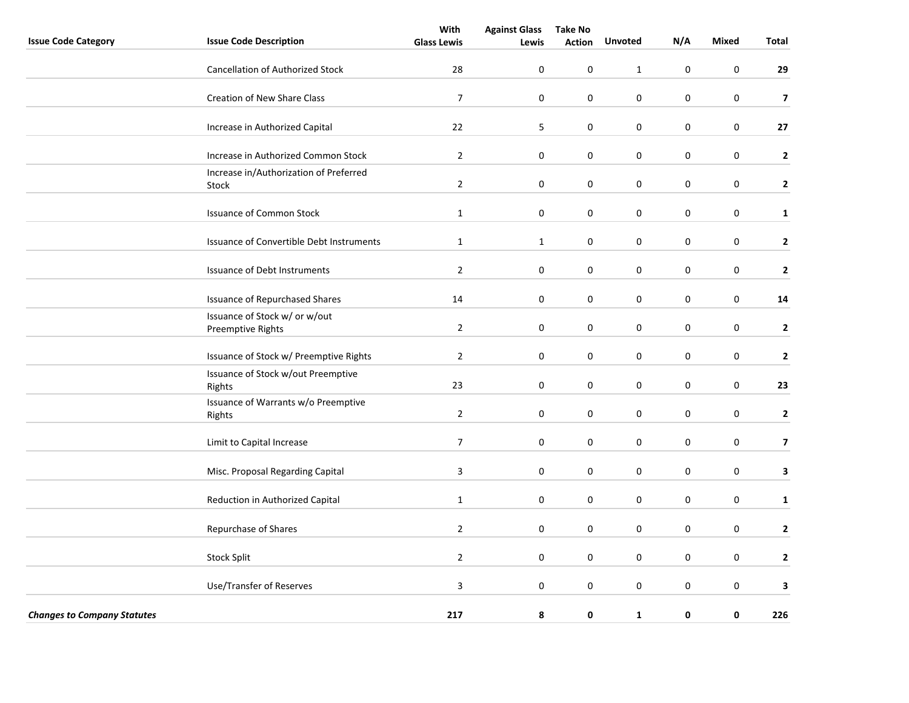| Issue Code Category | Issue Code Description | With Glass Lewis | Against Glass Lewis | Take No Action | Unvoted | N/A | Mixed | Total |
|---|---|---|---|---|---|---|---|---|
| | Cancellation of Authorized Stock | 28 | 0 | 0 | 1 | 0 | 0 | **29** |
| | Creation of New Share Class | 7 | 0 | 0 | 0 | 0 | 0 | **7** |
| | Increase in Authorized Capital | 22 | 5 | 0 | 0 | 0 | 0 | **27** |
| | Increase in Authorized Common Stock | 2 | 0 | 0 | 0 | 0 | 0 | **2** |
| | Increase in/Authorization of Preferred Stock | 2 | 0 | 0 | 0 | 0 | 0 | **2** |
| | Issuance of Common Stock | 1 | 0 | 0 | 0 | 0 | 0 | **1** |
| | Issuance of Convertible Debt Instruments | 1 | 1 | 0 | 0 | 0 | 0 | **2** |
| | Issuance of Debt Instruments | 2 | 0 | 0 | 0 | 0 | 0 | **2** |
| | Issuance of Repurchased Shares | 14 | 0 | 0 | 0 | 0 | 0 | **14** |
| | Issuance of Stock w/ or w/out Preemptive Rights | 2 | 0 | 0 | 0 | 0 | 0 | **2** |
| | Issuance of Stock w/ Preemptive Rights | 2 | 0 | 0 | 0 | 0 | 0 | **2** |
| | Issuance of Stock w/out Preemptive Rights | 23 | 0 | 0 | 0 | 0 | 0 | **23** |
| | Issuance of Warrants w/o Preemptive Rights | 2 | 0 | 0 | 0 | 0 | 0 | **2** |
| | Limit to Capital Increase | 7 | 0 | 0 | 0 | 0 | 0 | **7** |
| | Misc. Proposal Regarding Capital | 3 | 0 | 0 | 0 | 0 | 0 | **3** |
| | Reduction in Authorized Capital | 1 | 0 | 0 | 0 | 0 | 0 | **1** |
| | Repurchase of Shares | 2 | 0 | 0 | 0 | 0 | 0 | **2** |
| | Stock Split | 2 | 0 | 0 | 0 | 0 | 0 | **2** |
| | Use/Transfer of Reserves | 3 | 0 | 0 | 0 | 0 | 0 | **3** |
| ***Changes to Company Statutes*** | | **217** | **8** | **0** | **1** | **0** | **0** | **226** |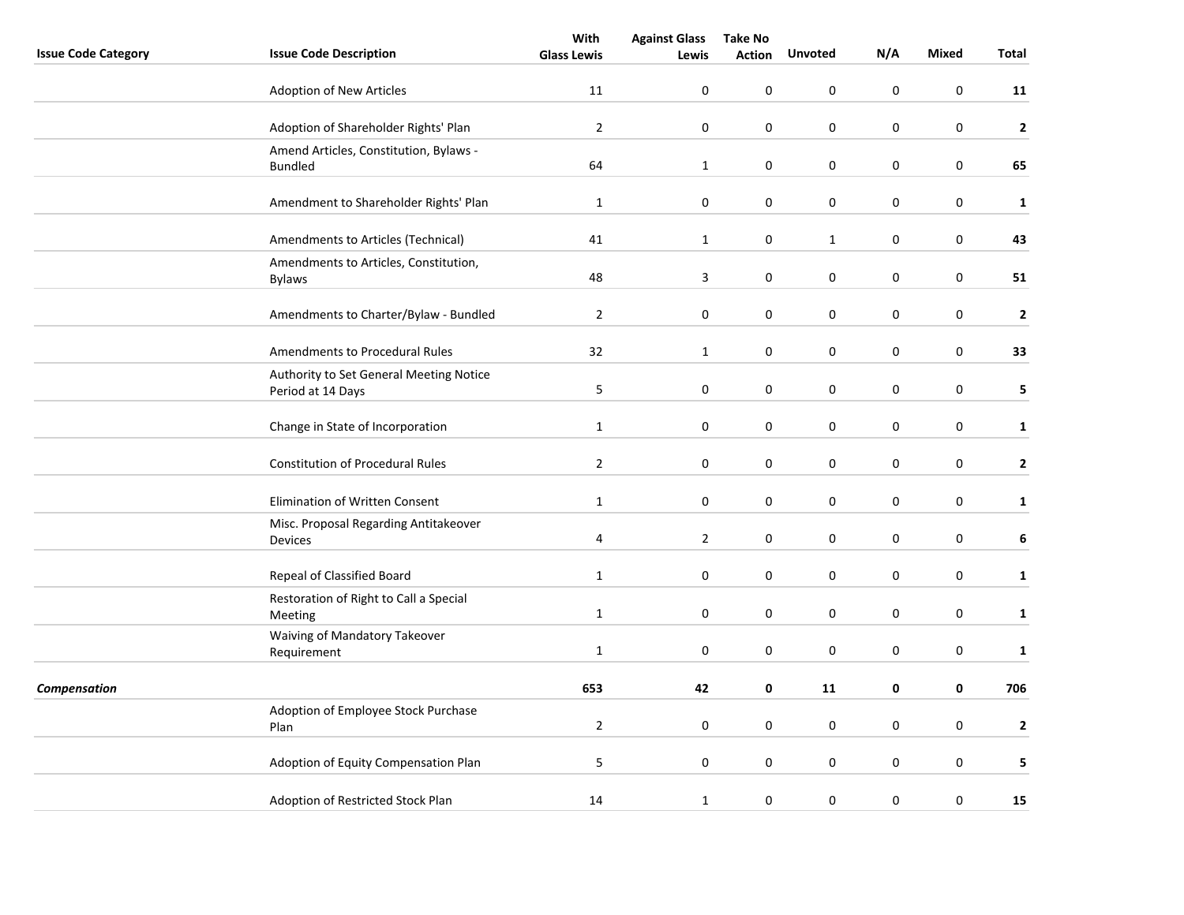| Issue Code Category | Issue Code Description | With Glass Lewis | Against Glass Lewis | Take No Action | Unvoted | N/A | Mixed | Total |
|---|---|---|---|---|---|---|---|---|
| | Adoption of New Articles | 11 | 0 | 0 | 0 | 0 | 0 | **11** |
| | Adoption of Shareholder Rights' Plan | 2 | 0 | 0 | 0 | 0 | 0 | **2** |
| | Amend Articles, Constitution, Bylaws - Bundled | 64 | 1 | 0 | 0 | 0 | 0 | **65** |
| | Amendment to Shareholder Rights' Plan | 1 | 0 | 0 | 0 | 0 | 0 | **1** |
| | Amendments to Articles (Technical) | 41 | 1 | 0 | 1 | 0 | 0 | **43** |
| | Amendments to Articles, Constitution, Bylaws | 48 | 3 | 0 | 0 | 0 | 0 | **51** |
| | Amendments to Charter/Bylaw - Bundled | 2 | 0 | 0 | 0 | 0 | 0 | **2** |
| | Amendments to Procedural Rules | 32 | 1 | 0 | 0 | 0 | 0 | **33** |
| | Authority to Set General Meeting Notice Period at 14 Days | 5 | 0 | 0 | 0 | 0 | 0 | **5** |
| | Change in State of Incorporation | 1 | 0 | 0 | 0 | 0 | 0 | **1** |
| | Constitution of Procedural Rules | 2 | 0 | 0 | 0 | 0 | 0 | **2** |
| | Elimination of Written Consent | 1 | 0 | 0 | 0 | 0 | 0 | **1** |
| | Misc. Proposal Regarding Antitakeover Devices | 4 | 2 | 0 | 0 | 0 | 0 | **6** |
| | Repeal of Classified Board | 1 | 0 | 0 | 0 | 0 | 0 | **1** |
| | Restoration of Right to Call a Special Meeting | 1 | 0 | 0 | 0 | 0 | 0 | **1** |
| | Waiving of Mandatory Takeover Requirement | 1 | 0 | 0 | 0 | 0 | 0 | **1** |
| ***Compensation*** | | **653** | **42** | **0** | **11** | **0** | **0** | **706** |
| | Adoption of Employee Stock Purchase Plan | 2 | 0 | 0 | 0 | 0 | 0 | **2** |
| | Adoption of Equity Compensation Plan | 5 | 0 | 0 | 0 | 0 | 0 | **5** |
| | Adoption of Restricted Stock Plan | 14 | 1 | 0 | 0 | 0 | 0 | **15** |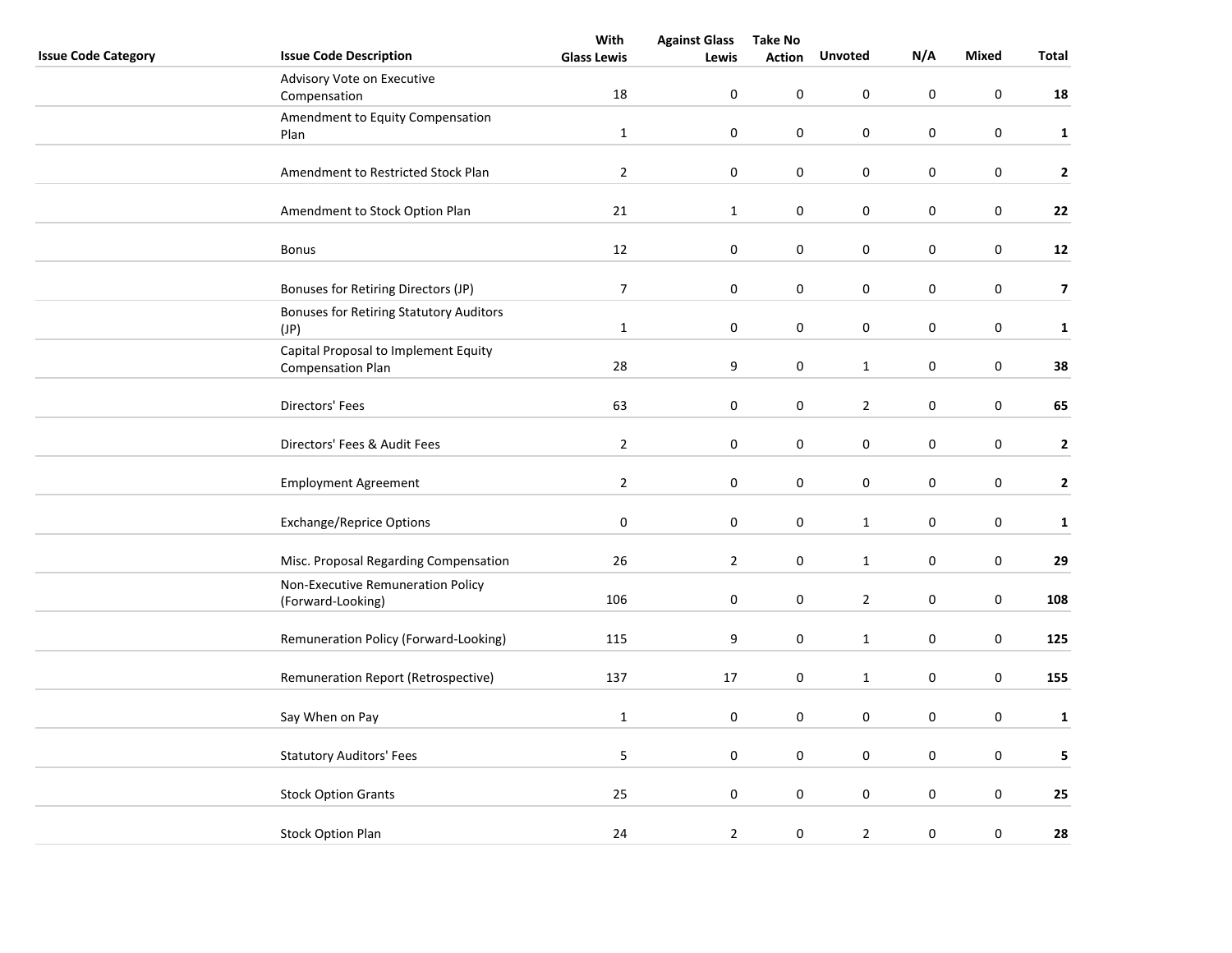| Issue Code Category | Issue Code Description | With Glass Lewis | Against Glass Lewis | Take No Action | Unvoted | N/A | Mixed | Total |
|---|---|---|---|---|---|---|---|---|
| | Advisory Vote on Executive Compensation | 18 | 0 | 0 | 0 | 0 | 0 | **18** |
| | Amendment to Equity Compensation Plan | 1 | 0 | 0 | 0 | 0 | 0 | **1** |
| | Amendment to Restricted Stock Plan | 2 | 0 | 0 | 0 | 0 | 0 | **2** |
| | Amendment to Stock Option Plan | 21 | 1 | 0 | 0 | 0 | 0 | **22** |
| | Bonus | 12 | 0 | 0 | 0 | 0 | 0 | **12** |
| | Bonuses for Retiring Directors (JP) | 7 | 0 | 0 | 0 | 0 | 0 | **7** |
| | Bonuses for Retiring Statutory Auditors (JP) | 1 | 0 | 0 | 0 | 0 | 0 | **1** |
| | Capital Proposal to Implement Equity Compensation Plan | 28 | 9 | 0 | 1 | 0 | 0 | **38** |
| | Directors' Fees | 63 | 0 | 0 | 2 | 0 | 0 | **65** |
| | Directors' Fees & Audit Fees | 2 | 0 | 0 | 0 | 0 | 0 | **2** |
| | Employment Agreement | 2 | 0 | 0 | 0 | 0 | 0 | **2** |
| | Exchange/Reprice Options | 0 | 0 | 0 | 1 | 0 | 0 | **1** |
| | Misc. Proposal Regarding Compensation | 26 | 2 | 0 | 1 | 0 | 0 | **29** |
| | Non-Executive Remuneration Policy (Forward-Looking) | 106 | 0 | 0 | 2 | 0 | 0 | **108** |
| | Remuneration Policy (Forward-Looking) | 115 | 9 | 0 | 1 | 0 | 0 | **125** |
| | Remuneration Report (Retrospective) | 137 | 17 | 0 | 1 | 0 | 0 | **155** |
| | Say When on Pay | 1 | 0 | 0 | 0 | 0 | 0 | **1** |
| | Statutory Auditors' Fees | 5 | 0 | 0 | 0 | 0 | 0 | **5** |
| | Stock Option Grants | 25 | 0 | 0 | 0 | 0 | 0 | **25** |
| | Stock Option Plan | 24 | 2 | 0 | 2 | 0 | 0 | **28** |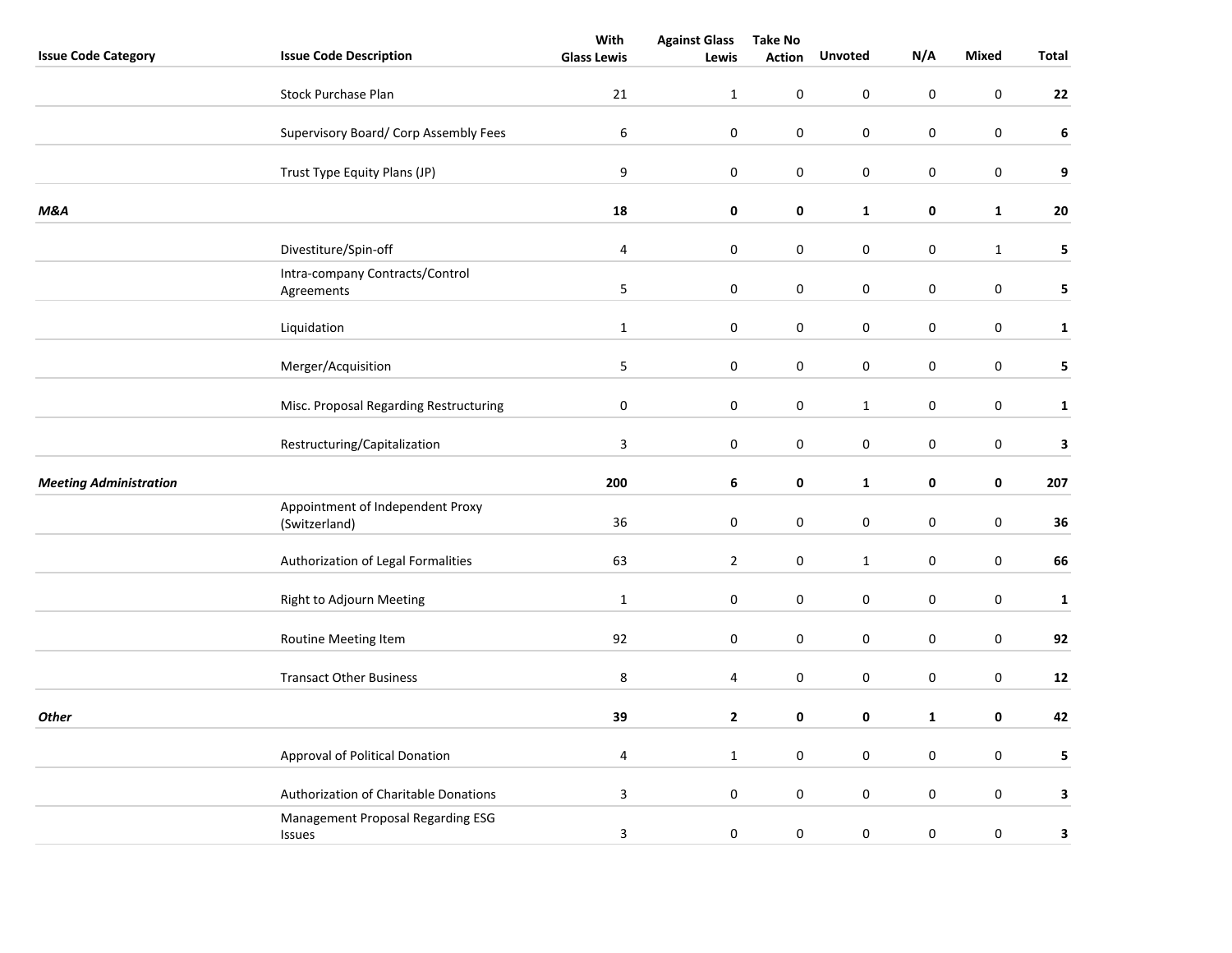| Issue Code Category | Issue Code Description | With Glass Lewis | Against Glass Lewis | Take No Action | Unvoted | N/A | Mixed | Total |
|---|---|---|---|---|---|---|---|---|
| | Stock Purchase Plan | 21 | 1 | 0 | 0 | 0 | 0 | **22** |
| | Supervisory Board/ Corp Assembly Fees | 6 | 0 | 0 | 0 | 0 | 0 | **6** |
| | Trust Type Equity Plans (JP) | 9 | 0 | 0 | 0 | 0 | 0 | **9** |
| ***M&A*** | | **18** | **0** | **0** | **1** | **0** | **1** | **20** |
| | Divestiture/Spin-off | 4 | 0 | 0 | 0 | 0 | 1 | **5** |
| | Intra-company Contracts/Control Agreements | 5 | 0 | 0 | 0 | 0 | 0 | **5** |
| | Liquidation | 1 | 0 | 0 | 0 | 0 | 0 | **1** |
| | Merger/Acquisition | 5 | 0 | 0 | 0 | 0 | 0 | **5** |
| | Misc. Proposal Regarding Restructuring | 0 | 0 | 0 | 1 | 0 | 0 | **1** |
| | Restructuring/Capitalization | 3 | 0 | 0 | 0 | 0 | 0 | **3** |
| ***Meeting Administration*** | | **200** | **6** | **0** | **1** | **0** | **0** | **207** |
| | Appointment of Independent Proxy (Switzerland) | 36 | 0 | 0 | 0 | 0 | 0 | **36** |
| | Authorization of Legal Formalities | 63 | 2 | 0 | 1 | 0 | 0 | **66** |
| | Right to Adjourn Meeting | 1 | 0 | 0 | 0 | 0 | 0 | **1** |
| | Routine Meeting Item | 92 | 0 | 0 | 0 | 0 | 0 | **92** |
| | Transact Other Business | 8 | 4 | 0 | 0 | 0 | 0 | **12** |
| ***Other*** | | **39** | **2** | **0** | **0** | **1** | **0** | **42** |
| | Approval of Political Donation | 4 | 1 | 0 | 0 | 0 | 0 | **5** |
| | Authorization of Charitable Donations | 3 | 0 | 0 | 0 | 0 | 0 | **3** |
| | Management Proposal Regarding ESG Issues | 3 | 0 | 0 | 0 | 0 | 0 | **3** |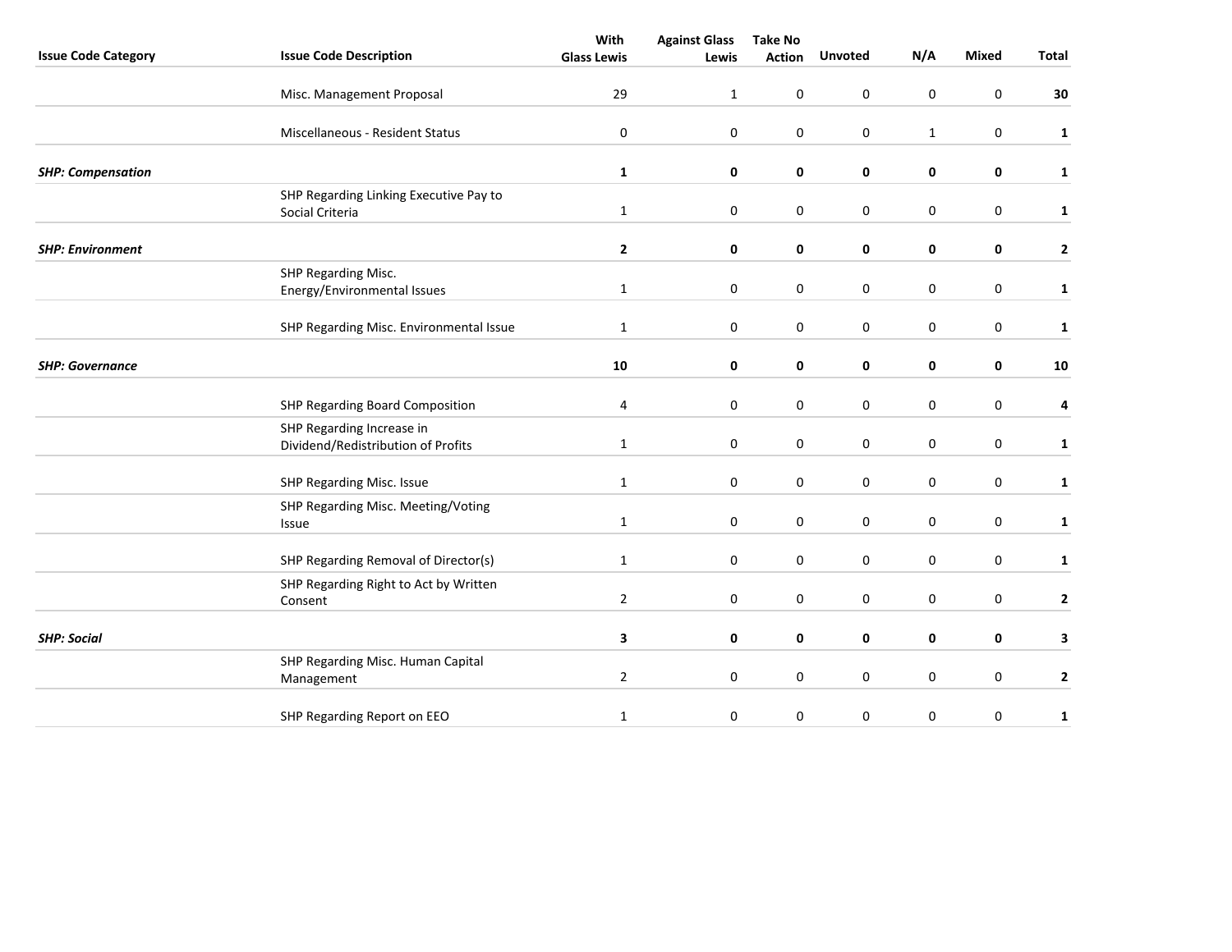| Issue Code Category | Issue Code Description | With Glass Lewis | Against Glass Lewis | Take No Action | Unvoted | N/A | Mixed | Total |
|---|---|---|---|---|---|---|---|---|
| | Misc. Management Proposal | 29 | 1 | 0 | 0 | 0 | 0 | **30** |
| | Miscellaneous - Resident Status | 0 | 0 | 0 | 0 | 1 | 0 | **1** |
| ***SHP: Compensation*** | | **1** | **0** | **0** | **0** | **0** | **0** | **1** |
| | SHP Regarding Linking Executive Pay to Social Criteria | 1 | 0 | 0 | 0 | 0 | 0 | **1** |
| ***SHP: Environment*** | | **2** | **0** | **0** | **0** | **0** | **0** | **2** |
| | SHP Regarding Misc. Energy/Environmental Issues | 1 | 0 | 0 | 0 | 0 | 0 | **1** |
| | SHP Regarding Misc. Environmental Issue | 1 | 0 | 0 | 0 | 0 | 0 | **1** |
| ***SHP: Governance*** | | **10** | **0** | **0** | **0** | **0** | **0** | **10** |
| | SHP Regarding Board Composition | 4 | 0 | 0 | 0 | 0 | 0 | **4** |
| | SHP Regarding Increase in Dividend/Redistribution of Profits | 1 | 0 | 0 | 0 | 0 | 0 | **1** |
| | SHP Regarding Misc. Issue | 1 | 0 | 0 | 0 | 0 | 0 | **1** |
| | SHP Regarding Misc. Meeting/Voting Issue | 1 | 0 | 0 | 0 | 0 | 0 | **1** |
| | SHP Regarding Removal of Director(s) | 1 | 0 | 0 | 0 | 0 | 0 | **1** |
| | SHP Regarding Right to Act by Written Consent | 2 | 0 | 0 | 0 | 0 | 0 | **2** |
| ***SHP: Social*** | | **3** | **0** | **0** | **0** | **0** | **0** | **3** |
| | SHP Regarding Misc. Human Capital Management | 2 | 0 | 0 | 0 | 0 | 0 | **2** |
| | SHP Regarding Report on EEO | 1 | 0 | 0 | 0 | 0 | 0 | **1** |